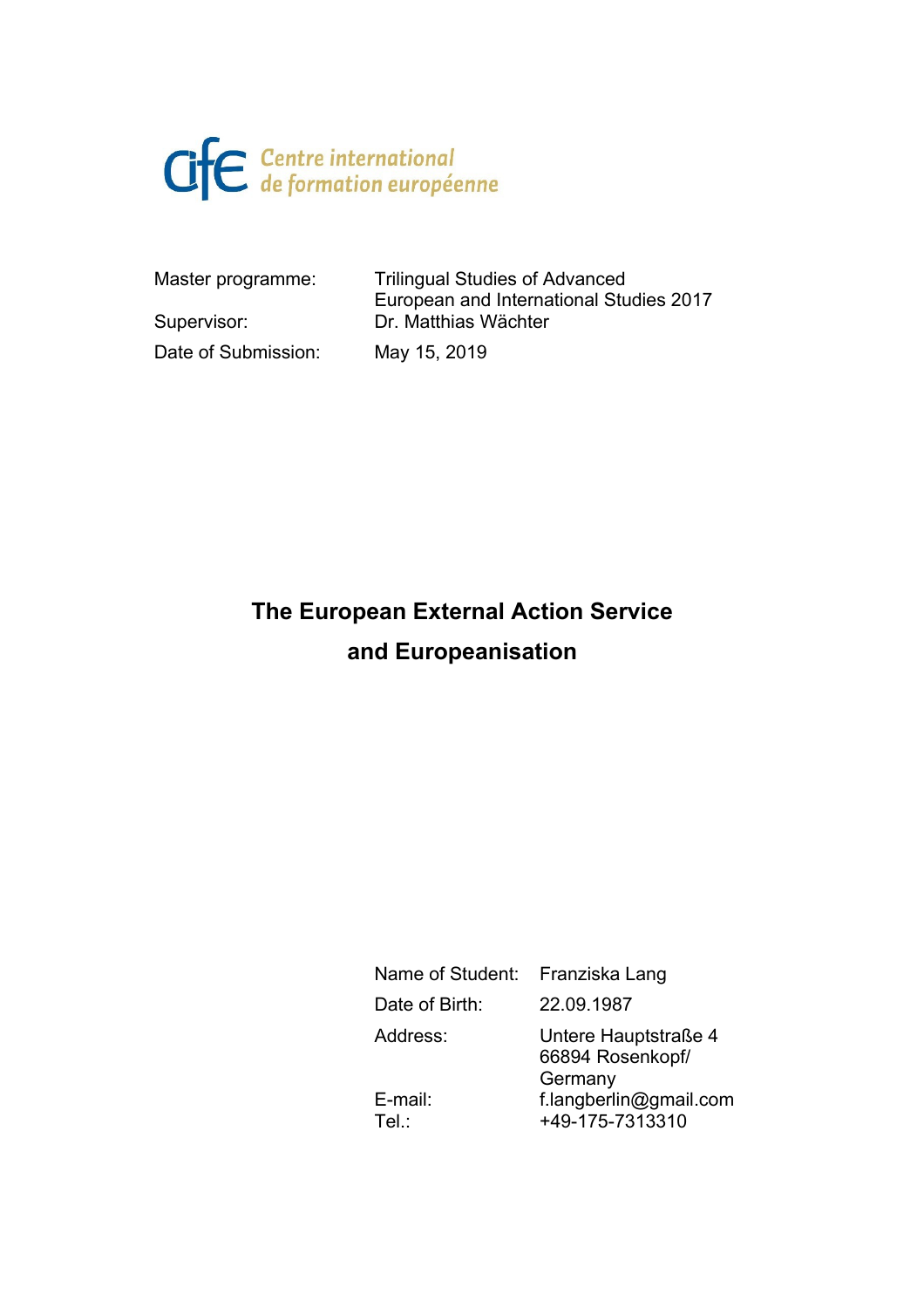cife Centre international de formation européenne

| | |
|---|---|
| Master programme: | Trilingual Studies of Advanced European and International Studies 2017 |
| Supervisor: | Dr. Matthias Wächter |
| Date of Submission: | May 15, 2019 |

# The European External Action Service and Europeanisation

| | |
|---|---|
| Name of Student: | Franziska Lang |
| Date of Birth: | 22.09.1987 |
| Address: | Untere Hauptstraße 4 66894 Rosenkopf/ Germany |
| E-mail: | f.langberlin@gmail.com |
| Tel.: | +49-175-7313310 |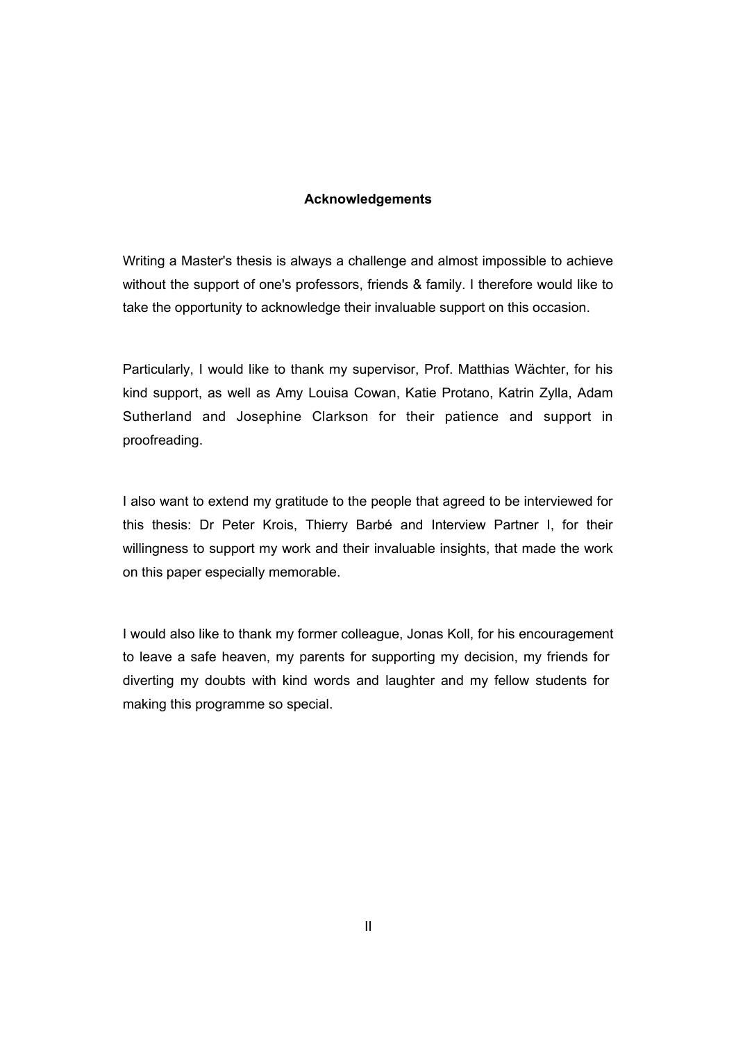## Acknowledgements

Writing a Master's thesis is always a challenge and almost impossible to achieve without the support of one's professors, friends & family. I therefore would like to take the opportunity to acknowledge their invaluable support on this occasion.

Particularly, I would like to thank my supervisor, Prof. Matthias Wächter, for his kind support, as well as Amy Louisa Cowan, Katie Protano, Katrin Zylla, Adam Sutherland and Josephine Clarkson for their patience and support in proofreading.

I also want to extend my gratitude to the people that agreed to be interviewed for this thesis: Dr Peter Krois, Thierry Barbé and Interview Partner I, for their willingness to support my work and their invaluable insights, that made the work on this paper especially memorable.

I would also like to thank my former colleague, Jonas Koll, for his encouragement to leave a safe heaven, my parents for supporting my decision, my friends for diverting my doubts with kind words and laughter and my fellow students for making this programme so special.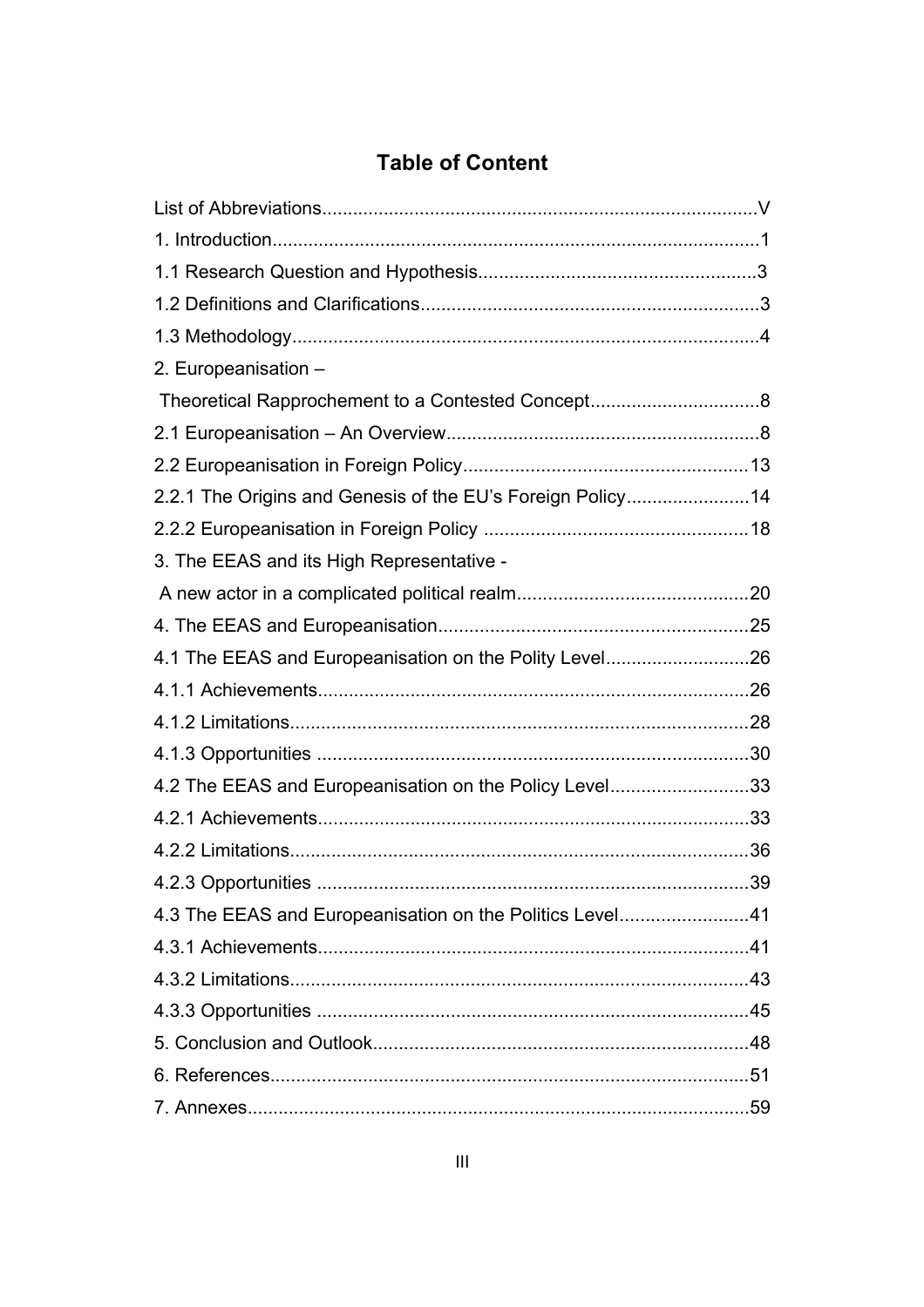# Table of Content

List of Abbreviations....................................................................................V

1. Introduction..............................................................................................1

1.1 Research Question and Hypothesis......................................................3

1.2 Definitions and Clarifications..................................................................3

1.3 Methodology...........................................................................................4

2. Europeanisation –
 Theoretical Rapprochement to a Contested Concept.................................8

2.1 Europeanisation – An Overview.............................................................8

2.2 Europeanisation in Foreign Policy.......................................................13

2.2.1 The Origins and Genesis of the EU's Foreign Policy........................14

2.2.2 Europeanisation in Foreign Policy ...................................................18

3. The EEAS and its High Representative -
 A new actor in a complicated political realm............................................20

4. The EEAS and Europeanisation............................................................25

4.1 The EEAS and Europeanisation on the Polity Level............................26

4.1.1 Achievements...................................................................................26

4.1.2 Limitations.........................................................................................28

4.1.3 Opportunities ....................................................................................30

4.2 The EEAS and Europeanisation on the Policy Level...........................33

4.2.1 Achievements...................................................................................33

4.2.2 Limitations.........................................................................................36

4.2.3 Opportunities ....................................................................................39

4.3 The EEAS and Europeanisation on the Politics Level.........................41

4.3.1 Achievements...................................................................................41

4.3.2 Limitations.........................................................................................43

4.3.3 Opportunities ....................................................................................45

5. Conclusion and Outlook.........................................................................48

6. References.............................................................................................51

7. Annexes.................................................................................................59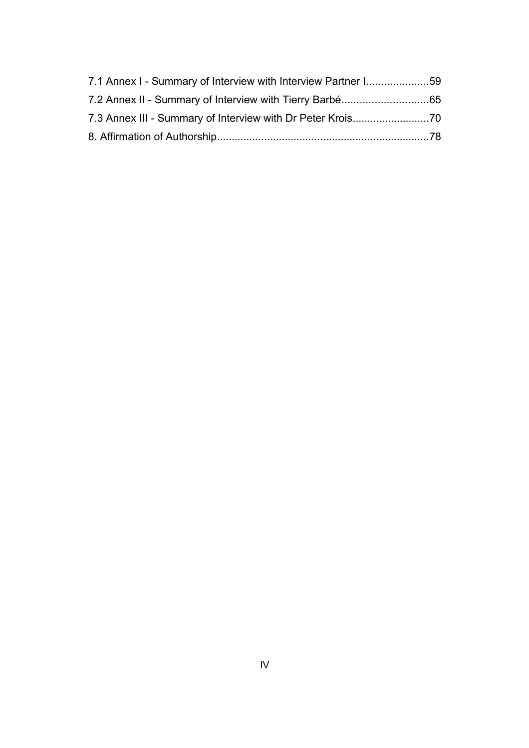7.1 Annex I - Summary of Interview with Interview Partner I.....................59
7.2 Annex II - Summary of Interview with Tierry Barbé.............................65
7.3 Annex III - Summary of Interview with Dr Peter Krois..........................70
8. Affirmation of Authorship.......................................................................78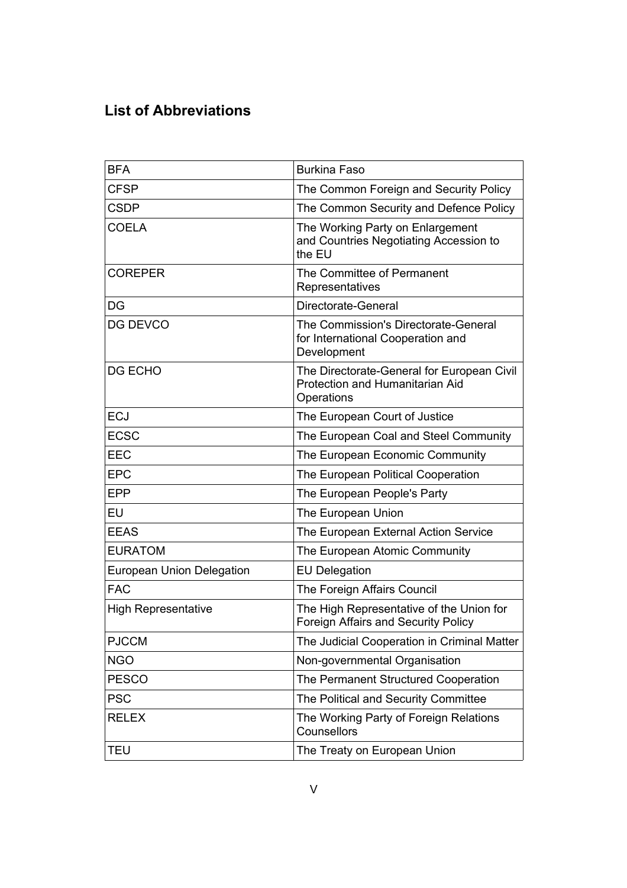## List of Abbreviations

| | |
|---|---|
| BFA | Burkina Faso |
| CFSP | The Common Foreign and Security Policy |
| CSDP | The Common Security and Defence Policy |
| COELA | The Working Party on Enlargement and Countries Negotiating Accession to the EU |
| COREPER | The Committee of Permanent Representatives |
| DG | Directorate-General |
| DG DEVCO | The Commission's Directorate-General for International Cooperation and Development |
| DG ECHO | The Directorate-General for European Civil Protection and Humanitarian Aid Operations |
| ECJ | The European Court of Justice |
| ECSC | The European Coal and Steel Community |
| EEC | The European Economic Community |
| EPC | The European Political Cooperation |
| EPP | The European People's Party |
| EU | The European Union |
| EEAS | The European External Action Service |
| EURATOM | The European Atomic Community |
| European Union Delegation | EU Delegation |
| FAC | The Foreign Affairs Council |
| High Representative | The High Representative of the Union for Foreign Affairs and Security Policy |
| PJCCM | The Judicial Cooperation in Criminal Matter |
| NGO | Non-governmental Organisation |
| PESCO | The Permanent Structured Cooperation |
| PSC | The Political and Security Committee |
| RELEX | The Working Party of Foreign Relations Counsellors |
| TEU | The Treaty on European Union |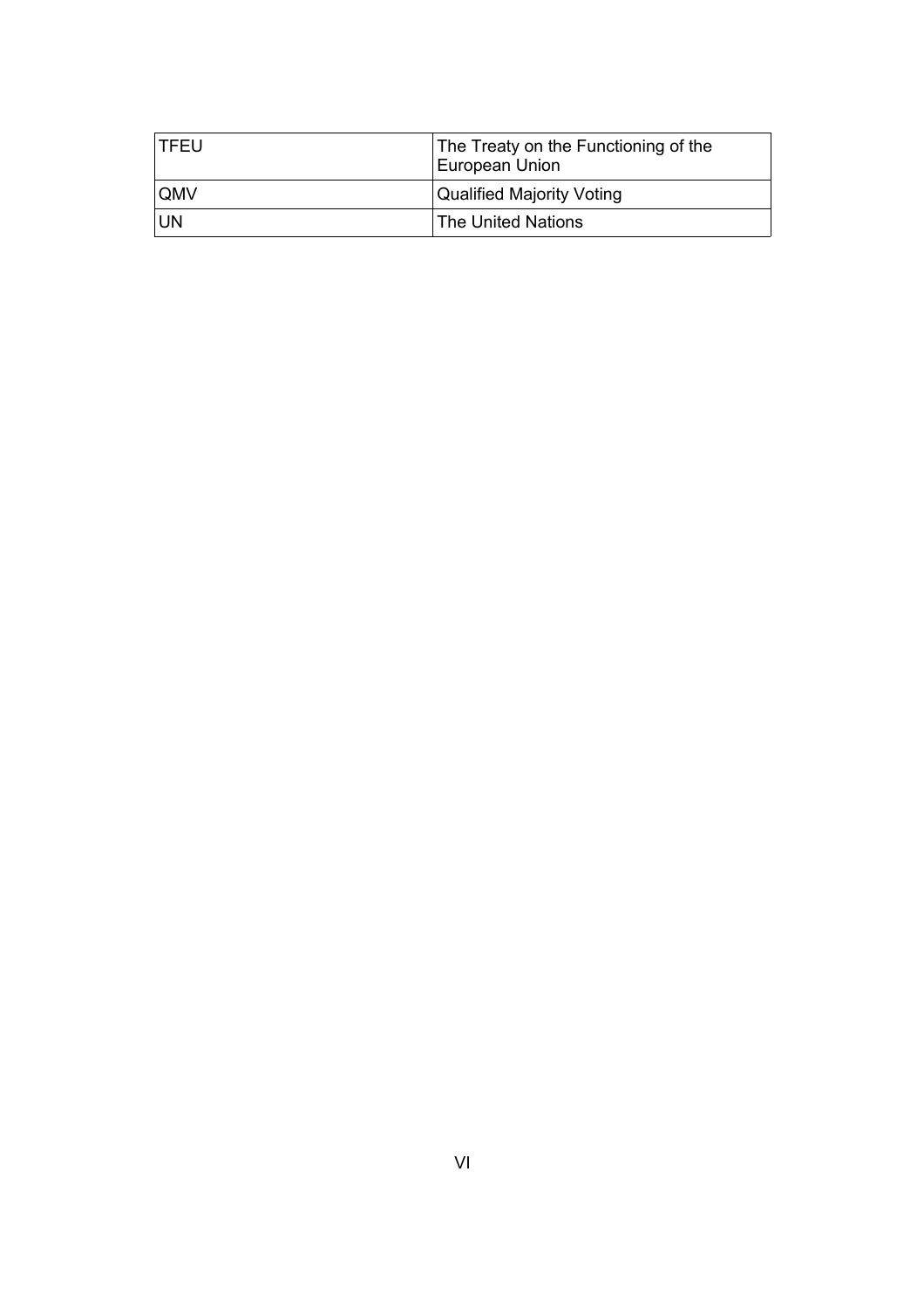| | |
|---|---|
| TFEU | The Treaty on the Functioning of the European Union |
| QMV | Qualified Majority Voting |
| UN | The United Nations |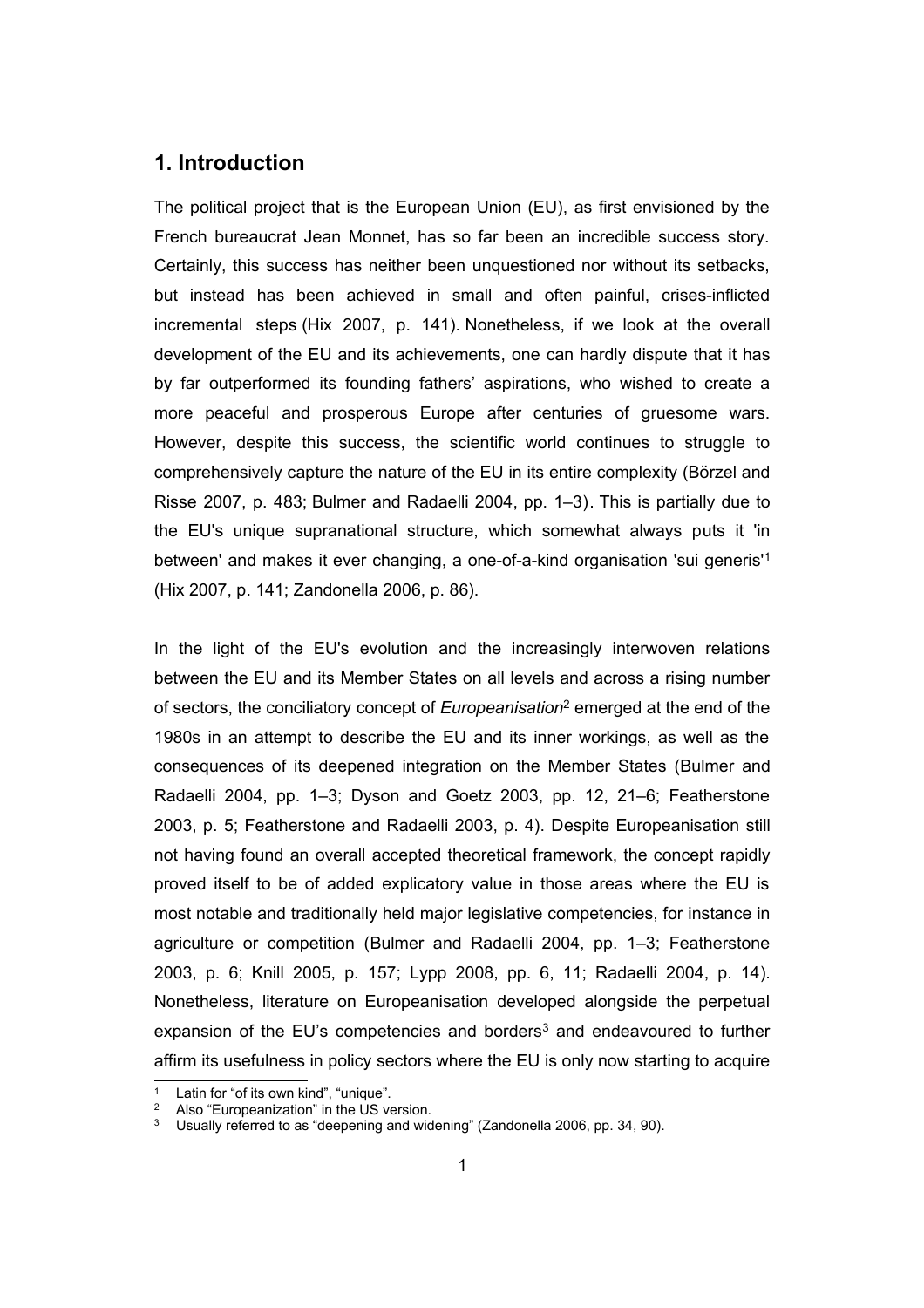## 1. Introduction

The political project that is the European Union (EU), as first envisioned by the French bureaucrat Jean Monnet, has so far been an incredible success story. Certainly, this success has neither been unquestioned nor without its setbacks, but instead has been achieved in small and often painful, crises-inflicted incremental steps (Hix 2007, p. 141). Nonetheless, if we look at the overall development of the EU and its achievements, one can hardly dispute that it has by far outperformed its founding fathers' aspirations, who wished to create a more peaceful and prosperous Europe after centuries of gruesome wars. However, despite this success, the scientific world continues to struggle to comprehensively capture the nature of the EU in its entire complexity (Börzel and Risse 2007, p. 483; Bulmer and Radaelli 2004, pp. 1–3). This is partially due to the EU's unique supranational structure, which somewhat always puts it 'in between' and makes it ever changing, a one-of-a-kind organisation 'sui generis'[1] (Hix 2007, p. 141; Zandonella 2006, p. 86).

In the light of the EU's evolution and the increasingly interwoven relations between the EU and its Member States on all levels and across a rising number of sectors, the conciliatory concept of *Europeanisation*[2] emerged at the end of the 1980s in an attempt to describe the EU and its inner workings, as well as the consequences of its deepened integration on the Member States (Bulmer and Radaelli 2004, pp. 1–3; Dyson and Goetz 2003, pp. 12, 21–6; Featherstone 2003, p. 5; Featherstone and Radaelli 2003, p. 4). Despite Europeanisation still not having found an overall accepted theoretical framework, the concept rapidly proved itself to be of added explicatory value in those areas where the EU is most notable and traditionally held major legislative competencies, for instance in agriculture or competition (Bulmer and Radaelli 2004, pp. 1–3; Featherstone 2003, p. 6; Knill 2005, p. 157; Lypp 2008, pp. 6, 11; Radaelli 2004, p. 14). Nonetheless, literature on Europeanisation developed alongside the perpetual expansion of the EU's competencies and borders[3] and endeavoured to further affirm its usefulness in policy sectors where the EU is only now starting to acquire

[1] Latin for "of its own kind", "unique".

[2] Also "Europeanization" in the US version.

[3] Usually referred to as "deepening and widening" (Zandonella 2006, pp. 34, 90).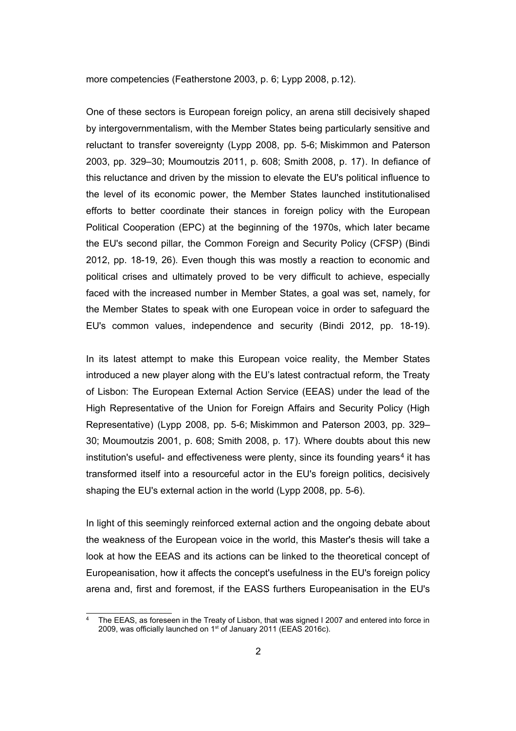more competencies (Featherstone 2003, p. 6; Lypp 2008, p.12).

One of these sectors is European foreign policy, an arena still decisively shaped by intergovernmentalism, with the Member States being particularly sensitive and reluctant to transfer sovereignty (Lypp 2008, pp. 5-6; Miskimmon and Paterson 2003, pp. 329–30; Moumoutzis 2011, p. 608; Smith 2008, p. 17). In defiance of this reluctance and driven by the mission to elevate the EU's political influence to the level of its economic power, the Member States launched institutionalised efforts to better coordinate their stances in foreign policy with the European Political Cooperation (EPC) at the beginning of the 1970s, which later became the EU's second pillar, the Common Foreign and Security Policy (CFSP) (Bindi 2012, pp. 18-19, 26). Even though this was mostly a reaction to economic and political crises and ultimately proved to be very difficult to achieve, especially faced with the increased number in Member States, a goal was set, namely, for the Member States to speak with one European voice in order to safeguard the EU's common values, independence and security (Bindi 2012, pp. 18-19).

In its latest attempt to make this European voice reality, the Member States introduced a new player along with the EU's latest contractual reform, the Treaty of Lisbon: The European External Action Service (EEAS) under the lead of the High Representative of the Union for Foreign Affairs and Security Policy (High Representative) (Lypp 2008, pp. 5-6; Miskimmon and Paterson 2003, pp. 329–30; Moumoutzis 2001, p. 608; Smith 2008, p. 17). Where doubts about this new institution's useful- and effectiveness were plenty, since its founding years[4] it has transformed itself into a resourceful actor in the EU's foreign politics, decisively shaping the EU's external action in the world (Lypp 2008, pp. 5-6).

In light of this seemingly reinforced external action and the ongoing debate about the weakness of the European voice in the world, this Master's thesis will take a look at how the EEAS and its actions can be linked to the theoretical concept of Europeanisation, how it affects the concept's usefulness in the EU's foreign policy arena and, first and foremost, if the EASS furthers Europeanisation in the EU's

[4] The EEAS, as foreseen in the Treaty of Lisbon, that was signed I 2007 and entered into force in 2009, was officially launched on 1st of January 2011 (EEAS 2016c).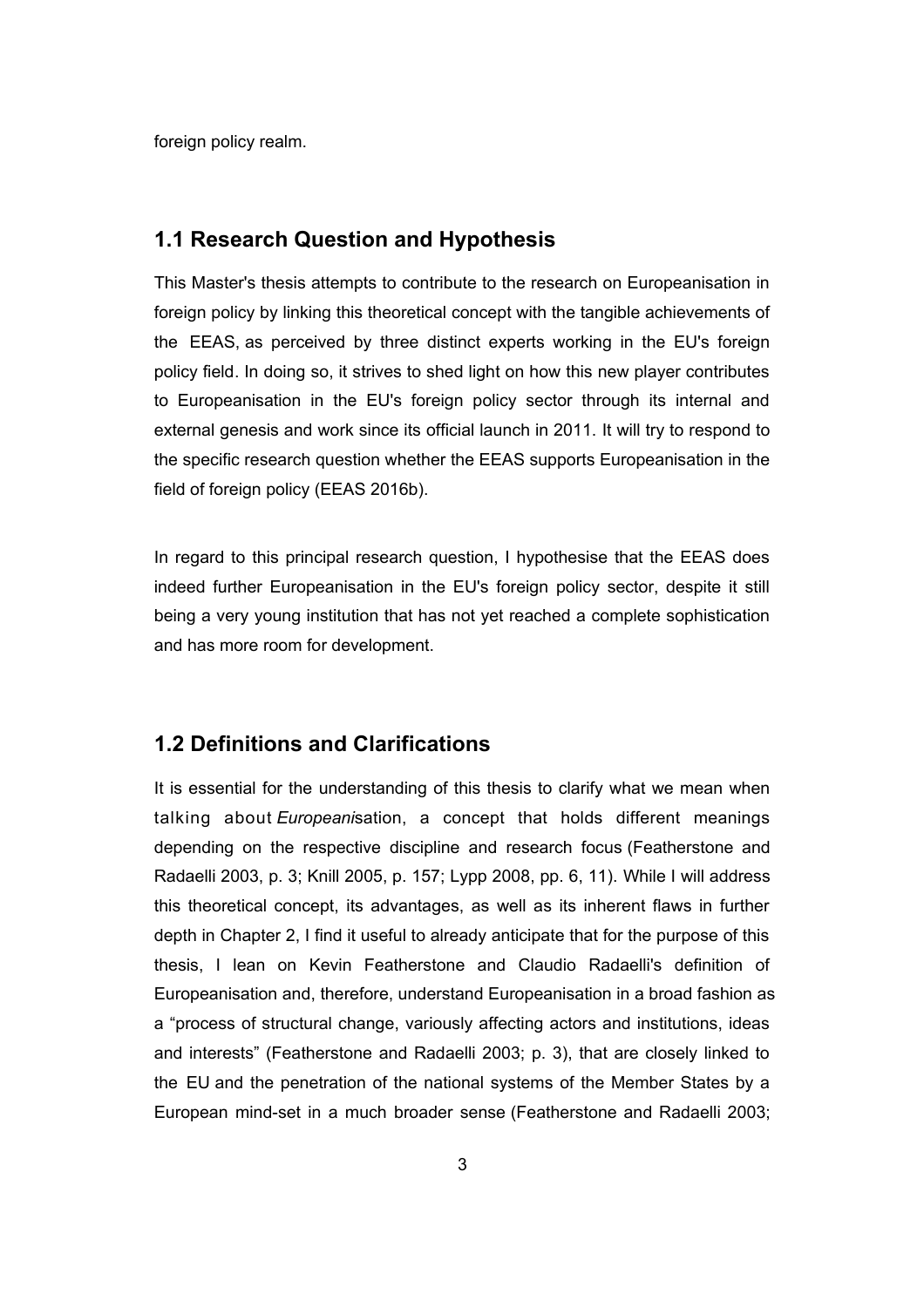foreign policy realm.

## 1.1 Research Question and Hypothesis

This Master's thesis attempts to contribute to the research on Europeanisation in foreign policy by linking this theoretical concept with the tangible achievements of the EEAS, as perceived by three distinct experts working in the EU's foreign policy field. In doing so, it strives to shed light on how this new player contributes to Europeanisation in the EU's foreign policy sector through its internal and external genesis and work since its official launch in 2011. It will try to respond to the specific research question whether the EEAS supports Europeanisation in the field of foreign policy (EEAS 2016b).

In regard to this principal research question, I hypothesise that the EEAS does indeed further Europeanisation in the EU's foreign policy sector, despite it still being a very young institution that has not yet reached a complete sophistication and has more room for development.

## 1.2 Definitions and Clarifications

It is essential for the understanding of this thesis to clarify what we mean when talking about *Europeani*sation, a concept that holds different meanings depending on the respective discipline and research focus (Featherstone and Radaelli 2003, p. 3; Knill 2005, p. 157; Lypp 2008, pp. 6, 11). While I will address this theoretical concept, its advantages, as well as its inherent flaws in further depth in Chapter 2, I find it useful to already anticipate that for the purpose of this thesis, I lean on Kevin Featherstone and Claudio Radaelli's definition of Europeanisation and, therefore, understand Europeanisation in a broad fashion as a "process of structural change, variously affecting actors and institutions, ideas and interests" (Featherstone and Radaelli 2003; p. 3), that are closely linked to the EU and the penetration of the national systems of the Member States by a European mind-set in a much broader sense (Featherstone and Radaelli 2003;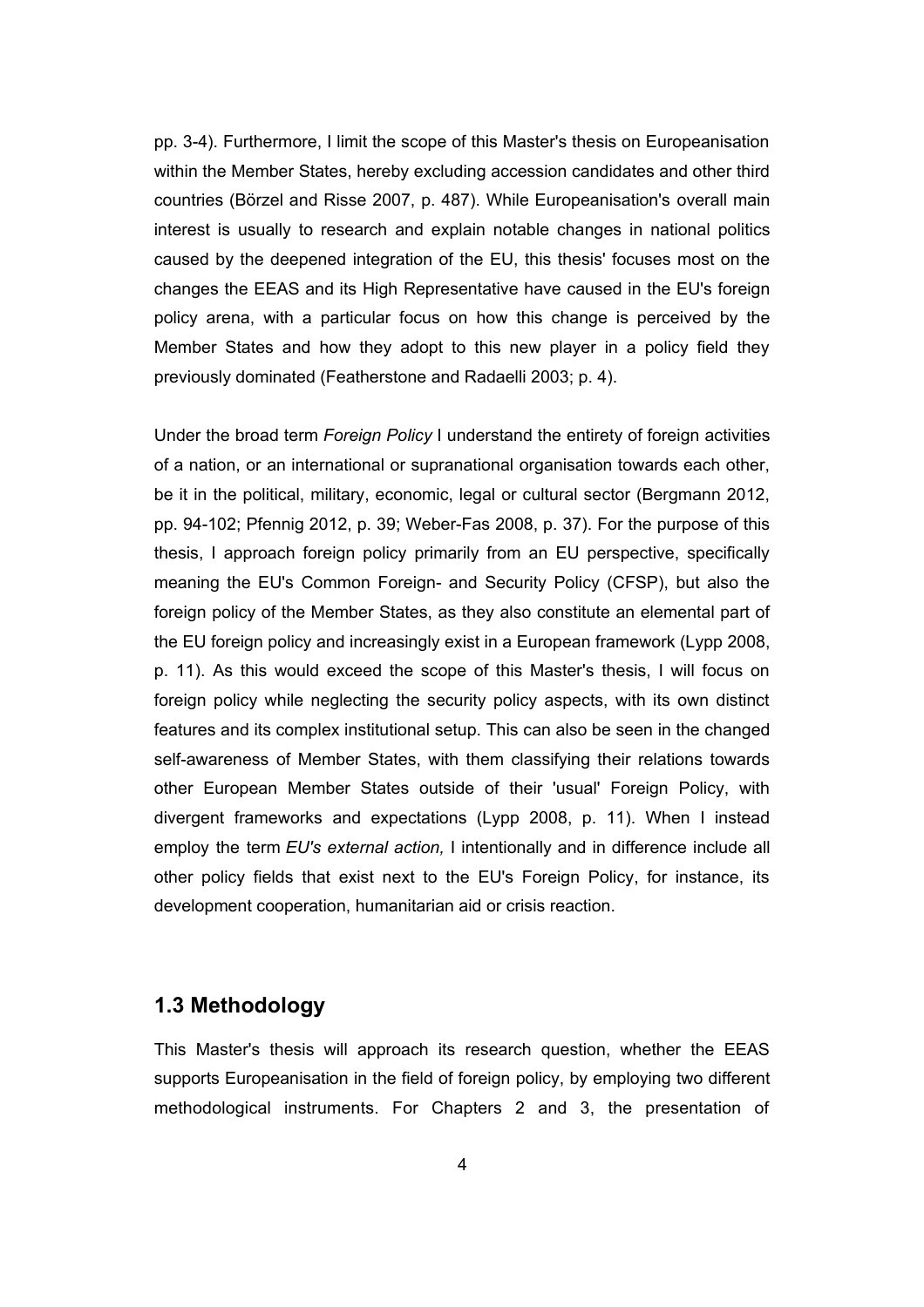pp. 3-4). Furthermore, I limit the scope of this Master's thesis on Europeanisation within the Member States, hereby excluding accession candidates and other third countries (Börzel and Risse 2007, p. 487). While Europeanisation's overall main interest is usually to research and explain notable changes in national politics caused by the deepened integration of the EU, this thesis' focuses most on the changes the EEAS and its High Representative have caused in the EU's foreign policy arena, with a particular focus on how this change is perceived by the Member States and how they adopt to this new player in a policy field they previously dominated (Featherstone and Radaelli 2003; p. 4).

Under the broad term *Foreign Policy* I understand the entirety of foreign activities of a nation, or an international or supranational organisation towards each other, be it in the political, military, economic, legal or cultural sector (Bergmann 2012, pp. 94-102; Pfennig 2012, p. 39; Weber-Fas 2008, p. 37). For the purpose of this thesis, I approach foreign policy primarily from an EU perspective, specifically meaning the EU's Common Foreign- and Security Policy (CFSP), but also the foreign policy of the Member States, as they also constitute an elemental part of the EU foreign policy and increasingly exist in a European framework (Lypp 2008, p. 11). As this would exceed the scope of this Master's thesis, I will focus on foreign policy while neglecting the security policy aspects, with its own distinct features and its complex institutional setup. This can also be seen in the changed self-awareness of Member States, with them classifying their relations towards other European Member States outside of their 'usual' Foreign Policy, with divergent frameworks and expectations (Lypp 2008, p. 11). When I instead employ the term *EU's external action,* I intentionally and in difference include all other policy fields that exist next to the EU's Foreign Policy, for instance, its development cooperation, humanitarian aid or crisis reaction.

## 1.3 Methodology

This Master's thesis will approach its research question, whether the EEAS supports Europeanisation in the field of foreign policy, by employing two different methodological instruments. For Chapters 2 and 3, the presentation of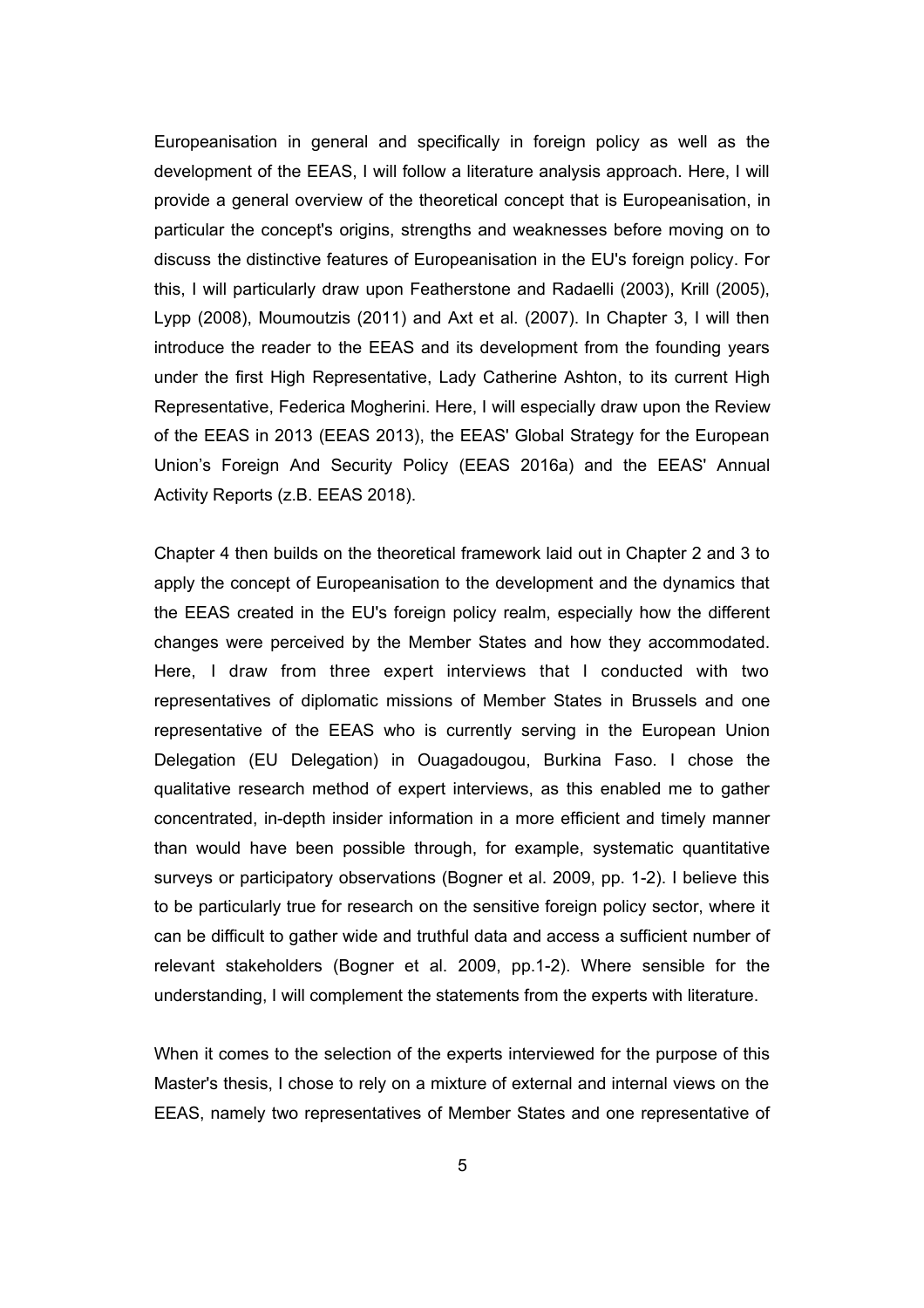Europeanisation in general and specifically in foreign policy as well as the development of the EEAS, I will follow a literature analysis approach. Here, I will provide a general overview of the theoretical concept that is Europeanisation, in particular the concept's origins, strengths and weaknesses before moving on to discuss the distinctive features of Europeanisation in the EU's foreign policy. For this, I will particularly draw upon Featherstone and Radaelli (2003), Krill (2005), Lypp (2008), Moumoutzis (2011) and Axt et al. (2007). In Chapter 3, I will then introduce the reader to the EEAS and its development from the founding years under the first High Representative, Lady Catherine Ashton, to its current High Representative, Federica Mogherini. Here, I will especially draw upon the Review of the EEAS in 2013 (EEAS 2013), the EEAS' Global Strategy for the European Union's Foreign And Security Policy (EEAS 2016a) and the EEAS' Annual Activity Reports (z.B. EEAS 2018).

Chapter 4 then builds on the theoretical framework laid out in Chapter 2 and 3 to apply the concept of Europeanisation to the development and the dynamics that the EEAS created in the EU's foreign policy realm, especially how the different changes were perceived by the Member States and how they accommodated. Here, I draw from three expert interviews that I conducted with two representatives of diplomatic missions of Member States in Brussels and one representative of the EEAS who is currently serving in the European Union Delegation (EU Delegation) in Ouagadougou, Burkina Faso. I chose the qualitative research method of expert interviews, as this enabled me to gather concentrated, in-depth insider information in a more efficient and timely manner than would have been possible through, for example, systematic quantitative surveys or participatory observations (Bogner et al. 2009, pp. 1-2). I believe this to be particularly true for research on the sensitive foreign policy sector, where it can be difficult to gather wide and truthful data and access a sufficient number of relevant stakeholders (Bogner et al. 2009, pp.1-2). Where sensible for the understanding, I will complement the statements from the experts with literature.

When it comes to the selection of the experts interviewed for the purpose of this Master's thesis, I chose to rely on a mixture of external and internal views on the EEAS, namely two representatives of Member States and one representative of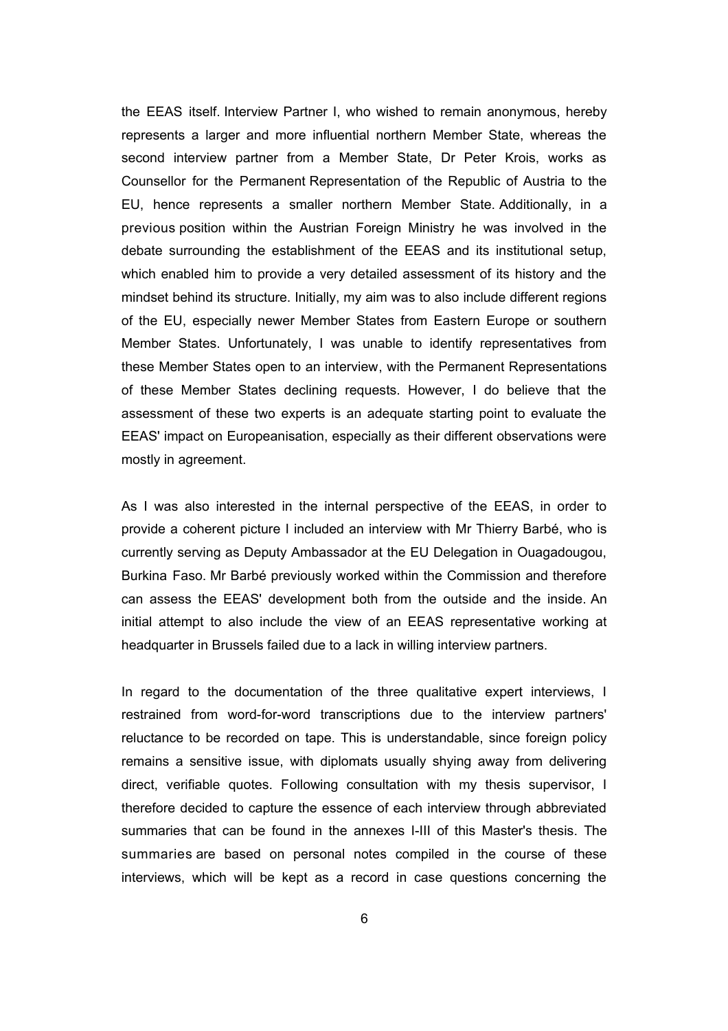the EEAS itself. Interview Partner I, who wished to remain anonymous, hereby represents a larger and more influential northern Member State, whereas the second interview partner from a Member State, Dr Peter Krois, works as Counsellor for the Permanent Representation of the Republic of Austria to the EU, hence represents a smaller northern Member State. Additionally, in a previous position within the Austrian Foreign Ministry he was involved in the debate surrounding the establishment of the EEAS and its institutional setup, which enabled him to provide a very detailed assessment of its history and the mindset behind its structure. Initially, my aim was to also include different regions of the EU, especially newer Member States from Eastern Europe or southern Member States. Unfortunately, I was unable to identify representatives from these Member States open to an interview, with the Permanent Representations of these Member States declining requests. However, I do believe that the assessment of these two experts is an adequate starting point to evaluate the EEAS' impact on Europeanisation, especially as their different observations were mostly in agreement.

As I was also interested in the internal perspective of the EEAS, in order to provide a coherent picture I included an interview with Mr Thierry Barbé, who is currently serving as Deputy Ambassador at the EU Delegation in Ouagadougou, Burkina Faso. Mr Barbé previously worked within the Commission and therefore can assess the EEAS' development both from the outside and the inside. An initial attempt to also include the view of an EEAS representative working at headquarter in Brussels failed due to a lack in willing interview partners.

In regard to the documentation of the three qualitative expert interviews, I restrained from word-for-word transcriptions due to the interview partners' reluctance to be recorded on tape. This is understandable, since foreign policy remains a sensitive issue, with diplomats usually shying away from delivering direct, verifiable quotes. Following consultation with my thesis supervisor, I therefore decided to capture the essence of each interview through abbreviated summaries that can be found in the annexes I-III of this Master's thesis. The summaries are based on personal notes compiled in the course of these interviews, which will be kept as a record in case questions concerning the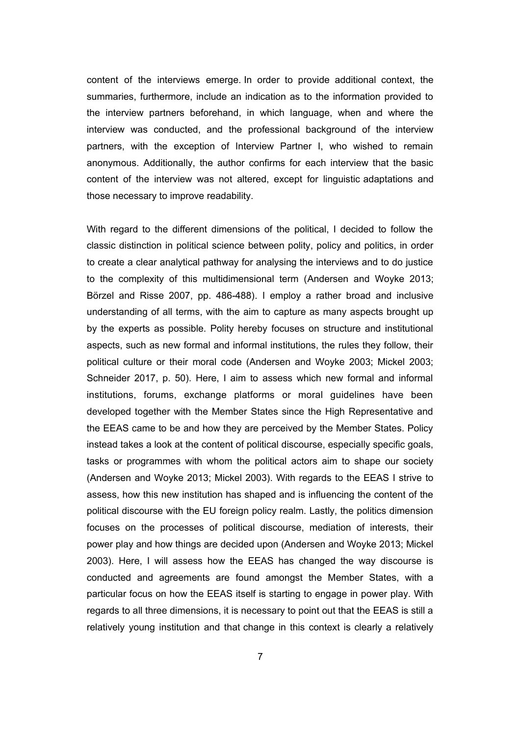content of the interviews emerge. In order to provide additional context, the summaries, furthermore, include an indication as to the information provided to the interview partners beforehand, in which language, when and where the interview was conducted, and the professional background of the interview partners, with the exception of Interview Partner I, who wished to remain anonymous. Additionally, the author confirms for each interview that the basic content of the interview was not altered, except for linguistic adaptations and those necessary to improve readability.

With regard to the different dimensions of the political, I decided to follow the classic distinction in political science between polity, policy and politics, in order to create a clear analytical pathway for analysing the interviews and to do justice to the complexity of this multidimensional term (Andersen and Woyke 2013; Börzel and Risse 2007, pp. 486-488). I employ a rather broad and inclusive understanding of all terms, with the aim to capture as many aspects brought up by the experts as possible. Polity hereby focuses on structure and institutional aspects, such as new formal and informal institutions, the rules they follow, their political culture or their moral code (Andersen and Woyke 2003; Mickel 2003; Schneider 2017, p. 50). Here, I aim to assess which new formal and informal institutions, forums, exchange platforms or moral guidelines have been developed together with the Member States since the High Representative and the EEAS came to be and how they are perceived by the Member States. Policy instead takes a look at the content of political discourse, especially specific goals, tasks or programmes with whom the political actors aim to shape our society (Andersen and Woyke 2013; Mickel 2003). With regards to the EEAS I strive to assess, how this new institution has shaped and is influencing the content of the political discourse with the EU foreign policy realm. Lastly, the politics dimension focuses on the processes of political discourse, mediation of interests, their power play and how things are decided upon (Andersen and Woyke 2013; Mickel 2003). Here, I will assess how the EEAS has changed the way discourse is conducted and agreements are found amongst the Member States, with a particular focus on how the EEAS itself is starting to engage in power play. With regards to all three dimensions, it is necessary to point out that the EEAS is still a relatively young institution and that change in this context is clearly a relatively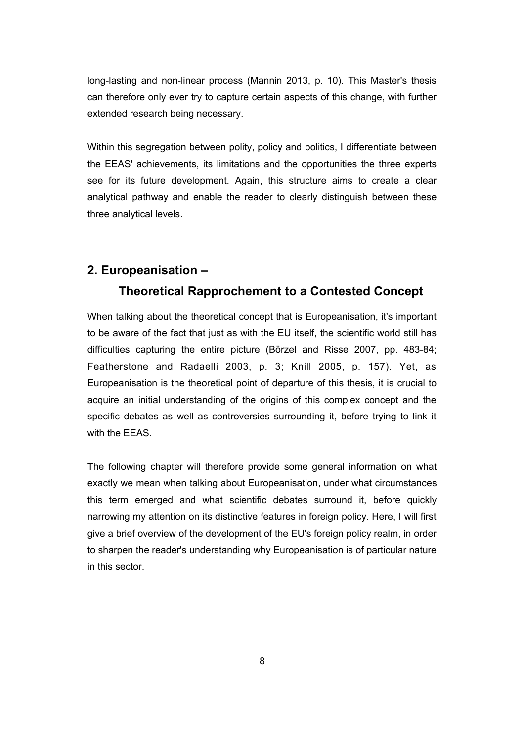long-lasting and non-linear process (Mannin 2013, p. 10). This Master's thesis can therefore only ever try to capture certain aspects of this change, with further extended research being necessary.

Within this segregation between polity, policy and politics, I differentiate between the EEAS' achievements, its limitations and the opportunities the three experts see for its future development. Again, this structure aims to create a clear analytical pathway and enable the reader to clearly distinguish between these three analytical levels.

## 2. Europeanisation – Theoretical Rapprochement to a Contested Concept

When talking about the theoretical concept that is Europeanisation, it's important to be aware of the fact that just as with the EU itself, the scientific world still has difficulties capturing the entire picture (Börzel and Risse 2007, pp. 483-84; Featherstone and Radaelli 2003, p. 3; Knill 2005, p. 157). Yet, as Europeanisation is the theoretical point of departure of this thesis, it is crucial to acquire an initial understanding of the origins of this complex concept and the specific debates as well as controversies surrounding it, before trying to link it with the EEAS.

The following chapter will therefore provide some general information on what exactly we mean when talking about Europeanisation, under what circumstances this term emerged and what scientific debates surround it, before quickly narrowing my attention on its distinctive features in foreign policy. Here, I will first give a brief overview of the development of the EU's foreign policy realm, in order to sharpen the reader's understanding why Europeanisation is of particular nature in this sector.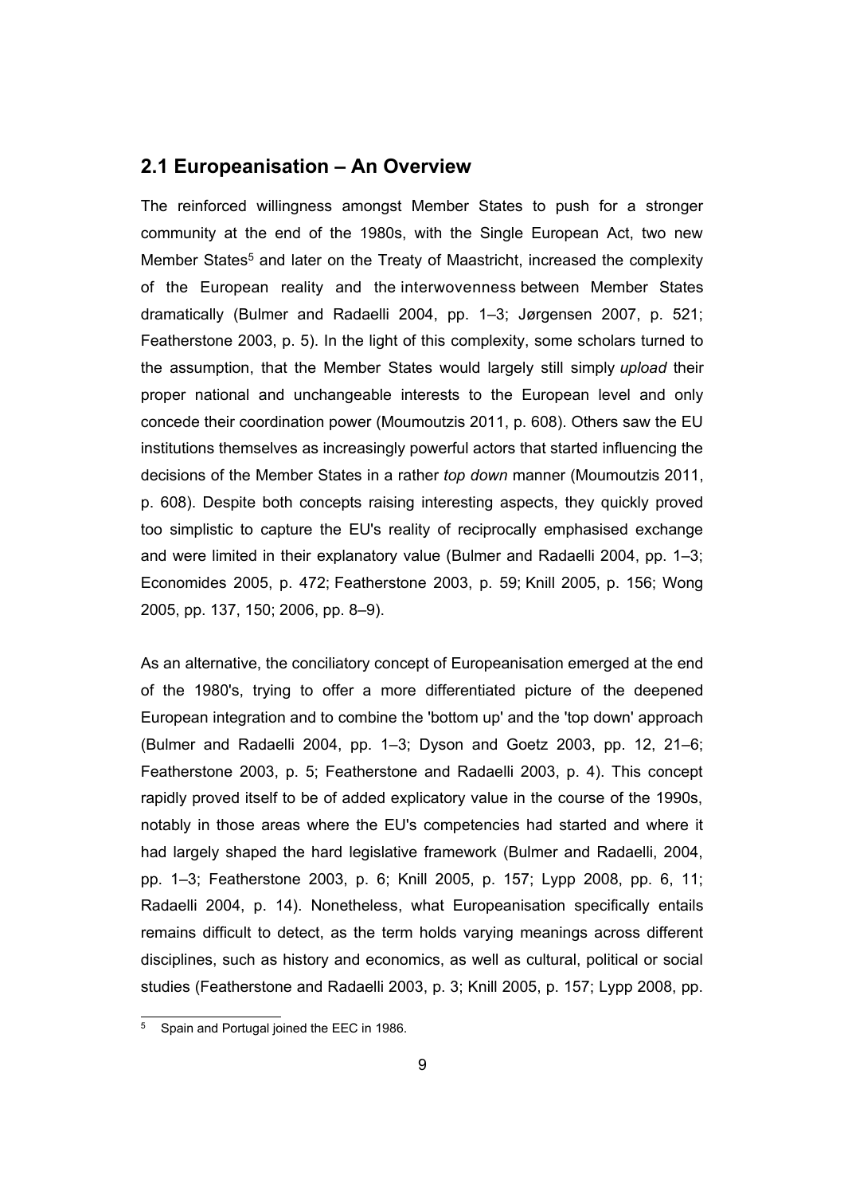## 2.1 Europeanisation – An Overview

The reinforced willingness amongst Member States to push for a stronger community at the end of the 1980s, with the Single European Act, two new Member States[5] and later on the Treaty of Maastricht, increased the complexity of the European reality and the interwovenness between Member States dramatically (Bulmer and Radaelli 2004, pp. 1–3; Jørgensen 2007, p. 521; Featherstone 2003, p. 5). In the light of this complexity, some scholars turned to the assumption, that the Member States would largely still simply *upload* their proper national and unchangeable interests to the European level and only concede their coordination power (Moumoutzis 2011, p. 608). Others saw the EU institutions themselves as increasingly powerful actors that started influencing the decisions of the Member States in a rather *top down* manner (Moumoutzis 2011, p. 608). Despite both concepts raising interesting aspects, they quickly proved too simplistic to capture the EU's reality of reciprocally emphasised exchange and were limited in their explanatory value (Bulmer and Radaelli 2004, pp. 1–3; Economides 2005, p. 472; Featherstone 2003, p. 59; Knill 2005, p. 156; Wong 2005, pp. 137, 150; 2006, pp. 8–9).

As an alternative, the conciliatory concept of Europeanisation emerged at the end of the 1980's, trying to offer a more differentiated picture of the deepened European integration and to combine the 'bottom up' and the 'top down' approach (Bulmer and Radaelli 2004, pp. 1–3; Dyson and Goetz 2003, pp. 12, 21–6; Featherstone 2003, p. 5; Featherstone and Radaelli 2003, p. 4). This concept rapidly proved itself to be of added explicatory value in the course of the 1990s, notably in those areas where the EU's competencies had started and where it had largely shaped the hard legislative framework (Bulmer and Radaelli, 2004, pp. 1–3; Featherstone 2003, p. 6; Knill 2005, p. 157; Lypp 2008, pp. 6, 11; Radaelli 2004, p. 14). Nonetheless, what Europeanisation specifically entails remains difficult to detect, as the term holds varying meanings across different disciplines, such as history and economics, as well as cultural, political or social studies (Featherstone and Radaelli 2003, p. 3; Knill 2005, p. 157; Lypp 2008, pp.

[5] Spain and Portugal joined the EEC in 1986.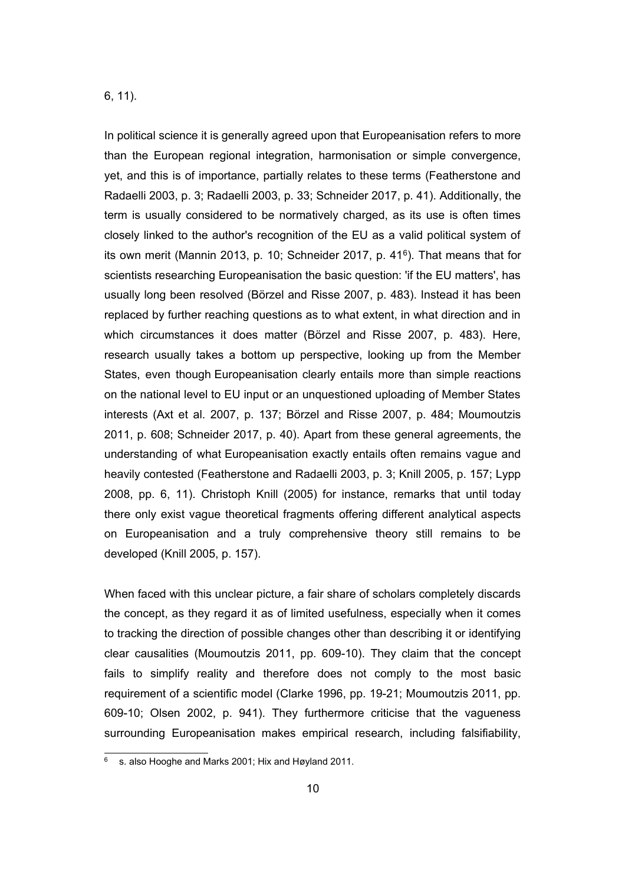6, 11).

In political science it is generally agreed upon that Europeanisation refers to more than the European regional integration, harmonisation or simple convergence, yet, and this is of importance, partially relates to these terms (Featherstone and Radaelli 2003, p. 3; Radaelli 2003, p. 33; Schneider 2017, p. 41). Additionally, the term is usually considered to be normatively charged, as its use is often times closely linked to the author's recognition of the EU as a valid political system of its own merit (Mannin 2013, p. 10; Schneider 2017, p. 41[6]). That means that for scientists researching Europeanisation the basic question: 'if the EU matters', has usually long been resolved (Börzel and Risse 2007, p. 483). Instead it has been replaced by further reaching questions as to what extent, in what direction and in which circumstances it does matter (Börzel and Risse 2007, p. 483). Here, research usually takes a bottom up perspective, looking up from the Member States, even though Europeanisation clearly entails more than simple reactions on the national level to EU input or an unquestioned uploading of Member States interests (Axt et al. 2007, p. 137; Börzel and Risse 2007, p. 484; Moumoutzis 2011, p. 608; Schneider 2017, p. 40). Apart from these general agreements, the understanding of what Europeanisation exactly entails often remains vague and heavily contested (Featherstone and Radaelli 2003, p. 3; Knill 2005, p. 157; Lypp 2008, pp. 6, 11). Christoph Knill (2005) for instance, remarks that until today there only exist vague theoretical fragments offering different analytical aspects on Europeanisation and a truly comprehensive theory still remains to be developed (Knill 2005, p. 157).

When faced with this unclear picture, a fair share of scholars completely discards the concept, as they regard it as of limited usefulness, especially when it comes to tracking the direction of possible changes other than describing it or identifying clear causalities (Moumoutzis 2011, pp. 609-10). They claim that the concept fails to simplify reality and therefore does not comply to the most basic requirement of a scientific model (Clarke 1996, pp. 19-21; Moumoutzis 2011, pp. 609-10; Olsen 2002, p. 941). They furthermore criticise that the vagueness surrounding Europeanisation makes empirical research, including falsifiability,

[6] s. also Hooghe and Marks 2001; Hix and Høyland 2011.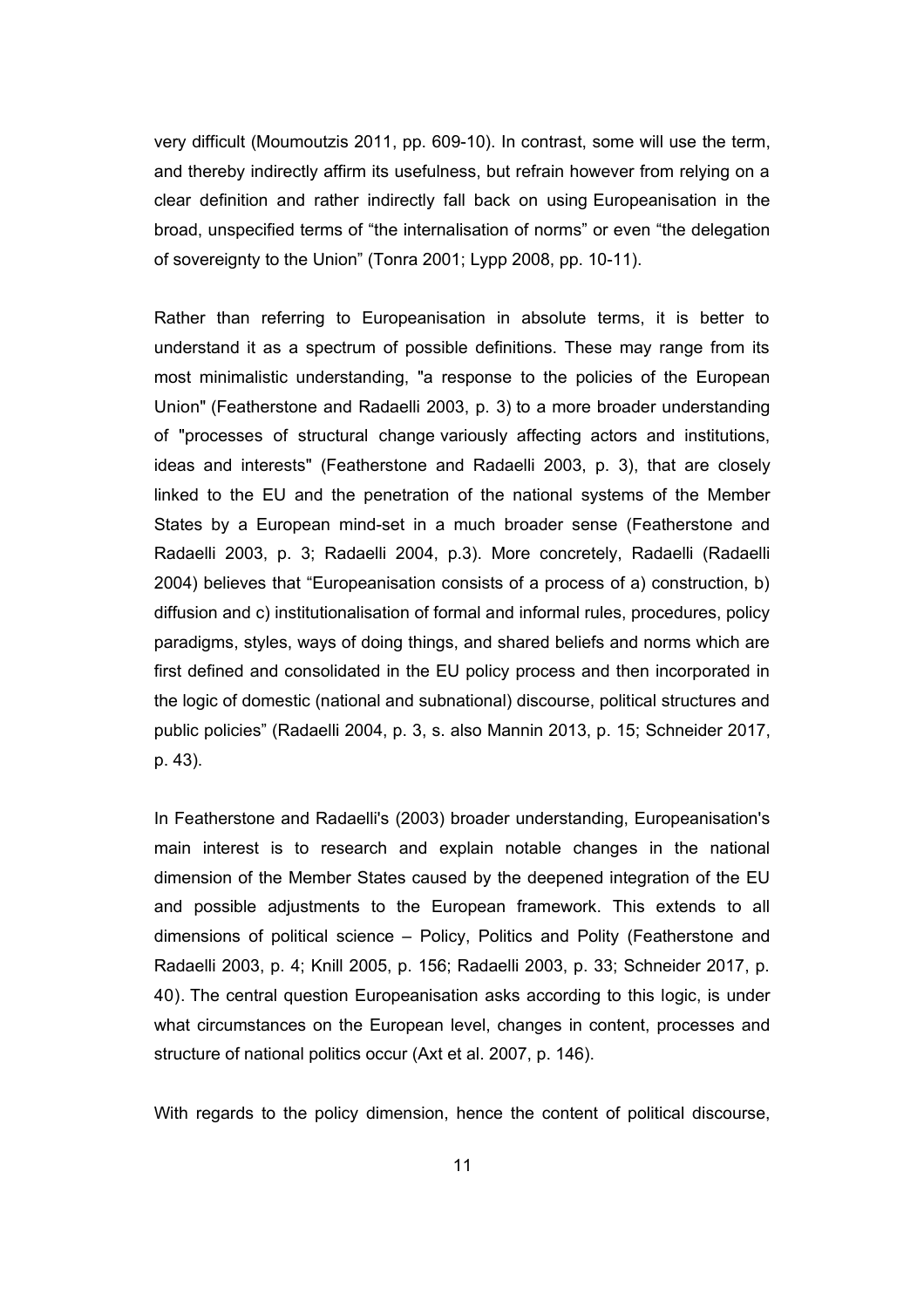very difficult (Moumoutzis 2011, pp. 609-10). In contrast, some will use the term, and thereby indirectly affirm its usefulness, but refrain however from relying on a clear definition and rather indirectly fall back on using Europeanisation in the broad, unspecified terms of “the internalisation of norms” or even “the delegation of sovereignty to the Union” (Tonra 2001; Lypp 2008, pp. 10-11).

Rather than referring to Europeanisation in absolute terms, it is better to understand it as a spectrum of possible definitions. These may range from its most minimalistic understanding, "a response to the policies of the European Union" (Featherstone and Radaelli 2003, p. 3) to a more broader understanding of "processes of structural change variously affecting actors and institutions, ideas and interests" (Featherstone and Radaelli 2003, p. 3), that are closely linked to the EU and the penetration of the national systems of the Member States by a European mind-set in a much broader sense (Featherstone and Radaelli 2003, p. 3; Radaelli 2004, p.3). More concretely, Radaelli (Radaelli 2004) believes that “Europeanisation consists of a process of a) construction, b) diffusion and c) institutionalisation of formal and informal rules, procedures, policy paradigms, styles, ways of doing things, and shared beliefs and norms which are first defined and consolidated in the EU policy process and then incorporated in the logic of domestic (national and subnational) discourse, political structures and public policies” (Radaelli 2004, p. 3, s. also Mannin 2013, p. 15; Schneider 2017, p. 43).

In Featherstone and Radaelli's (2003) broader understanding, Europeanisation's main interest is to research and explain notable changes in the national dimension of the Member States caused by the deepened integration of the EU and possible adjustments to the European framework. This extends to all dimensions of political science – Policy, Politics and Polity (Featherstone and Radaelli 2003, p. 4; Knill 2005, p. 156; Radaelli 2003, p. 33; Schneider 2017, p. 40). The central question Europeanisation asks according to this logic, is under what circumstances on the European level, changes in content, processes and structure of national politics occur (Axt et al. 2007, p. 146).

With regards to the policy dimension, hence the content of political discourse,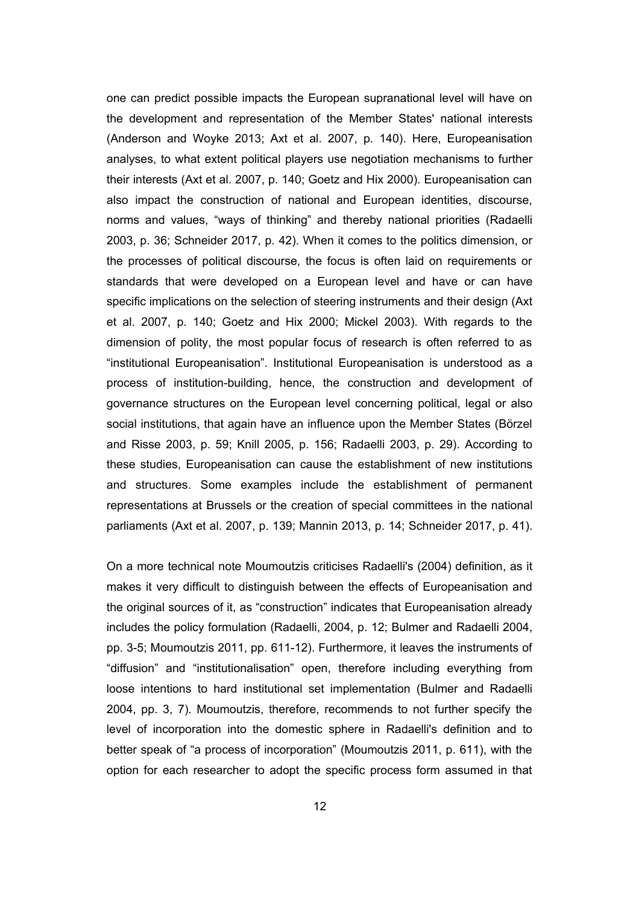one can predict possible impacts the European supranational level will have on the development and representation of the Member States' national interests (Anderson and Woyke 2013; Axt et al. 2007, p. 140). Here, Europeanisation analyses, to what extent political players use negotiation mechanisms to further their interests (Axt et al. 2007, p. 140; Goetz and Hix 2000). Europeanisation can also impact the construction of national and European identities, discourse, norms and values, "ways of thinking" and thereby national priorities (Radaelli 2003, p. 36; Schneider 2017, p. 42). When it comes to the politics dimension, or the processes of political discourse, the focus is often laid on requirements or standards that were developed on a European level and have or can have specific implications on the selection of steering instruments and their design (Axt et al. 2007, p. 140; Goetz and Hix 2000; Mickel 2003). With regards to the dimension of polity, the most popular focus of research is often referred to as "institutional Europeanisation". Institutional Europeanisation is understood as a process of institution-building, hence, the construction and development of governance structures on the European level concerning political, legal or also social institutions, that again have an influence upon the Member States (Börzel and Risse 2003, p. 59; Knill 2005, p. 156; Radaelli 2003, p. 29). According to these studies, Europeanisation can cause the establishment of new institutions and structures. Some examples include the establishment of permanent representations at Brussels or the creation of special committees in the national parliaments (Axt et al. 2007, p. 139; Mannin 2013, p. 14; Schneider 2017, p. 41).

On a more technical note Moumoutzis criticises Radaelli's (2004) definition, as it makes it very difficult to distinguish between the effects of Europeanisation and the original sources of it, as "construction" indicates that Europeanisation already includes the policy formulation (Radaelli, 2004, p. 12; Bulmer and Radaelli 2004, pp. 3-5; Moumoutzis 2011, pp. 611-12). Furthermore, it leaves the instruments of "diffusion" and "institutionalisation" open, therefore including everything from loose intentions to hard institutional set implementation (Bulmer and Radaelli 2004, pp. 3, 7). Moumoutzis, therefore, recommends to not further specify the level of incorporation into the domestic sphere in Radaelli's definition and to better speak of "a process of incorporation" (Moumoutzis 2011, p. 611), with the option for each researcher to adopt the specific process form assumed in that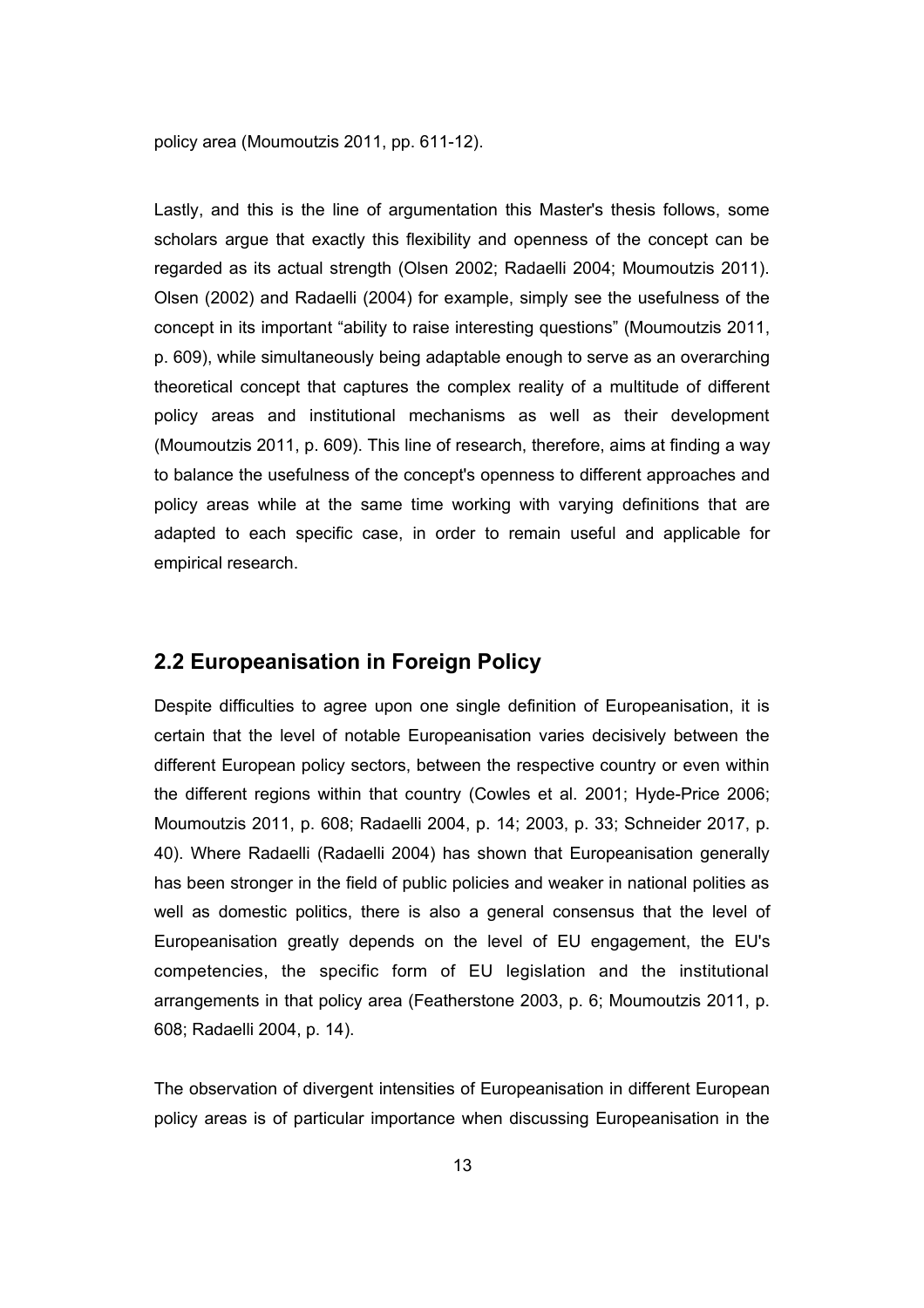policy area (Moumoutzis 2011, pp. 611-12).

Lastly, and this is the line of argumentation this Master's thesis follows, some scholars argue that exactly this flexibility and openness of the concept can be regarded as its actual strength (Olsen 2002; Radaelli 2004; Moumoutzis 2011). Olsen (2002) and Radaelli (2004) for example, simply see the usefulness of the concept in its important “ability to raise interesting questions” (Moumoutzis 2011, p. 609), while simultaneously being adaptable enough to serve as an overarching theoretical concept that captures the complex reality of a multitude of different policy areas and institutional mechanisms as well as their development (Moumoutzis 2011, p. 609). This line of research, therefore, aims at finding a way to balance the usefulness of the concept's openness to different approaches and policy areas while at the same time working with varying definitions that are adapted to each specific case, in order to remain useful and applicable for empirical research.

## 2.2 Europeanisation in Foreign Policy

Despite difficulties to agree upon one single definition of Europeanisation, it is certain that the level of notable Europeanisation varies decisively between the different European policy sectors, between the respective country or even within the different regions within that country (Cowles et al. 2001; Hyde-Price 2006; Moumoutzis 2011, p. 608; Radaelli 2004, p. 14; 2003, p. 33; Schneider 2017, p. 40). Where Radaelli (Radaelli 2004) has shown that Europeanisation generally has been stronger in the field of public policies and weaker in national polities as well as domestic politics, there is also a general consensus that the level of Europeanisation greatly depends on the level of EU engagement, the EU's competencies, the specific form of EU legislation and the institutional arrangements in that policy area (Featherstone 2003, p. 6; Moumoutzis 2011, p. 608; Radaelli 2004, p. 14).

The observation of divergent intensities of Europeanisation in different European policy areas is of particular importance when discussing Europeanisation in the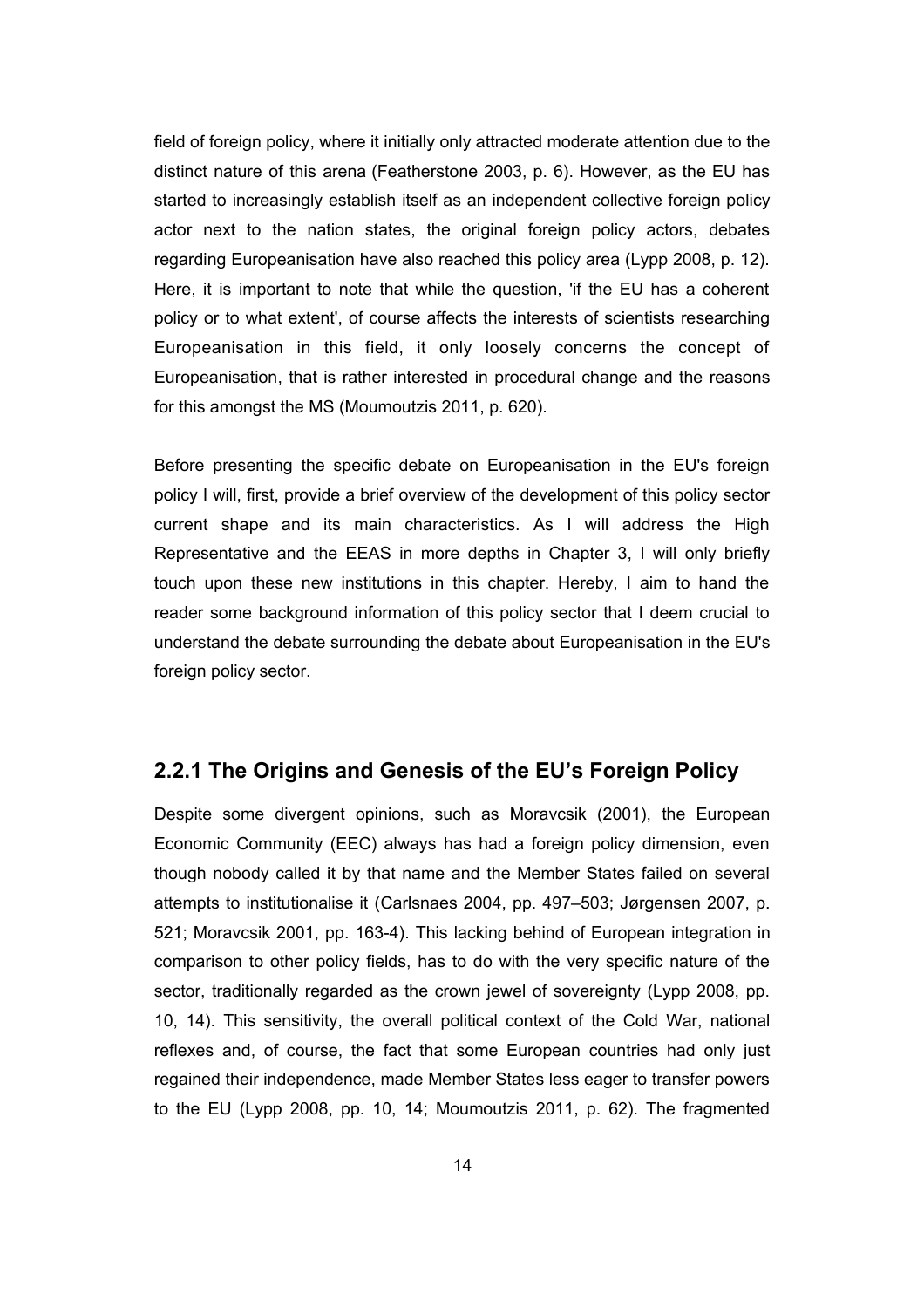field of foreign policy, where it initially only attracted moderate attention due to the distinct nature of this arena (Featherstone 2003, p. 6). However, as the EU has started to increasingly establish itself as an independent collective foreign policy actor next to the nation states, the original foreign policy actors, debates regarding Europeanisation have also reached this policy area (Lypp 2008, p. 12). Here, it is important to note that while the question, 'if the EU has a coherent policy or to what extent', of course affects the interests of scientists researching Europeanisation in this field, it only loosely concerns the concept of Europeanisation, that is rather interested in procedural change and the reasons for this amongst the MS (Moumoutzis 2011, p. 620).

Before presenting the specific debate on Europeanisation in the EU's foreign policy I will, first, provide a brief overview of the development of this policy sector current shape and its main characteristics. As I will address the High Representative and the EEAS in more depths in Chapter 3, I will only briefly touch upon these new institutions in this chapter. Hereby, I aim to hand the reader some background information of this policy sector that I deem crucial to understand the debate surrounding the debate about Europeanisation in the EU's foreign policy sector.

### 2.2.1 The Origins and Genesis of the EU's Foreign Policy

Despite some divergent opinions, such as Moravcsik (2001), the European Economic Community (EEC) always has had a foreign policy dimension, even though nobody called it by that name and the Member States failed on several attempts to institutionalise it (Carlsnaes 2004, pp. 497–503; Jørgensen 2007, p. 521; Moravcsik 2001, pp. 163-4). This lacking behind of European integration in comparison to other policy fields, has to do with the very specific nature of the sector, traditionally regarded as the crown jewel of sovereignty (Lypp 2008, pp. 10, 14). This sensitivity, the overall political context of the Cold War, national reflexes and, of course, the fact that some European countries had only just regained their independence, made Member States less eager to transfer powers to the EU (Lypp 2008, pp. 10, 14; Moumoutzis 2011, p. 62). The fragmented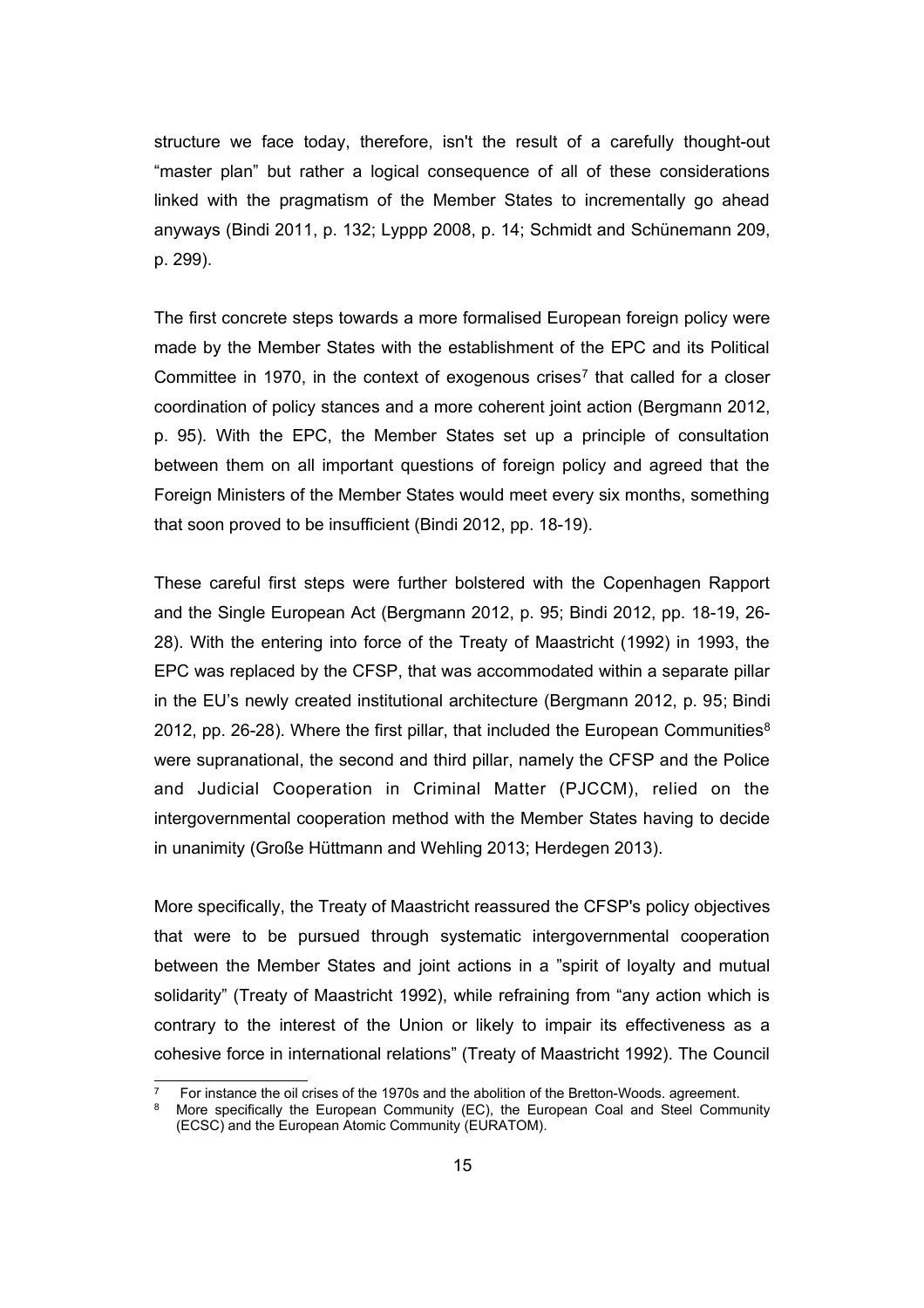structure we face today, therefore, isn't the result of a carefully thought-out "master plan" but rather a logical consequence of all of these considerations linked with the pragmatism of the Member States to incrementally go ahead anyways (Bindi 2011, p. 132; Lyppp 2008, p. 14; Schmidt and Schünemann 209, p. 299).

The first concrete steps towards a more formalised European foreign policy were made by the Member States with the establishment of the EPC and its Political Committee in 1970, in the context of exogenous crises[7] that called for a closer coordination of policy stances and a more coherent joint action (Bergmann 2012, p. 95). With the EPC, the Member States set up a principle of consultation between them on all important questions of foreign policy and agreed that the Foreign Ministers of the Member States would meet every six months, something that soon proved to be insufficient (Bindi 2012, pp. 18-19).

These careful first steps were further bolstered with the Copenhagen Rapport and the Single European Act (Bergmann 2012, p. 95; Bindi 2012, pp. 18-19, 26-28). With the entering into force of the Treaty of Maastricht (1992) in 1993, the EPC was replaced by the CFSP, that was accommodated within a separate pillar in the EU's newly created institutional architecture (Bergmann 2012, p. 95; Bindi 2012, pp. 26-28). Where the first pillar, that included the European Communities[8] were supranational, the second and third pillar, namely the CFSP and the Police and Judicial Cooperation in Criminal Matter (PJCCM), relied on the intergovernmental cooperation method with the Member States having to decide in unanimity (Große Hüttmann and Wehling 2013; Herdegen 2013).

More specifically, the Treaty of Maastricht reassured the CFSP's policy objectives that were to be pursued through systematic intergovernmental cooperation between the Member States and joint actions in a "spirit of loyalty and mutual solidarity" (Treaty of Maastricht 1992), while refraining from "any action which is contrary to the interest of the Union or likely to impair its effectiveness as a cohesive force in international relations" (Treaty of Maastricht 1992). The Council

---

[7] For instance the oil crises of the 1970s and the abolition of the Bretton-Woods. agreement.

[8] More specifically the European Community (EC), the European Coal and Steel Community (ECSC) and the European Atomic Community (EURATOM).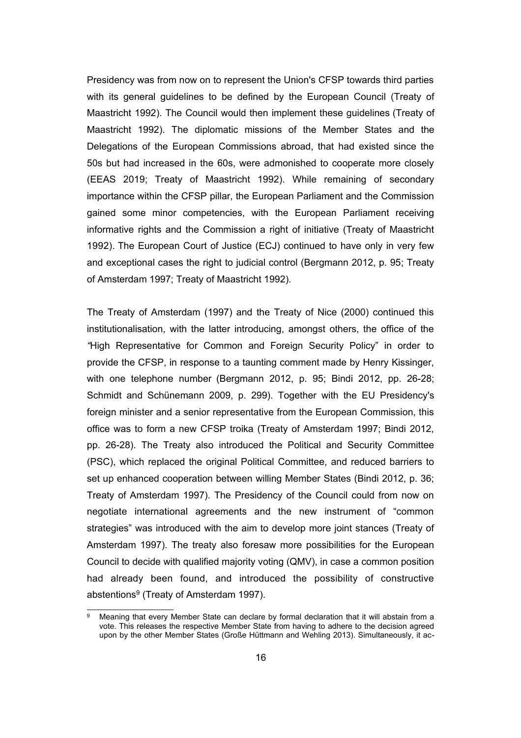Presidency was from now on to represent the Union's CFSP towards third parties with its general guidelines to be defined by the European Council (Treaty of Maastricht 1992). The Council would then implement these guidelines (Treaty of Maastricht 1992). The diplomatic missions of the Member States and the Delegations of the European Commissions abroad, that had existed since the 50s but had increased in the 60s, were admonished to cooperate more closely (EEAS 2019; Treaty of Maastricht 1992). While remaining of secondary importance within the CFSP pillar, the European Parliament and the Commission gained some minor competencies, with the European Parliament receiving informative rights and the Commission a right of initiative (Treaty of Maastricht 1992). The European Court of Justice (ECJ) continued to have only in very few and exceptional cases the right to judicial control (Bergmann 2012, p. 95; Treaty of Amsterdam 1997; Treaty of Maastricht 1992).

The Treaty of Amsterdam (1997) and the Treaty of Nice (2000) continued this institutionalisation, with the latter introducing, amongst others, the office of the "High Representative for Common and Foreign Security Policy" in order to provide the CFSP, in response to a taunting comment made by Henry Kissinger, with one telephone number (Bergmann 2012, p. 95; Bindi 2012, pp. 26-28; Schmidt and Schünemann 2009, p. 299). Together with the EU Presidency's foreign minister and a senior representative from the European Commission, this office was to form a new CFSP troika (Treaty of Amsterdam 1997; Bindi 2012, pp. 26-28). The Treaty also introduced the Political and Security Committee (PSC), which replaced the original Political Committee, and reduced barriers to set up enhanced cooperation between willing Member States (Bindi 2012, p. 36; Treaty of Amsterdam 1997). The Presidency of the Council could from now on negotiate international agreements and the new instrument of "common strategies" was introduced with the aim to develop more joint stances (Treaty of Amsterdam 1997). The treaty also foresaw more possibilities for the European Council to decide with qualified majority voting (QMV), in case a common position had already been found, and introduced the possibility of constructive abstentions[9] (Treaty of Amsterdam 1997).

[9] Meaning that every Member State can declare by formal declaration that it will abstain from a vote. This releases the respective Member State from having to adhere to the decision agreed upon by the other Member States (Große Hüttmann and Wehling 2013). Simultaneously, it ac-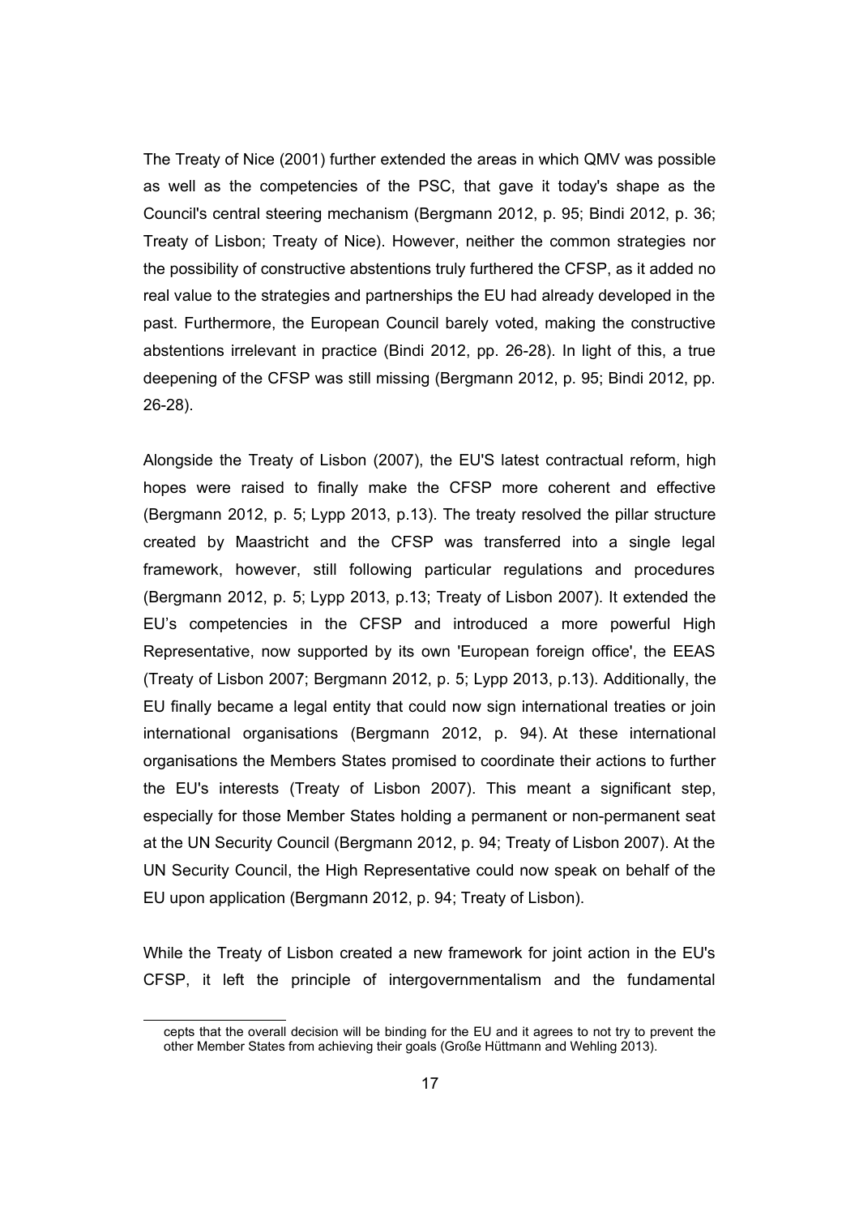The Treaty of Nice (2001) further extended the areas in which QMV was possible as well as the competencies of the PSC, that gave it today's shape as the Council's central steering mechanism (Bergmann 2012, p. 95; Bindi 2012, p. 36; Treaty of Lisbon; Treaty of Nice). However, neither the common strategies nor the possibility of constructive abstentions truly furthered the CFSP, as it added no real value to the strategies and partnerships the EU had already developed in the past. Furthermore, the European Council barely voted, making the constructive abstentions irrelevant in practice (Bindi 2012, pp. 26-28). In light of this, a true deepening of the CFSP was still missing (Bergmann 2012, p. 95; Bindi 2012, pp. 26-28).

Alongside the Treaty of Lisbon (2007), the EU'S latest contractual reform, high hopes were raised to finally make the CFSP more coherent and effective (Bergmann 2012, p. 5; Lypp 2013, p.13). The treaty resolved the pillar structure created by Maastricht and the CFSP was transferred into a single legal framework, however, still following particular regulations and procedures (Bergmann 2012, p. 5; Lypp 2013, p.13; Treaty of Lisbon 2007). It extended the EU’s competencies in the CFSP and introduced a more powerful High Representative, now supported by its own 'European foreign office', the EEAS (Treaty of Lisbon 2007; Bergmann 2012, p. 5; Lypp 2013, p.13). Additionally, the EU finally became a legal entity that could now sign international treaties or join international organisations (Bergmann 2012, p. 94). At these international organisations the Members States promised to coordinate their actions to further the EU's interests (Treaty of Lisbon 2007). This meant a significant step, especially for those Member States holding a permanent or non-permanent seat at the UN Security Council (Bergmann 2012, p. 94; Treaty of Lisbon 2007). At the UN Security Council, the High Representative could now speak on behalf of the EU upon application (Bergmann 2012, p. 94; Treaty of Lisbon).

While the Treaty of Lisbon created a new framework for joint action in the EU's CFSP, it left the principle of intergovernmentalism and the fundamental

---

cepts that the overall decision will be binding for the EU and it agrees to not try to prevent the other Member States from achieving their goals (Große Hüttmann and Wehling 2013).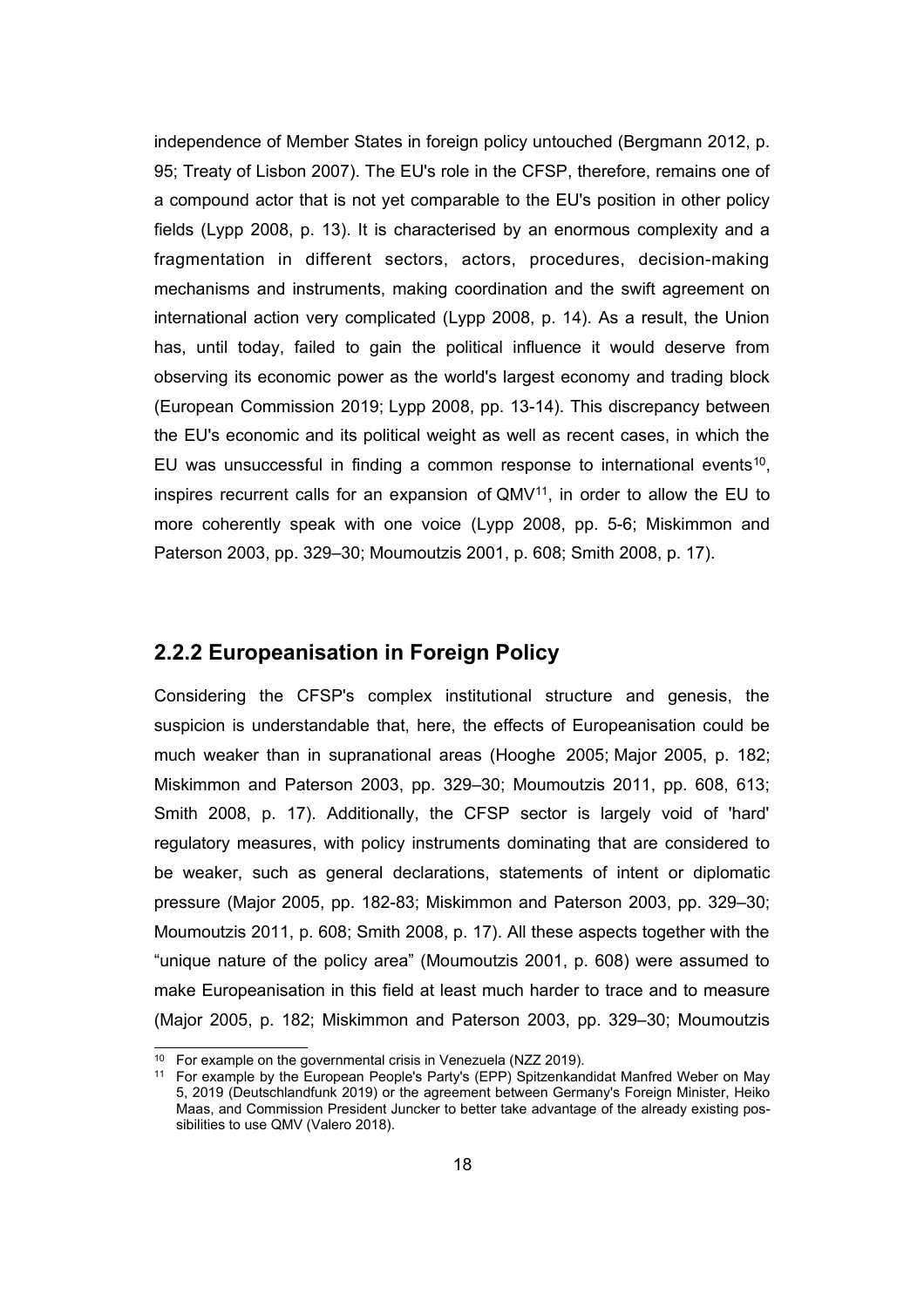independence of Member States in foreign policy untouched (Bergmann 2012, p. 95; Treaty of Lisbon 2007). The EU's role in the CFSP, therefore, remains one of a compound actor that is not yet comparable to the EU's position in other policy fields (Lypp 2008, p. 13). It is characterised by an enormous complexity and a fragmentation in different sectors, actors, procedures, decision-making mechanisms and instruments, making coordination and the swift agreement on international action very complicated (Lypp 2008, p. 14). As a result, the Union has, until today, failed to gain the political influence it would deserve from observing its economic power as the world's largest economy and trading block (European Commission 2019; Lypp 2008, pp. 13-14). This discrepancy between the EU's economic and its political weight as well as recent cases, in which the EU was unsuccessful in finding a common response to international events[10], inspires recurrent calls for an expansion of QMV[11], in order to allow the EU to more coherently speak with one voice (Lypp 2008, pp. 5-6; Miskimmon and Paterson 2003, pp. 329–30; Moumoutzis 2001, p. 608; Smith 2008, p. 17).

## 2.2.2 Europeanisation in Foreign Policy

Considering the CFSP's complex institutional structure and genesis, the suspicion is understandable that, here, the effects of Europeanisation could be much weaker than in supranational areas (Hooghe 2005; Major 2005, p. 182; Miskimmon and Paterson 2003, pp. 329–30; Moumoutzis 2011, pp. 608, 613; Smith 2008, p. 17). Additionally, the CFSP sector is largely void of 'hard' regulatory measures, with policy instruments dominating that are considered to be weaker, such as general declarations, statements of intent or diplomatic pressure (Major 2005, pp. 182-83; Miskimmon and Paterson 2003, pp. 329–30; Moumoutzis 2011, p. 608; Smith 2008, p. 17). All these aspects together with the "unique nature of the policy area" (Moumoutzis 2001, p. 608) were assumed to make Europeanisation in this field at least much harder to trace and to measure (Major 2005, p. 182; Miskimmon and Paterson 2003, pp. 329–30; Moumoutzis

---

[10] For example on the governmental crisis in Venezuela (NZZ 2019).

[11] For example by the European People's Party's (EPP) Spitzenkandidat Manfred Weber on May 5, 2019 (Deutschlandfunk 2019) or the agreement between Germany's Foreign Minister, Heiko Maas, and Commission President Juncker to better take advantage of the already existing possibilities to use QMV (Valero 2018).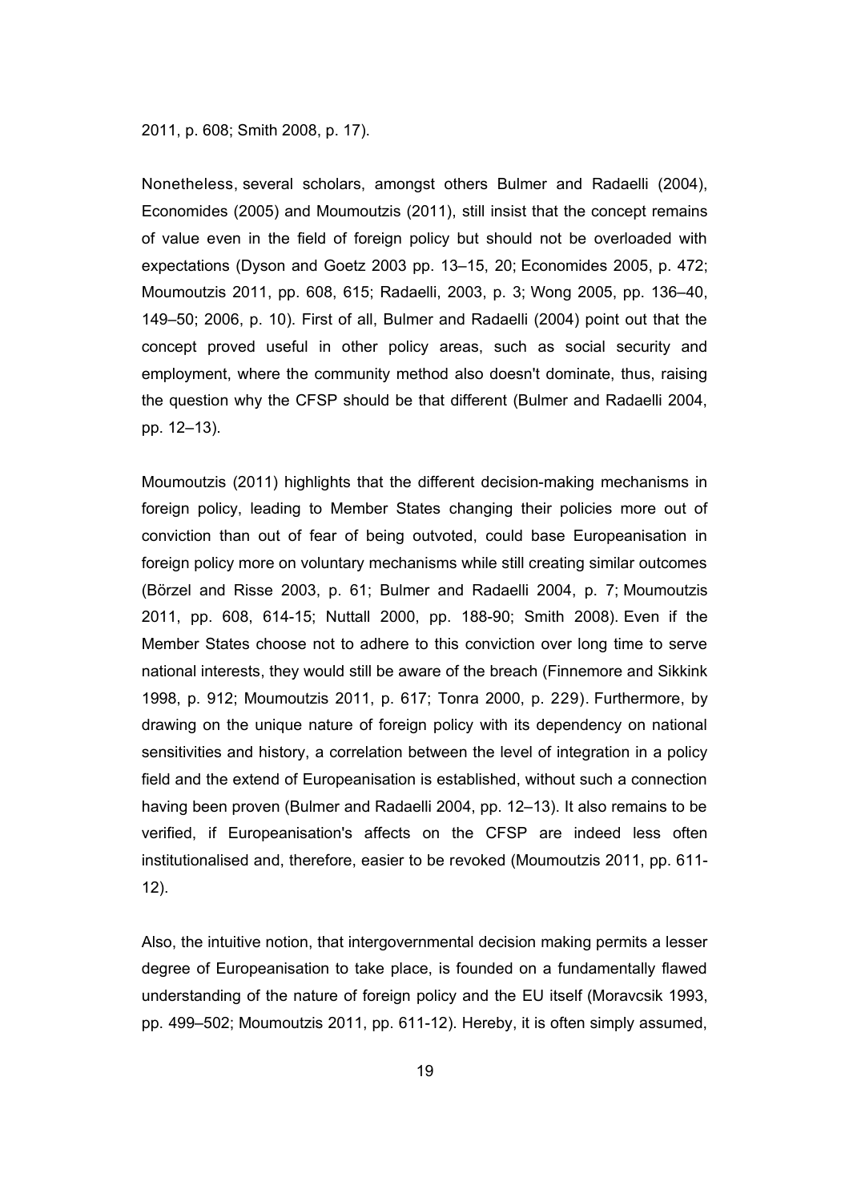2011, p. 608; Smith 2008, p. 17).

Nonetheless, several scholars, amongst others Bulmer and Radaelli (2004), Economides (2005) and Moumoutzis (2011), still insist that the concept remains of value even in the field of foreign policy but should not be overloaded with expectations (Dyson and Goetz 2003 pp. 13–15, 20; Economides 2005, p. 472; Moumoutzis 2011, pp. 608, 615; Radaelli, 2003, p. 3; Wong 2005, pp. 136–40, 149–50; 2006, p. 10). First of all, Bulmer and Radaelli (2004) point out that the concept proved useful in other policy areas, such as social security and employment, where the community method also doesn't dominate, thus, raising the question why the CFSP should be that different (Bulmer and Radaelli 2004, pp. 12–13).

Moumoutzis (2011) highlights that the different decision-making mechanisms in foreign policy, leading to Member States changing their policies more out of conviction than out of fear of being outvoted, could base Europeanisation in foreign policy more on voluntary mechanisms while still creating similar outcomes (Börzel and Risse 2003, p. 61; Bulmer and Radaelli 2004, p. 7; Moumoutzis 2011, pp. 608, 614-15; Nuttall 2000, pp. 188-90; Smith 2008). Even if the Member States choose not to adhere to this conviction over long time to serve national interests, they would still be aware of the breach (Finnemore and Sikkink 1998, p. 912; Moumoutzis 2011, p. 617; Tonra 2000, p. 229). Furthermore, by drawing on the unique nature of foreign policy with its dependency on national sensitivities and history, a correlation between the level of integration in a policy field and the extend of Europeanisation is established, without such a connection having been proven (Bulmer and Radaelli 2004, pp. 12–13). It also remains to be verified, if Europeanisation's affects on the CFSP are indeed less often institutionalised and, therefore, easier to be revoked (Moumoutzis 2011, pp. 611-12).

Also, the intuitive notion, that intergovernmental decision making permits a lesser degree of Europeanisation to take place, is founded on a fundamentally flawed understanding of the nature of foreign policy and the EU itself (Moravcsik 1993, pp. 499–502; Moumoutzis 2011, pp. 611-12). Hereby, it is often simply assumed,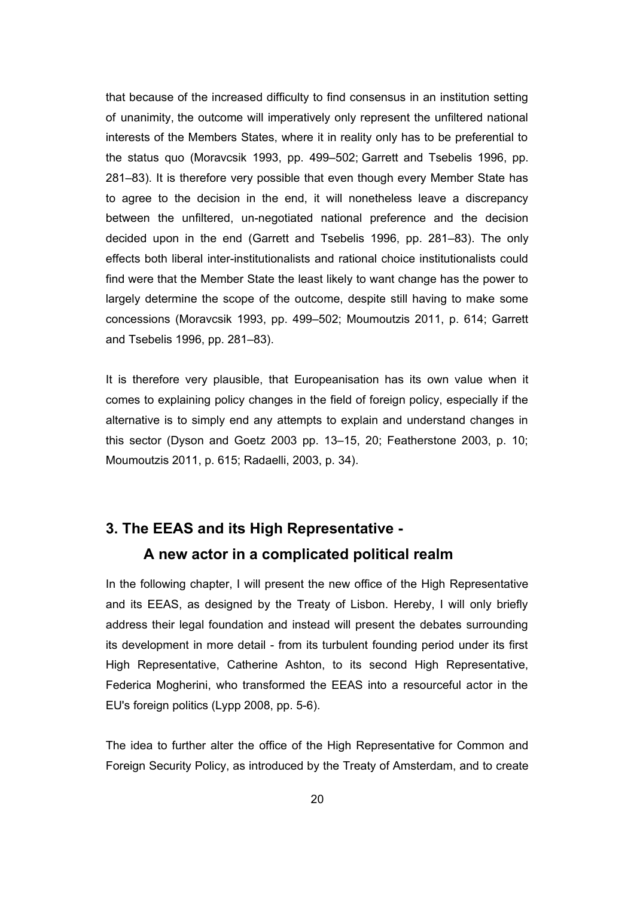that because of the increased difficulty to find consensus in an institution setting of unanimity, the outcome will imperatively only represent the unfiltered national interests of the Members States, where it in reality only has to be preferential to the status quo (Moravcsik 1993, pp. 499–502; Garrett and Tsebelis 1996, pp. 281–83). It is therefore very possible that even though every Member State has to agree to the decision in the end, it will nonetheless leave a discrepancy between the unfiltered, un-negotiated national preference and the decision decided upon in the end (Garrett and Tsebelis 1996, pp. 281–83). The only effects both liberal inter-institutionalists and rational choice institutionalists could find were that the Member State the least likely to want change has the power to largely determine the scope of the outcome, despite still having to make some concessions (Moravcsik 1993, pp. 499–502; Moumoutzis 2011, p. 614; Garrett and Tsebelis 1996, pp. 281–83).

It is therefore very plausible, that Europeanisation has its own value when it comes to explaining policy changes in the field of foreign policy, especially if the alternative is to simply end any attempts to explain and understand changes in this sector (Dyson and Goetz 2003 pp. 13–15, 20; Featherstone 2003, p. 10; Moumoutzis 2011, p. 615; Radaelli, 2003, p. 34).

## 3. The EEAS and its High Representative - A new actor in a complicated political realm

In the following chapter, I will present the new office of the High Representative and its EEAS, as designed by the Treaty of Lisbon. Hereby, I will only briefly address their legal foundation and instead will present the debates surrounding its development in more detail - from its turbulent founding period under its first High Representative, Catherine Ashton, to its second High Representative, Federica Mogherini, who transformed the EEAS into a resourceful actor in the EU's foreign politics (Lypp 2008, pp. 5-6).

The idea to further alter the office of the High Representative for Common and Foreign Security Policy, as introduced by the Treaty of Amsterdam, and to create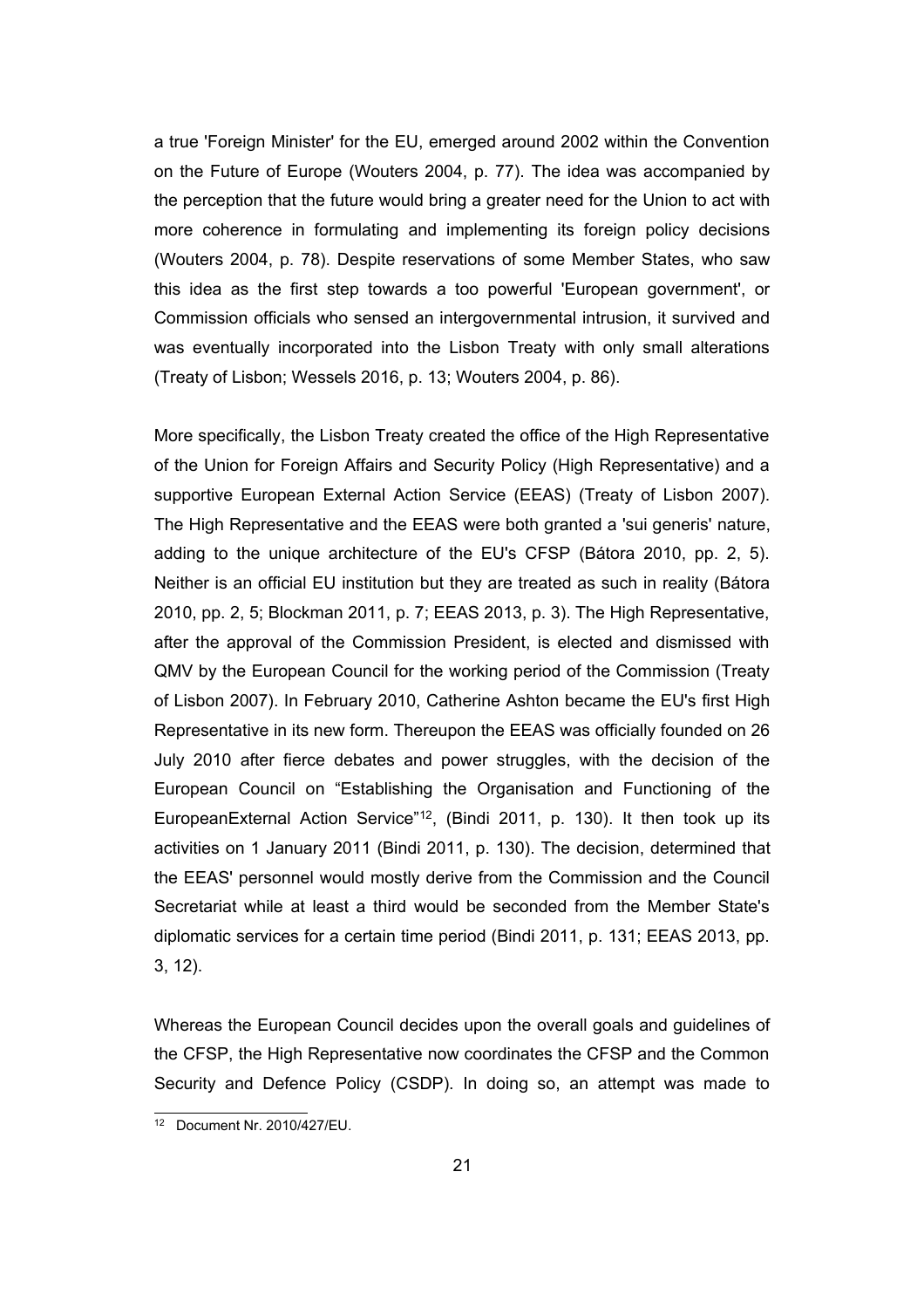a true 'Foreign Minister' for the EU, emerged around 2002 within the Convention on the Future of Europe (Wouters 2004, p. 77). The idea was accompanied by the perception that the future would bring a greater need for the Union to act with more coherence in formulating and implementing its foreign policy decisions (Wouters 2004, p. 78). Despite reservations of some Member States, who saw this idea as the first step towards a too powerful 'European government', or Commission officials who sensed an intergovernmental intrusion, it survived and was eventually incorporated into the Lisbon Treaty with only small alterations (Treaty of Lisbon; Wessels 2016, p. 13; Wouters 2004, p. 86).

More specifically, the Lisbon Treaty created the office of the High Representative of the Union for Foreign Affairs and Security Policy (High Representative) and a supportive European External Action Service (EEAS) (Treaty of Lisbon 2007). The High Representative and the EEAS were both granted a 'sui generis' nature, adding to the unique architecture of the EU's CFSP (Bátora 2010, pp. 2, 5). Neither is an official EU institution but they are treated as such in reality (Bátora 2010, pp. 2, 5; Blockman 2011, p. 7; EEAS 2013, p. 3). The High Representative, after the approval of the Commission President, is elected and dismissed with QMV by the European Council for the working period of the Commission (Treaty of Lisbon 2007). In February 2010, Catherine Ashton became the EU's first High Representative in its new form. Thereupon the EEAS was officially founded on 26 July 2010 after fierce debates and power struggles, with the decision of the European Council on “Establishing the Organisation and Functioning of the EuropeanExternal Action Service”[12], (Bindi 2011, p. 130). It then took up its activities on 1 January 2011 (Bindi 2011, p. 130). The decision, determined that the EEAS' personnel would mostly derive from the Commission and the Council Secretariat while at least a third would be seconded from the Member State's diplomatic services for a certain time period (Bindi 2011, p. 131; EEAS 2013, pp. 3, 12).

Whereas the European Council decides upon the overall goals and guidelines of the CFSP, the High Representative now coordinates the CFSP and the Common Security and Defence Policy (CSDP). In doing so, an attempt was made to

[12] Document Nr. 2010/427/EU.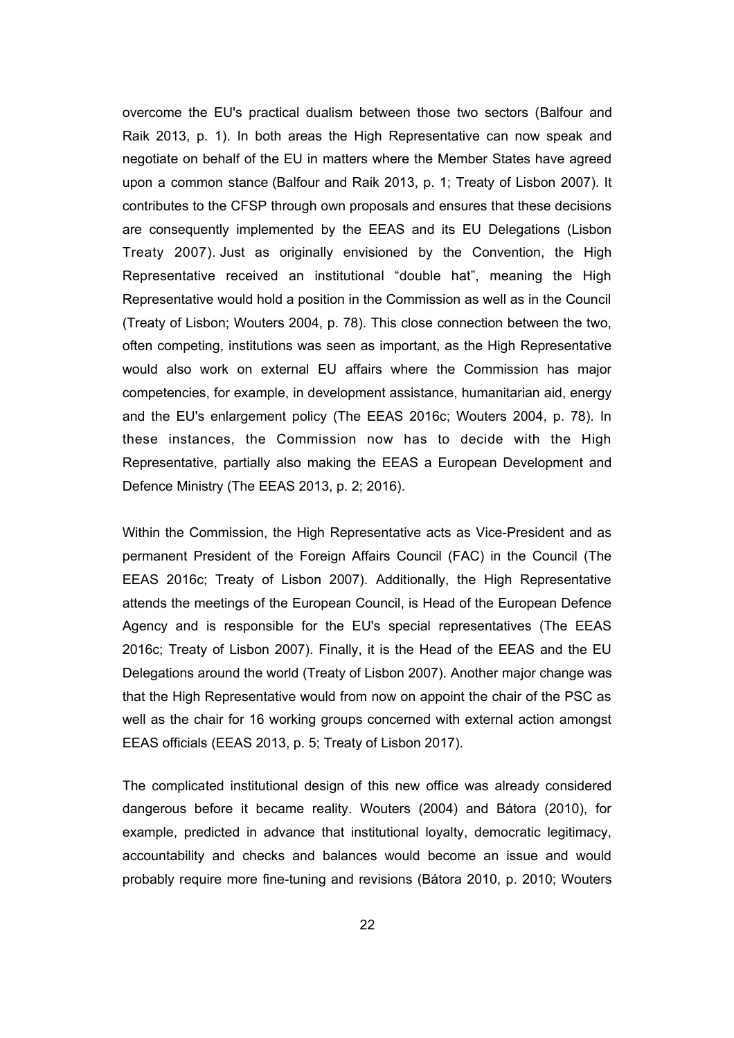overcome the EU's practical dualism between those two sectors (Balfour and Raik 2013, p. 1). In both areas the High Representative can now speak and negotiate on behalf of the EU in matters where the Member States have agreed upon a common stance (Balfour and Raik 2013, p. 1; Treaty of Lisbon 2007). It contributes to the CFSP through own proposals and ensures that these decisions are consequently implemented by the EEAS and its EU Delegations (Lisbon Treaty 2007). Just as originally envisioned by the Convention, the High Representative received an institutional "double hat", meaning the High Representative would hold a position in the Commission as well as in the Council (Treaty of Lisbon; Wouters 2004, p. 78). This close connection between the two, often competing, institutions was seen as important, as the High Representative would also work on external EU affairs where the Commission has major competencies, for example, in development assistance, humanitarian aid, energy and the EU's enlargement policy (The EEAS 2016c; Wouters 2004, p. 78). In these instances, the Commission now has to decide with the High Representative, partially also making the EEAS a European Development and Defence Ministry (The EEAS 2013, p. 2; 2016).

Within the Commission, the High Representative acts as Vice-President and as permanent President of the Foreign Affairs Council (FAC) in the Council (The EEAS 2016c; Treaty of Lisbon 2007). Additionally, the High Representative attends the meetings of the European Council, is Head of the European Defence Agency and is responsible for the EU's special representatives (The EEAS 2016c; Treaty of Lisbon 2007). Finally, it is the Head of the EEAS and the EU Delegations around the world (Treaty of Lisbon 2007). Another major change was that the High Representative would from now on appoint the chair of the PSC as well as the chair for 16 working groups concerned with external action amongst EEAS officials (EEAS 2013, p. 5; Treaty of Lisbon 2017).

The complicated institutional design of this new office was already considered dangerous before it became reality. Wouters (2004) and Bátora (2010), for example, predicted in advance that institutional loyalty, democratic legitimacy, accountability and checks and balances would become an issue and would probably require more fine-tuning and revisions (Bátora 2010, p. 2010; Wouters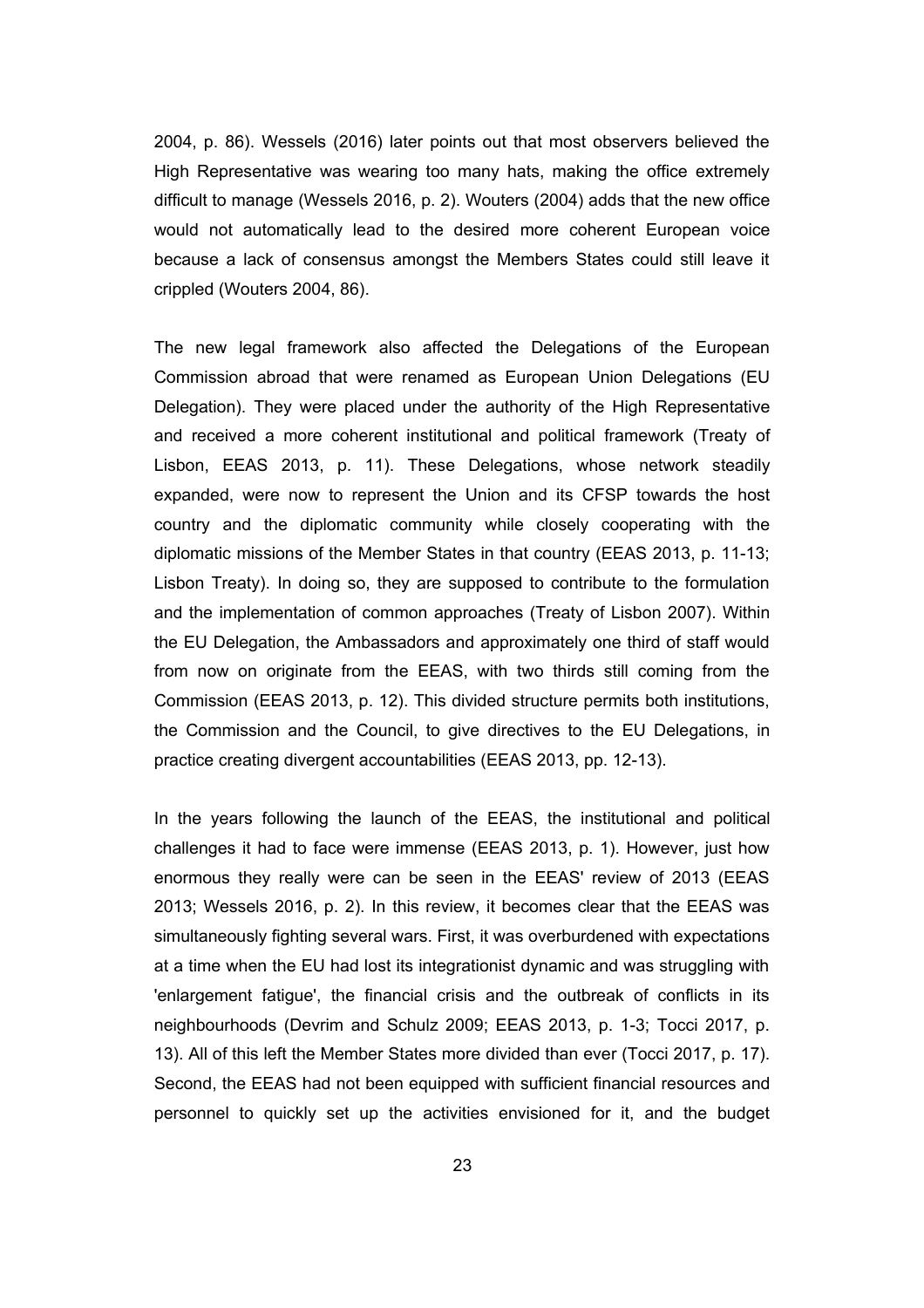2004, p. 86). Wessels (2016) later points out that most observers believed the High Representative was wearing too many hats, making the office extremely difficult to manage (Wessels 2016, p. 2). Wouters (2004) adds that the new office would not automatically lead to the desired more coherent European voice because a lack of consensus amongst the Members States could still leave it crippled (Wouters 2004, 86).

The new legal framework also affected the Delegations of the European Commission abroad that were renamed as European Union Delegations (EU Delegation). They were placed under the authority of the High Representative and received a more coherent institutional and political framework (Treaty of Lisbon, EEAS 2013, p. 11). These Delegations, whose network steadily expanded, were now to represent the Union and its CFSP towards the host country and the diplomatic community while closely cooperating with the diplomatic missions of the Member States in that country (EEAS 2013, p. 11-13; Lisbon Treaty). In doing so, they are supposed to contribute to the formulation and the implementation of common approaches (Treaty of Lisbon 2007). Within the EU Delegation, the Ambassadors and approximately one third of staff would from now on originate from the EEAS, with two thirds still coming from the Commission (EEAS 2013, p. 12). This divided structure permits both institutions, the Commission and the Council, to give directives to the EU Delegations, in practice creating divergent accountabilities (EEAS 2013, pp. 12-13).

In the years following the launch of the EEAS, the institutional and political challenges it had to face were immense (EEAS 2013, p. 1). However, just how enormous they really were can be seen in the EEAS' review of 2013 (EEAS 2013; Wessels 2016, p. 2). In this review, it becomes clear that the EEAS was simultaneously fighting several wars. First, it was overburdened with expectations at a time when the EU had lost its integrationist dynamic and was struggling with 'enlargement fatigue', the financial crisis and the outbreak of conflicts in its neighbourhoods (Devrim and Schulz 2009; EEAS 2013, p. 1-3; Tocci 2017, p. 13). All of this left the Member States more divided than ever (Tocci 2017, p. 17). Second, the EEAS had not been equipped with sufficient financial resources and personnel to quickly set up the activities envisioned for it, and the budget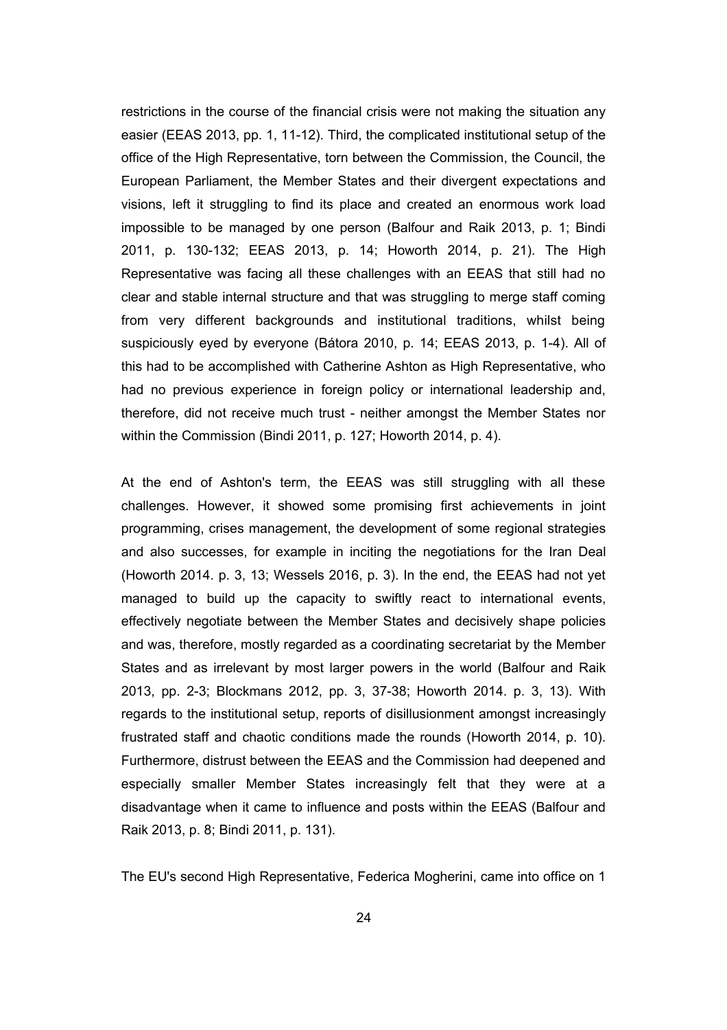restrictions in the course of the financial crisis were not making the situation any easier (EEAS 2013, pp. 1, 11-12). Third, the complicated institutional setup of the office of the High Representative, torn between the Commission, the Council, the European Parliament, the Member States and their divergent expectations and visions, left it struggling to find its place and created an enormous work load impossible to be managed by one person (Balfour and Raik 2013, p. 1; Bindi 2011, p. 130-132; EEAS 2013, p. 14; Howorth 2014, p. 21). The High Representative was facing all these challenges with an EEAS that still had no clear and stable internal structure and that was struggling to merge staff coming from very different backgrounds and institutional traditions, whilst being suspiciously eyed by everyone (Bátora 2010, p. 14; EEAS 2013, p. 1-4). All of this had to be accomplished with Catherine Ashton as High Representative, who had no previous experience in foreign policy or international leadership and, therefore, did not receive much trust - neither amongst the Member States nor within the Commission (Bindi 2011, p. 127; Howorth 2014, p. 4).

At the end of Ashton's term, the EEAS was still struggling with all these challenges. However, it showed some promising first achievements in joint programming, crises management, the development of some regional strategies and also successes, for example in inciting the negotiations for the Iran Deal (Howorth 2014. p. 3, 13; Wessels 2016, p. 3). In the end, the EEAS had not yet managed to build up the capacity to swiftly react to international events, effectively negotiate between the Member States and decisively shape policies and was, therefore, mostly regarded as a coordinating secretariat by the Member States and as irrelevant by most larger powers in the world (Balfour and Raik 2013, pp. 2-3; Blockmans 2012, pp. 3, 37-38; Howorth 2014. p. 3, 13). With regards to the institutional setup, reports of disillusionment amongst increasingly frustrated staff and chaotic conditions made the rounds (Howorth 2014, p. 10). Furthermore, distrust between the EEAS and the Commission had deepened and especially smaller Member States increasingly felt that they were at a disadvantage when it came to influence and posts within the EEAS (Balfour and Raik 2013, p. 8; Bindi 2011, p. 131).

The EU's second High Representative, Federica Mogherini, came into office on 1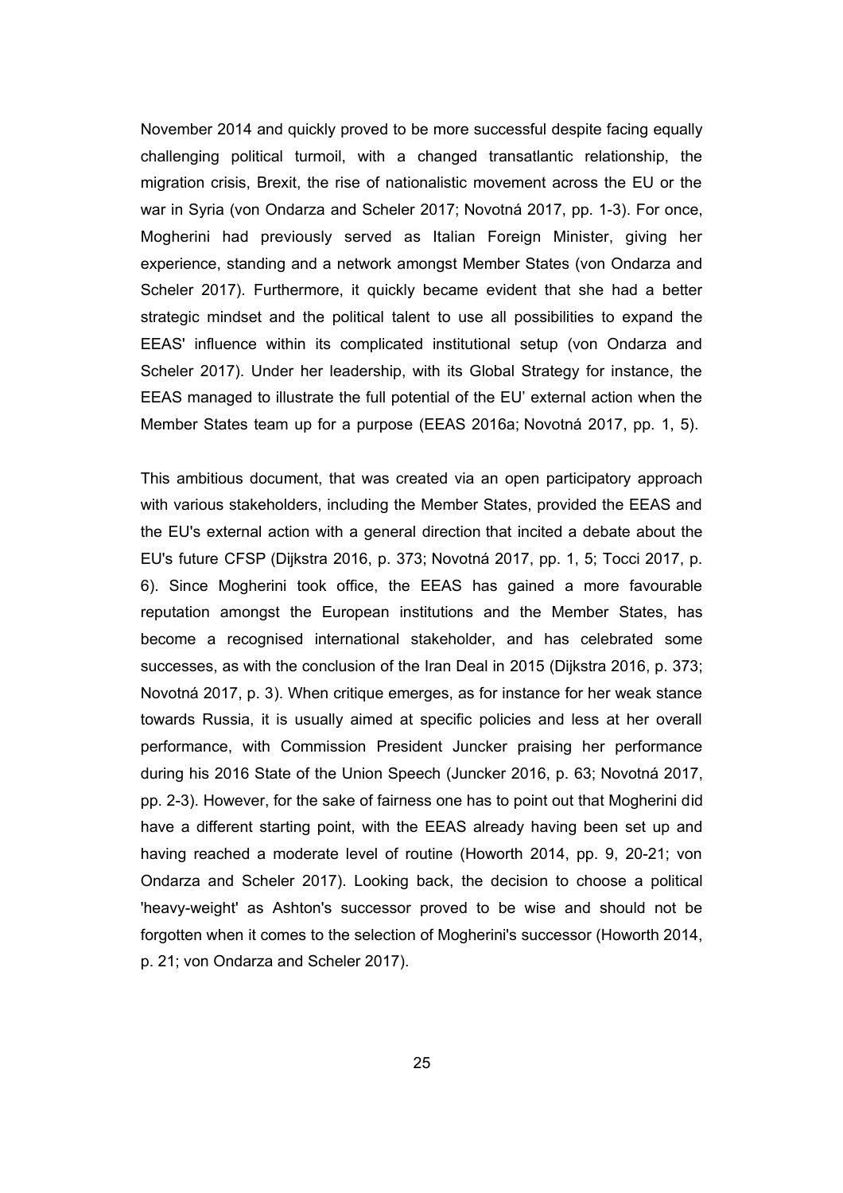November 2014 and quickly proved to be more successful despite facing equally challenging political turmoil, with a changed transatlantic relationship, the migration crisis, Brexit, the rise of nationalistic movement across the EU or the war in Syria (von Ondarza and Scheler 2017; Novotná 2017, pp. 1-3). For once, Mogherini had previously served as Italian Foreign Minister, giving her experience, standing and a network amongst Member States (von Ondarza and Scheler 2017). Furthermore, it quickly became evident that she had a better strategic mindset and the political talent to use all possibilities to expand the EEAS' influence within its complicated institutional setup (von Ondarza and Scheler 2017). Under her leadership, with its Global Strategy for instance, the EEAS managed to illustrate the full potential of the EU' external action when the Member States team up for a purpose (EEAS 2016a; Novotná 2017, pp. 1, 5).

This ambitious document, that was created via an open participatory approach with various stakeholders, including the Member States, provided the EEAS and the EU's external action with a general direction that incited a debate about the EU's future CFSP (Dijkstra 2016, p. 373; Novotná 2017, pp. 1, 5; Tocci 2017, p. 6). Since Mogherini took office, the EEAS has gained a more favourable reputation amongst the European institutions and the Member States, has become a recognised international stakeholder, and has celebrated some successes, as with the conclusion of the Iran Deal in 2015 (Dijkstra 2016, p. 373; Novotná 2017, p. 3). When critique emerges, as for instance for her weak stance towards Russia, it is usually aimed at specific policies and less at her overall performance, with Commission President Juncker praising her performance during his 2016 State of the Union Speech (Juncker 2016, p. 63; Novotná 2017, pp. 2-3). However, for the sake of fairness one has to point out that Mogherini did have a different starting point, with the EEAS already having been set up and having reached a moderate level of routine (Howorth 2014, pp. 9, 20-21; von Ondarza and Scheler 2017). Looking back, the decision to choose a political 'heavy-weight' as Ashton's successor proved to be wise and should not be forgotten when it comes to the selection of Mogherini's successor (Howorth 2014, p. 21; von Ondarza and Scheler 2017).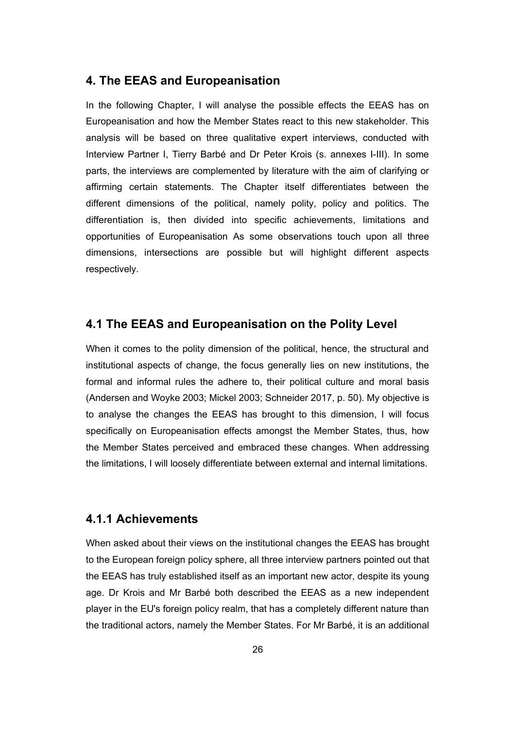## 4. The EEAS and Europeanisation

In the following Chapter, I will analyse the possible effects the EEAS has on Europeanisation and how the Member States react to this new stakeholder. This analysis will be based on three qualitative expert interviews, conducted with Interview Partner I, Tierry Barbé and Dr Peter Krois (s. annexes I-III). In some parts, the interviews are complemented by literature with the aim of clarifying or affirming certain statements. The Chapter itself differentiates between the different dimensions of the political, namely polity, policy and politics. The differentiation is, then divided into specific achievements, limitations and opportunities of Europeanisation As some observations touch upon all three dimensions, intersections are possible but will highlight different aspects respectively.

## 4.1 The EEAS and Europeanisation on the Polity Level

When it comes to the polity dimension of the political, hence, the structural and institutional aspects of change, the focus generally lies on new institutions, the formal and informal rules the adhere to, their political culture and moral basis (Andersen and Woyke 2003; Mickel 2003; Schneider 2017, p. 50). My objective is to analyse the changes the EEAS has brought to this dimension, I will focus specifically on Europeanisation effects amongst the Member States, thus, how the Member States perceived and embraced these changes. When addressing the limitations, I will loosely differentiate between external and internal limitations.

### 4.1.1 Achievements

When asked about their views on the institutional changes the EEAS has brought to the European foreign policy sphere, all three interview partners pointed out that the EEAS has truly established itself as an important new actor, despite its young age. Dr Krois and Mr Barbé both described the EEAS as a new independent player in the EU's foreign policy realm, that has a completely different nature than the traditional actors, namely the Member States. For Mr Barbé, it is an additional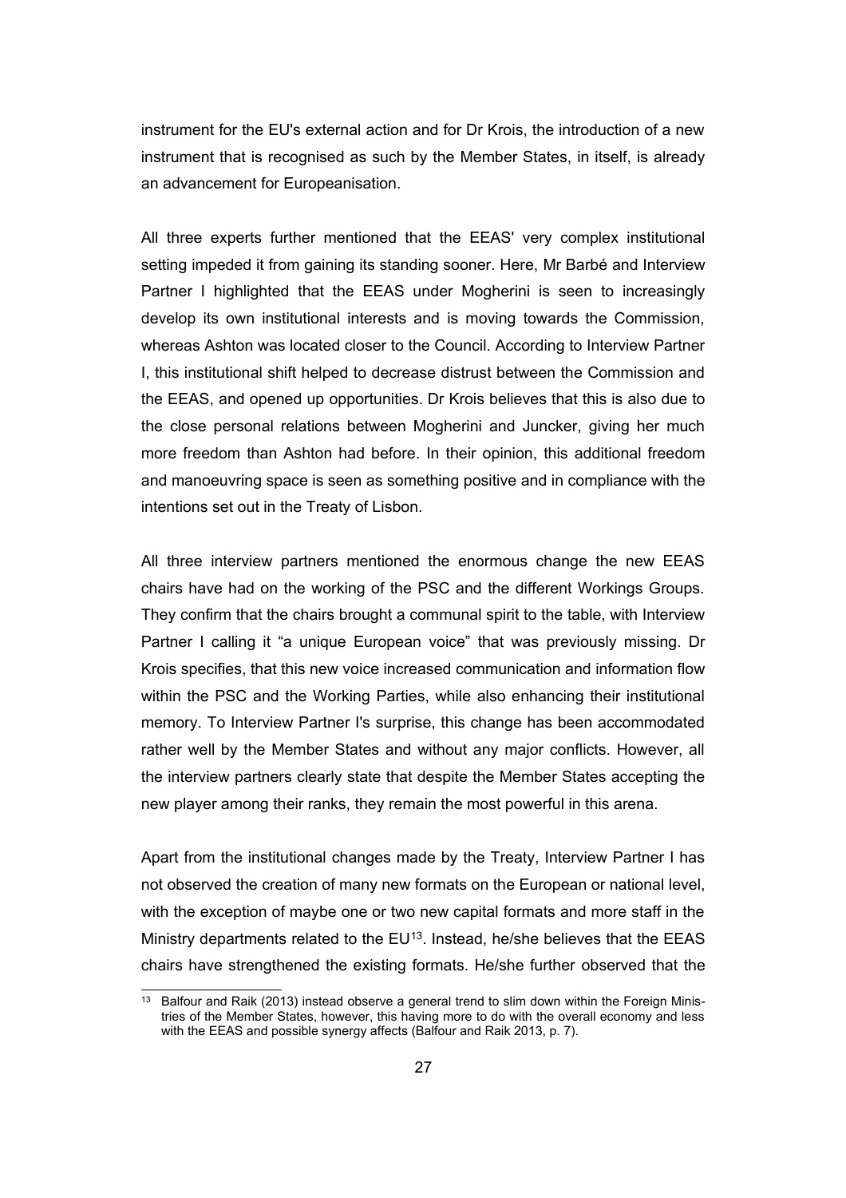instrument for the EU's external action and for Dr Krois, the introduction of a new instrument that is recognised as such by the Member States, in itself, is already an advancement for Europeanisation.

All three experts further mentioned that the EEAS' very complex institutional setting impeded it from gaining its standing sooner. Here, Mr Barbé and Interview Partner I highlighted that the EEAS under Mogherini is seen to increasingly develop its own institutional interests and is moving towards the Commission, whereas Ashton was located closer to the Council. According to Interview Partner I, this institutional shift helped to decrease distrust between the Commission and the EEAS, and opened up opportunities. Dr Krois believes that this is also due to the close personal relations between Mogherini and Juncker, giving her much more freedom than Ashton had before. In their opinion, this additional freedom and manoeuvring space is seen as something positive and in compliance with the intentions set out in the Treaty of Lisbon.

All three interview partners mentioned the enormous change the new EEAS chairs have had on the working of the PSC and the different Workings Groups. They confirm that the chairs brought a communal spirit to the table, with Interview Partner I calling it "a unique European voice" that was previously missing. Dr Krois specifies, that this new voice increased communication and information flow within the PSC and the Working Parties, while also enhancing their institutional memory. To Interview Partner I's surprise, this change has been accommodated rather well by the Member States and without any major conflicts. However, all the interview partners clearly state that despite the Member States accepting the new player among their ranks, they remain the most powerful in this arena.

Apart from the institutional changes made by the Treaty, Interview Partner I has not observed the creation of many new formats on the European or national level, with the exception of maybe one or two new capital formats and more staff in the Ministry departments related to the EU[13]. Instead, he/she believes that the EEAS chairs have strengthened the existing formats. He/she further observed that the

[13] Balfour and Raik (2013) instead observe a general trend to slim down within the Foreign Ministries of the Member States, however, this having more to do with the overall economy and less with the EEAS and possible synergy affects (Balfour and Raik 2013, p. 7).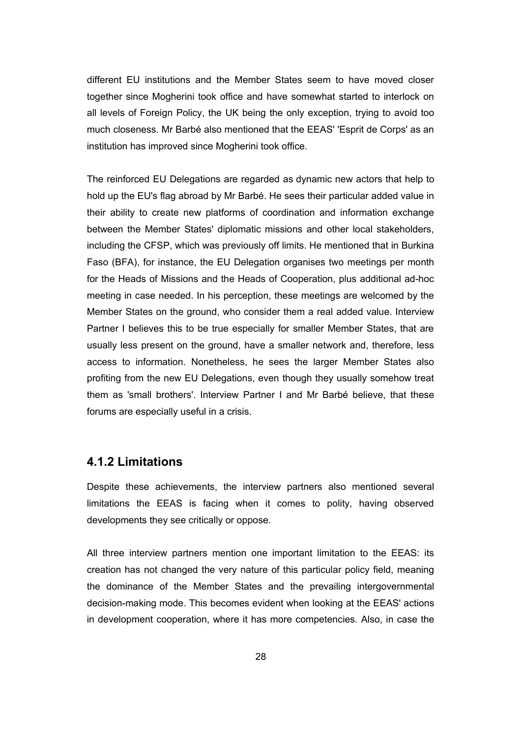different EU institutions and the Member States seem to have moved closer together since Mogherini took office and have somewhat started to interlock on all levels of Foreign Policy, the UK being the only exception, trying to avoid too much closeness. Mr Barbé also mentioned that the EEAS' 'Esprit de Corps' as an institution has improved since Mogherini took office.

The reinforced EU Delegations are regarded as dynamic new actors that help to hold up the EU's flag abroad by Mr Barbé. He sees their particular added value in their ability to create new platforms of coordination and information exchange between the Member States' diplomatic missions and other local stakeholders, including the CFSP, which was previously off limits. He mentioned that in Burkina Faso (BFA), for instance, the EU Delegation organises two meetings per month for the Heads of Missions and the Heads of Cooperation, plus additional ad-hoc meeting in case needed. In his perception, these meetings are welcomed by the Member States on the ground, who consider them a real added value. Interview Partner I believes this to be true especially for smaller Member States, that are usually less present on the ground, have a smaller network and, therefore, less access to information. Nonetheless, he sees the larger Member States also profiting from the new EU Delegations, even though they usually somehow treat them as 'small brothers'. Interview Partner I and Mr Barbé believe, that these forums are especially useful in a crisis.

### 4.1.2 Limitations

Despite these achievements, the interview partners also mentioned several limitations the EEAS is facing when it comes to polity, having observed developments they see critically or oppose.

All three interview partners mention one important limitation to the EEAS: its creation has not changed the very nature of this particular policy field, meaning the dominance of the Member States and the prevailing intergovernmental decision-making mode. This becomes evident when looking at the EEAS' actions in development cooperation, where it has more competencies. Also, in case the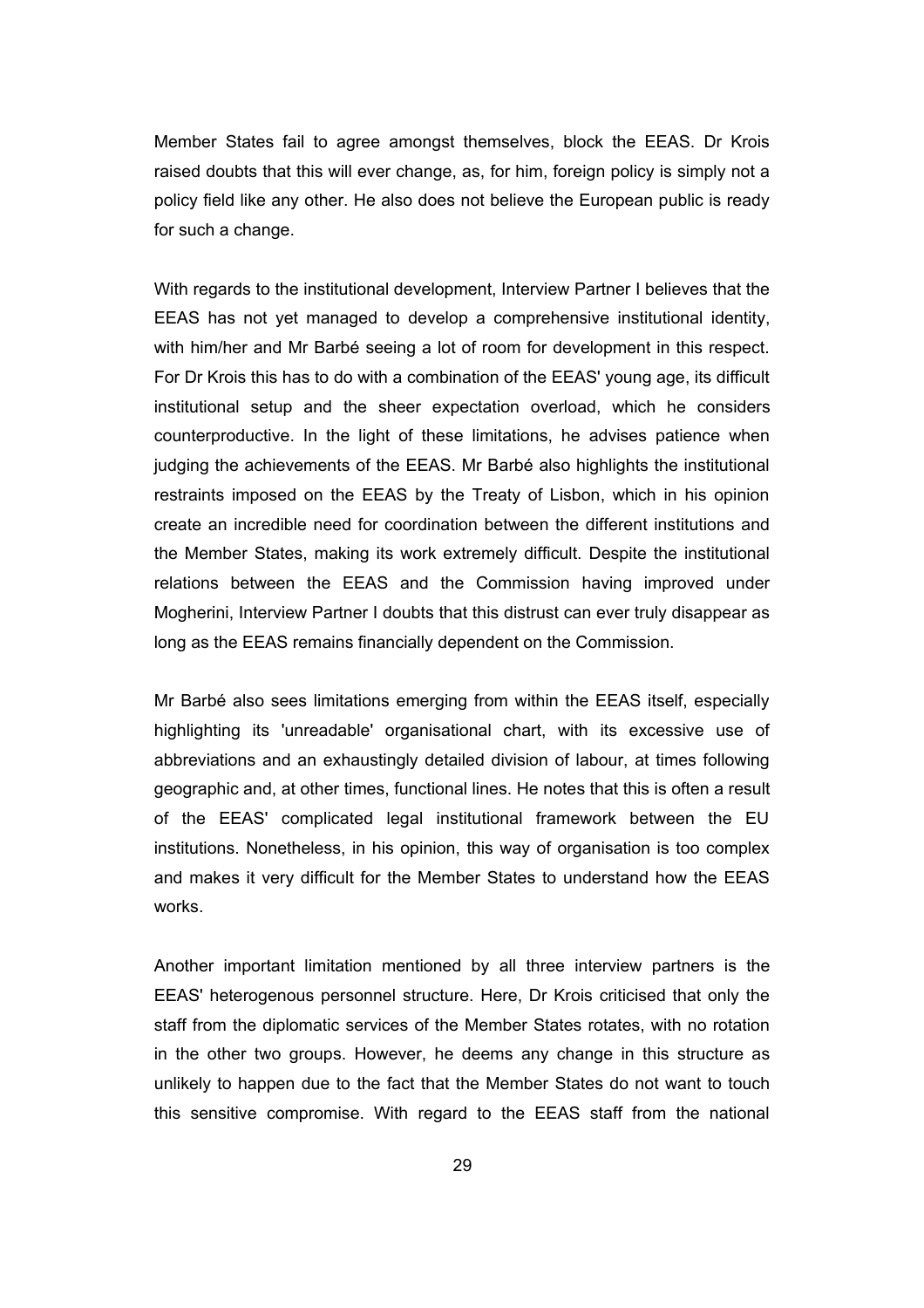Member States fail to agree amongst themselves, block the EEAS. Dr Krois raised doubts that this will ever change, as, for him, foreign policy is simply not a policy field like any other. He also does not believe the European public is ready for such a change.

With regards to the institutional development, Interview Partner I believes that the EEAS has not yet managed to develop a comprehensive institutional identity, with him/her and Mr Barbé seeing a lot of room for development in this respect. For Dr Krois this has to do with a combination of the EEAS' young age, its difficult institutional setup and the sheer expectation overload, which he considers counterproductive. In the light of these limitations, he advises patience when judging the achievements of the EEAS. Mr Barbé also highlights the institutional restraints imposed on the EEAS by the Treaty of Lisbon, which in his opinion create an incredible need for coordination between the different institutions and the Member States, making its work extremely difficult. Despite the institutional relations between the EEAS and the Commission having improved under Mogherini, Interview Partner I doubts that this distrust can ever truly disappear as long as the EEAS remains financially dependent on the Commission.

Mr Barbé also sees limitations emerging from within the EEAS itself, especially highlighting its 'unreadable' organisational chart, with its excessive use of abbreviations and an exhaustingly detailed division of labour, at times following geographic and, at other times, functional lines. He notes that this is often a result of the EEAS' complicated legal institutional framework between the EU institutions. Nonetheless, in his opinion, this way of organisation is too complex and makes it very difficult for the Member States to understand how the EEAS works.

Another important limitation mentioned by all three interview partners is the EEAS' heterogenous personnel structure. Here, Dr Krois criticised that only the staff from the diplomatic services of the Member States rotates, with no rotation in the other two groups. However, he deems any change in this structure as unlikely to happen due to the fact that the Member States do not want to touch this sensitive compromise. With regard to the EEAS staff from the national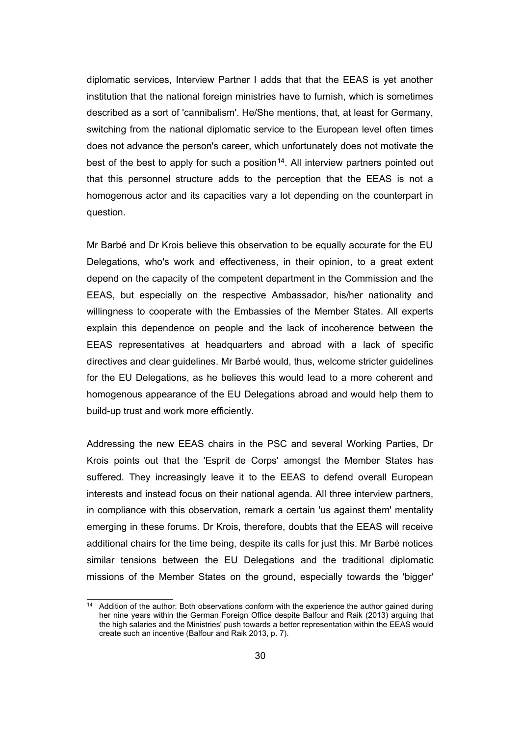diplomatic services, Interview Partner I adds that that the EEAS is yet another institution that the national foreign ministries have to furnish, which is sometimes described as a sort of 'cannibalism'. He/She mentions, that, at least for Germany, switching from the national diplomatic service to the European level often times does not advance the person's career, which unfortunately does not motivate the best of the best to apply for such a position[14]. All interview partners pointed out that this personnel structure adds to the perception that the EEAS is not a homogenous actor and its capacities vary a lot depending on the counterpart in question.

Mr Barbé and Dr Krois believe this observation to be equally accurate for the EU Delegations, who's work and effectiveness, in their opinion, to a great extent depend on the capacity of the competent department in the Commission and the EEAS, but especially on the respective Ambassador, his/her nationality and willingness to cooperate with the Embassies of the Member States. All experts explain this dependence on people and the lack of incoherence between the EEAS representatives at headquarters and abroad with a lack of specific directives and clear guidelines. Mr Barbé would, thus, welcome stricter guidelines for the EU Delegations, as he believes this would lead to a more coherent and homogenous appearance of the EU Delegations abroad and would help them to build-up trust and work more efficiently.

Addressing the new EEAS chairs in the PSC and several Working Parties, Dr Krois points out that the 'Esprit de Corps' amongst the Member States has suffered. They increasingly leave it to the EEAS to defend overall European interests and instead focus on their national agenda. All three interview partners, in compliance with this observation, remark a certain 'us against them' mentality emerging in these forums. Dr Krois, therefore, doubts that the EEAS will receive additional chairs for the time being, despite its calls for just this. Mr Barbé notices similar tensions between the EU Delegations and the traditional diplomatic missions of the Member States on the ground, especially towards the 'bigger'

---

[14] Addition of the author: Both observations conform with the experience the author gained during her nine years within the German Foreign Office despite Balfour and Raik (2013) arguing that the high salaries and the Ministries' push towards a better representation within the EEAS would create such an incentive (Balfour and Raik 2013, p. 7).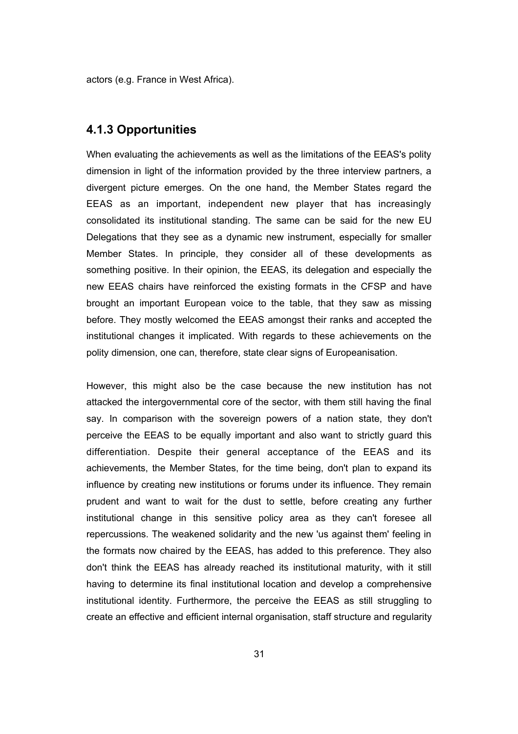actors (e.g. France in West Africa).

### 4.1.3 Opportunities

When evaluating the achievements as well as the limitations of the EEAS's polity dimension in light of the information provided by the three interview partners, a divergent picture emerges. On the one hand, the Member States regard the EEAS as an important, independent new player that has increasingly consolidated its institutional standing. The same can be said for the new EU Delegations that they see as a dynamic new instrument, especially for smaller Member States. In principle, they consider all of these developments as something positive. In their opinion, the EEAS, its delegation and especially the new EEAS chairs have reinforced the existing formats in the CFSP and have brought an important European voice to the table, that they saw as missing before. They mostly welcomed the EEAS amongst their ranks and accepted the institutional changes it implicated. With regards to these achievements on the polity dimension, one can, therefore, state clear signs of Europeanisation.

However, this might also be the case because the new institution has not attacked the intergovernmental core of the sector, with them still having the final say. In comparison with the sovereign powers of a nation state, they don't perceive the EEAS to be equally important and also want to strictly guard this differentiation. Despite their general acceptance of the EEAS and its achievements, the Member States, for the time being, don't plan to expand its influence by creating new institutions or forums under its influence. They remain prudent and want to wait for the dust to settle, before creating any further institutional change in this sensitive policy area as they can't foresee all repercussions. The weakened solidarity and the new 'us against them' feeling in the formats now chaired by the EEAS, has added to this preference. They also don't think the EEAS has already reached its institutional maturity, with it still having to determine its final institutional location and develop a comprehensive institutional identity. Furthermore, the perceive the EEAS as still struggling to create an effective and efficient internal organisation, staff structure and regularity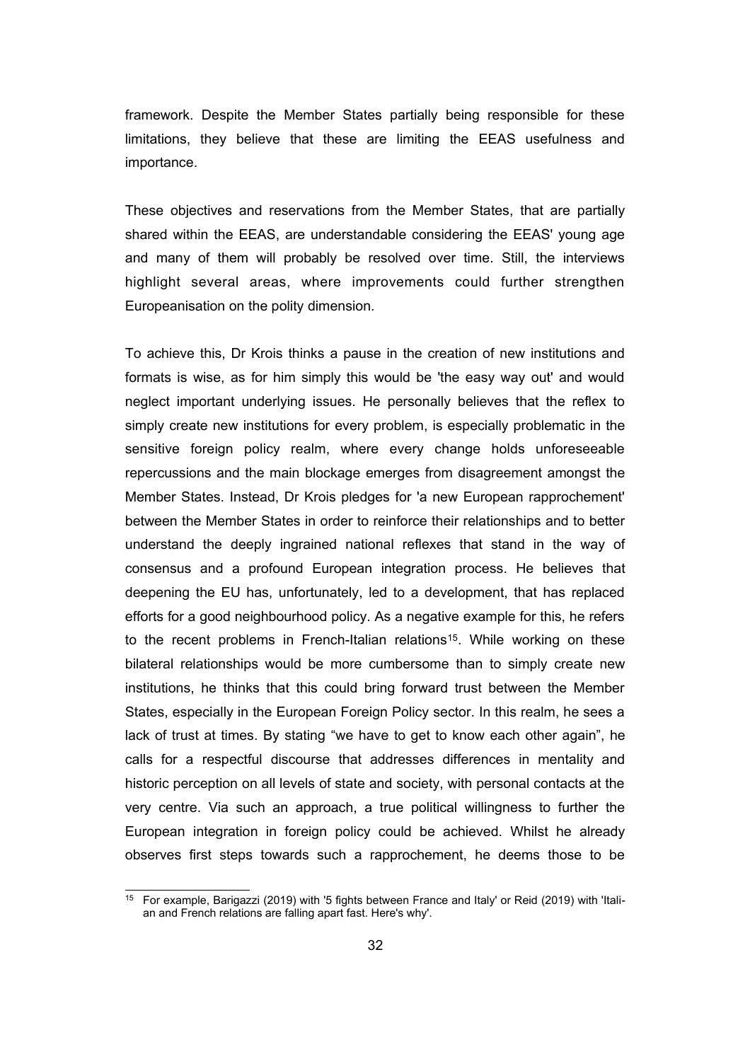framework. Despite the Member States partially being responsible for these limitations, they believe that these are limiting the EEAS usefulness and importance.

These objectives and reservations from the Member States, that are partially shared within the EEAS, are understandable considering the EEAS' young age and many of them will probably be resolved over time. Still, the interviews highlight several areas, where improvements could further strengthen Europeanisation on the polity dimension.

To achieve this, Dr Krois thinks a pause in the creation of new institutions and formats is wise, as for him simply this would be 'the easy way out' and would neglect important underlying issues. He personally believes that the reflex to simply create new institutions for every problem, is especially problematic in the sensitive foreign policy realm, where every change holds unforeseeable repercussions and the main blockage emerges from disagreement amongst the Member States. Instead, Dr Krois pledges for 'a new European rapprochement' between the Member States in order to reinforce their relationships and to better understand the deeply ingrained national reflexes that stand in the way of consensus and a profound European integration process. He believes that deepening the EU has, unfortunately, led to a development, that has replaced efforts for a good neighbourhood policy. As a negative example for this, he refers to the recent problems in French-Italian relations[15]. While working on these bilateral relationships would be more cumbersome than to simply create new institutions, he thinks that this could bring forward trust between the Member States, especially in the European Foreign Policy sector. In this realm, he sees a lack of trust at times. By stating “we have to get to know each other again”, he calls for a respectful discourse that addresses differences in mentality and historic perception on all levels of state and society, with personal contacts at the very centre. Via such an approach, a true political willingness to further the European integration in foreign policy could be achieved. Whilst he already observes first steps towards such a rapprochement, he deems those to be

---

[15] For example, Barigazzi (2019) with '5 fights between France and Italy' or Reid (2019) with 'Italian and French relations are falling apart fast. Here's why'.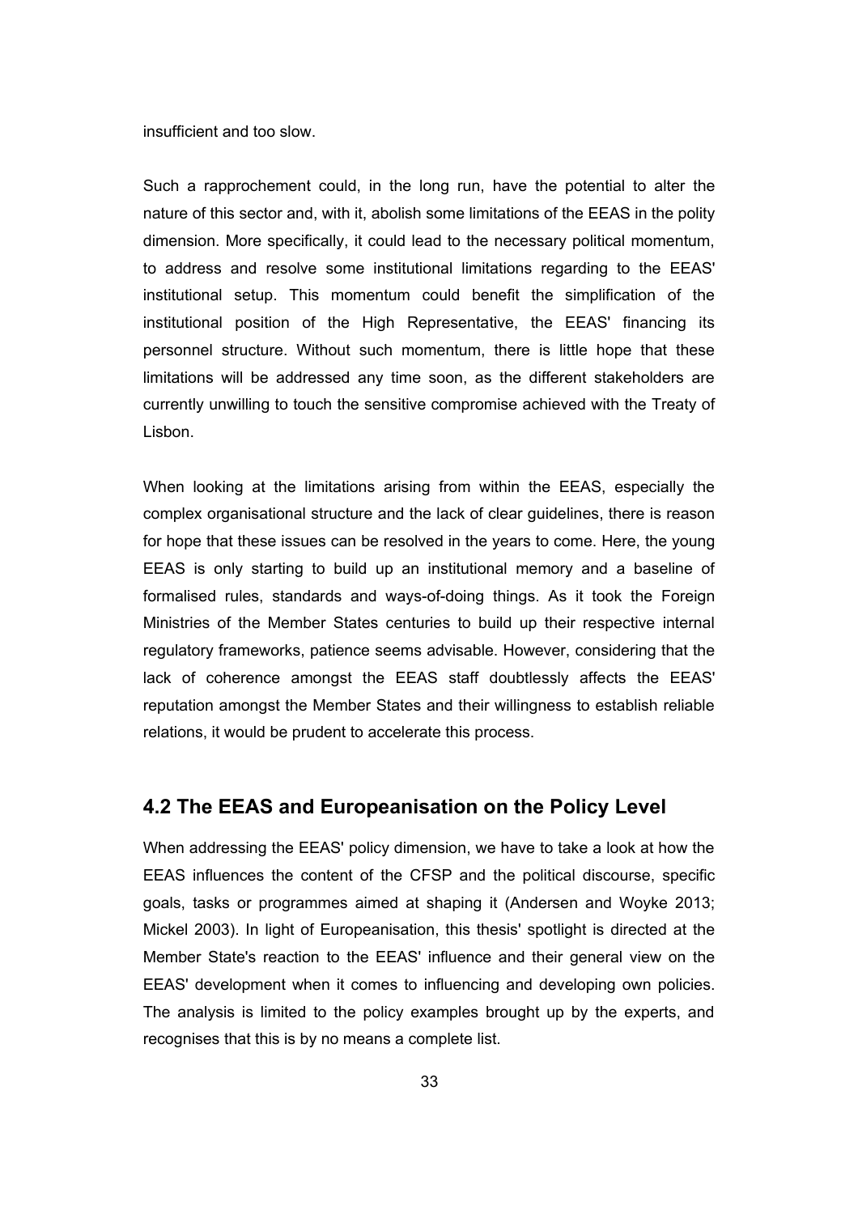insufficient and too slow.

Such a rapprochement could, in the long run, have the potential to alter the nature of this sector and, with it, abolish some limitations of the EEAS in the polity dimension. More specifically, it could lead to the necessary political momentum, to address and resolve some institutional limitations regarding to the EEAS' institutional setup. This momentum could benefit the simplification of the institutional position of the High Representative, the EEAS' financing its personnel structure. Without such momentum, there is little hope that these limitations will be addressed any time soon, as the different stakeholders are currently unwilling to touch the sensitive compromise achieved with the Treaty of Lisbon.

When looking at the limitations arising from within the EEAS, especially the complex organisational structure and the lack of clear guidelines, there is reason for hope that these issues can be resolved in the years to come. Here, the young EEAS is only starting to build up an institutional memory and a baseline of formalised rules, standards and ways-of-doing things. As it took the Foreign Ministries of the Member States centuries to build up their respective internal regulatory frameworks, patience seems advisable. However, considering that the lack of coherence amongst the EEAS staff doubtlessly affects the EEAS' reputation amongst the Member States and their willingness to establish reliable relations, it would be prudent to accelerate this process.

## 4.2 The EEAS and Europeanisation on the Policy Level

When addressing the EEAS' policy dimension, we have to take a look at how the EEAS influences the content of the CFSP and the political discourse, specific goals, tasks or programmes aimed at shaping it (Andersen and Woyke 2013; Mickel 2003). In light of Europeanisation, this thesis' spotlight is directed at the Member State's reaction to the EEAS' influence and their general view on the EEAS' development when it comes to influencing and developing own policies. The analysis is limited to the policy examples brought up by the experts, and recognises that this is by no means a complete list.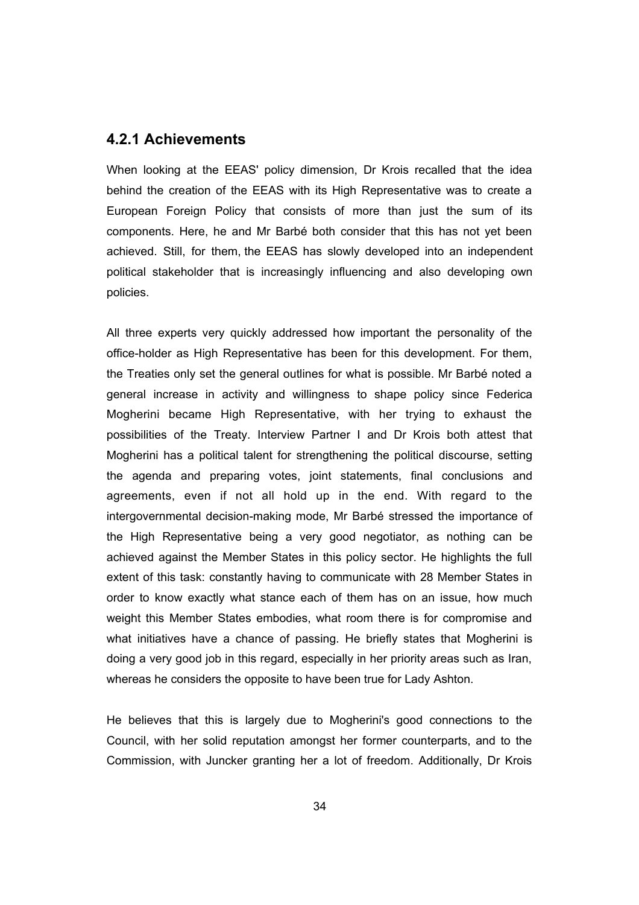### 4.2.1 Achievements

When looking at the EEAS' policy dimension, Dr Krois recalled that the idea behind the creation of the EEAS with its High Representative was to create a European Foreign Policy that consists of more than just the sum of its components. Here, he and Mr Barbé both consider that this has not yet been achieved. Still, for them, the EEAS has slowly developed into an independent political stakeholder that is increasingly influencing and also developing own policies.

All three experts very quickly addressed how important the personality of the office-holder as High Representative has been for this development. For them, the Treaties only set the general outlines for what is possible. Mr Barbé noted a general increase in activity and willingness to shape policy since Federica Mogherini became High Representative, with her trying to exhaust the possibilities of the Treaty. Interview Partner I and Dr Krois both attest that Mogherini has a political talent for strengthening the political discourse, setting the agenda and preparing votes, joint statements, final conclusions and agreements, even if not all hold up in the end. With regard to the intergovernmental decision-making mode, Mr Barbé stressed the importance of the High Representative being a very good negotiator, as nothing can be achieved against the Member States in this policy sector. He highlights the full extent of this task: constantly having to communicate with 28 Member States in order to know exactly what stance each of them has on an issue, how much weight this Member States embodies, what room there is for compromise and what initiatives have a chance of passing. He briefly states that Mogherini is doing a very good job in this regard, especially in her priority areas such as Iran, whereas he considers the opposite to have been true for Lady Ashton.

He believes that this is largely due to Mogherini's good connections to the Council, with her solid reputation amongst her former counterparts, and to the Commission, with Juncker granting her a lot of freedom. Additionally, Dr Krois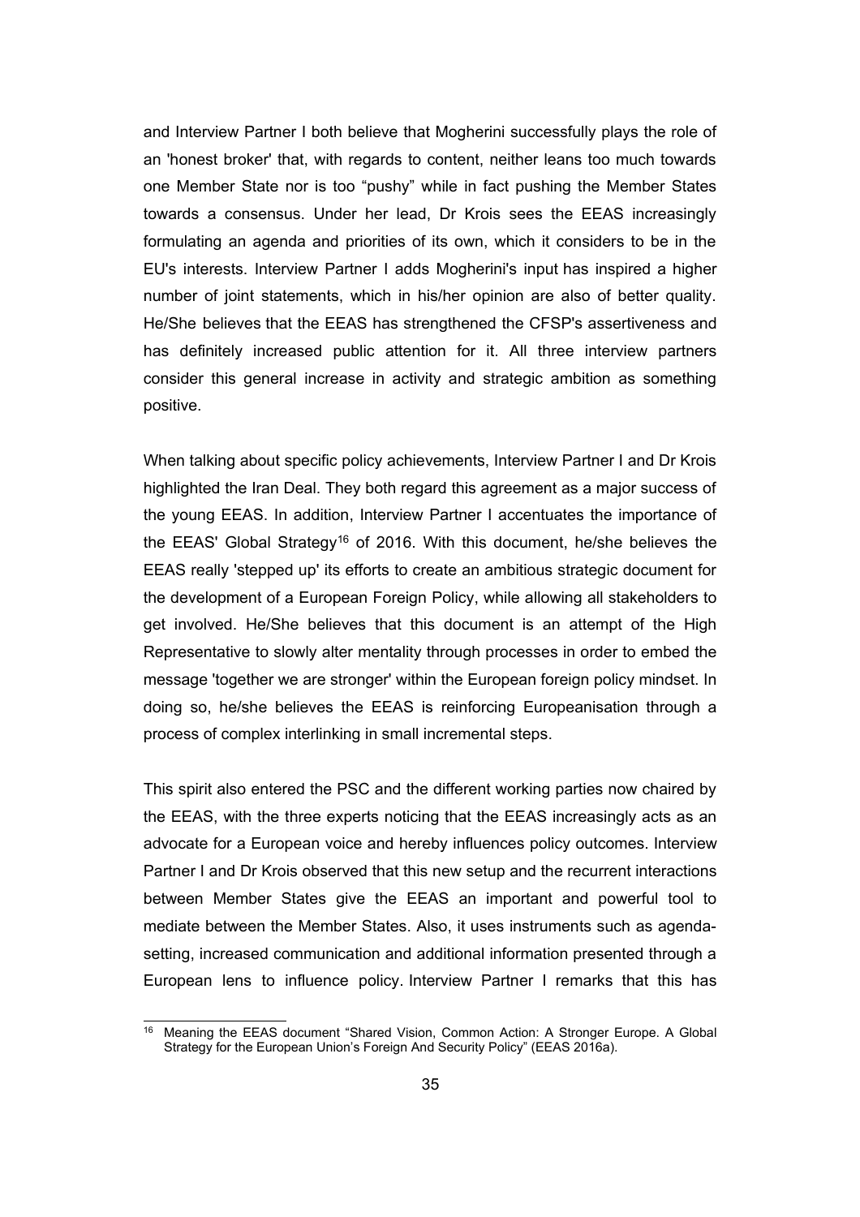and Interview Partner I both believe that Mogherini successfully plays the role of an 'honest broker' that, with regards to content, neither leans too much towards one Member State nor is too "pushy" while in fact pushing the Member States towards a consensus. Under her lead, Dr Krois sees the EEAS increasingly formulating an agenda and priorities of its own, which it considers to be in the EU's interests. Interview Partner I adds Mogherini's input has inspired a higher number of joint statements, which in his/her opinion are also of better quality. He/She believes that the EEAS has strengthened the CFSP's assertiveness and has definitely increased public attention for it. All three interview partners consider this general increase in activity and strategic ambition as something positive.

When talking about specific policy achievements, Interview Partner I and Dr Krois highlighted the Iran Deal. They both regard this agreement as a major success of the young EEAS. In addition, Interview Partner I accentuates the importance of the EEAS' Global Strategy[16] of 2016. With this document, he/she believes the EEAS really 'stepped up' its efforts to create an ambitious strategic document for the development of a European Foreign Policy, while allowing all stakeholders to get involved. He/She believes that this document is an attempt of the High Representative to slowly alter mentality through processes in order to embed the message 'together we are stronger' within the European foreign policy mindset. In doing so, he/she believes the EEAS is reinforcing Europeanisation through a process of complex interlinking in small incremental steps.

This spirit also entered the PSC and the different working parties now chaired by the EEAS, with the three experts noticing that the EEAS increasingly acts as an advocate for a European voice and hereby influences policy outcomes. Interview Partner I and Dr Krois observed that this new setup and the recurrent interactions between Member States give the EEAS an important and powerful tool to mediate between the Member States. Also, it uses instruments such as agenda-setting, increased communication and additional information presented through a European lens to influence policy. Interview Partner I remarks that this has

[16] Meaning the EEAS document "Shared Vision, Common Action: A Stronger Europe. A Global Strategy for the European Union's Foreign And Security Policy" (EEAS 2016a).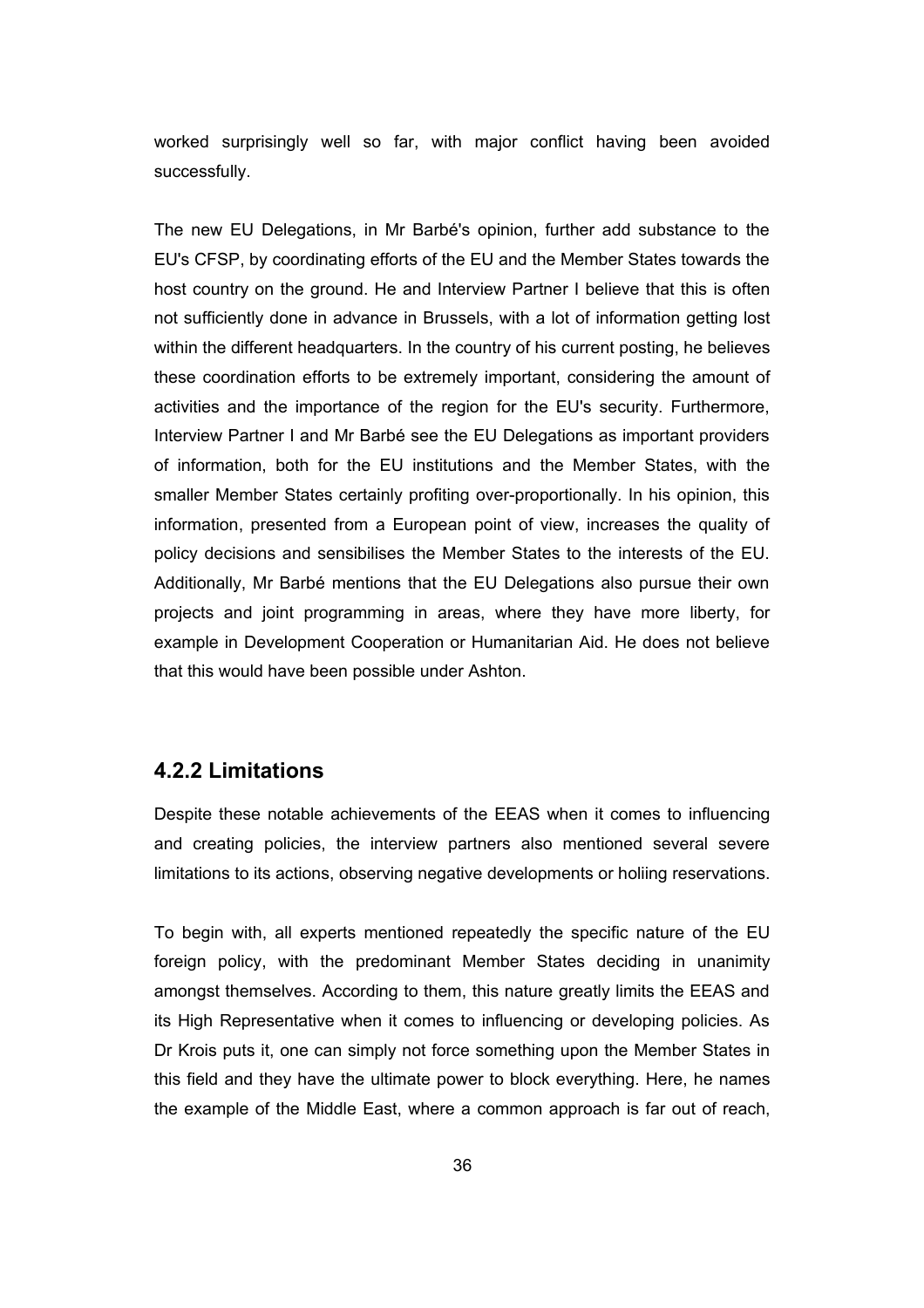worked surprisingly well so far, with major conflict having been avoided successfully.

The new EU Delegations, in Mr Barbé's opinion, further add substance to the EU's CFSP, by coordinating efforts of the EU and the Member States towards the host country on the ground. He and Interview Partner I believe that this is often not sufficiently done in advance in Brussels, with a lot of information getting lost within the different headquarters. In the country of his current posting, he believes these coordination efforts to be extremely important, considering the amount of activities and the importance of the region for the EU's security. Furthermore, Interview Partner I and Mr Barbé see the EU Delegations as important providers of information, both for the EU institutions and the Member States, with the smaller Member States certainly profiting over-proportionally. In his opinion, this information, presented from a European point of view, increases the quality of policy decisions and sensibilises the Member States to the interests of the EU. Additionally, Mr Barbé mentions that the EU Delegations also pursue their own projects and joint programming in areas, where they have more liberty, for example in Development Cooperation or Humanitarian Aid. He does not believe that this would have been possible under Ashton.

### 4.2.2 Limitations

Despite these notable achievements of the EEAS when it comes to influencing and creating policies, the interview partners also mentioned several severe limitations to its actions, observing negative developments or holiing reservations.

To begin with, all experts mentioned repeatedly the specific nature of the EU foreign policy, with the predominant Member States deciding in unanimity amongst themselves. According to them, this nature greatly limits the EEAS and its High Representative when it comes to influencing or developing policies. As Dr Krois puts it, one can simply not force something upon the Member States in this field and they have the ultimate power to block everything. Here, he names the example of the Middle East, where a common approach is far out of reach,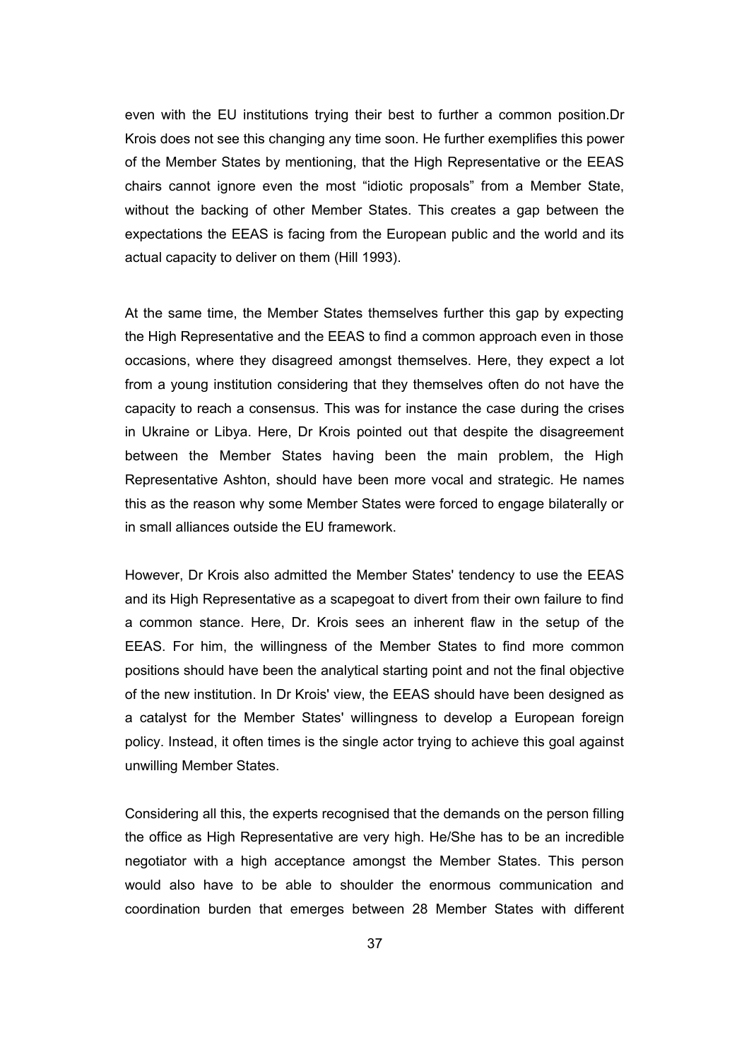even with the EU institutions trying their best to further a common position.Dr Krois does not see this changing any time soon. He further exemplifies this power of the Member States by mentioning, that the High Representative or the EEAS chairs cannot ignore even the most “idiotic proposals” from a Member State, without the backing of other Member States. This creates a gap between the expectations the EEAS is facing from the European public and the world and its actual capacity to deliver on them (Hill 1993).

At the same time, the Member States themselves further this gap by expecting the High Representative and the EEAS to find a common approach even in those occasions, where they disagreed amongst themselves. Here, they expect a lot from a young institution considering that they themselves often do not have the capacity to reach a consensus. This was for instance the case during the crises in Ukraine or Libya. Here, Dr Krois pointed out that despite the disagreement between the Member States having been the main problem, the High Representative Ashton, should have been more vocal and strategic. He names this as the reason why some Member States were forced to engage bilaterally or in small alliances outside the EU framework.

However, Dr Krois also admitted the Member States' tendency to use the EEAS and its High Representative as a scapegoat to divert from their own failure to find a common stance. Here, Dr. Krois sees an inherent flaw in the setup of the EEAS. For him, the willingness of the Member States to find more common positions should have been the analytical starting point and not the final objective of the new institution. In Dr Krois' view, the EEAS should have been designed as a catalyst for the Member States' willingness to develop a European foreign policy. Instead, it often times is the single actor trying to achieve this goal against unwilling Member States.

Considering all this, the experts recognised that the demands on the person filling the office as High Representative are very high. He/She has to be an incredible negotiator with a high acceptance amongst the Member States. This person would also have to be able to shoulder the enormous communication and coordination burden that emerges between 28 Member States with different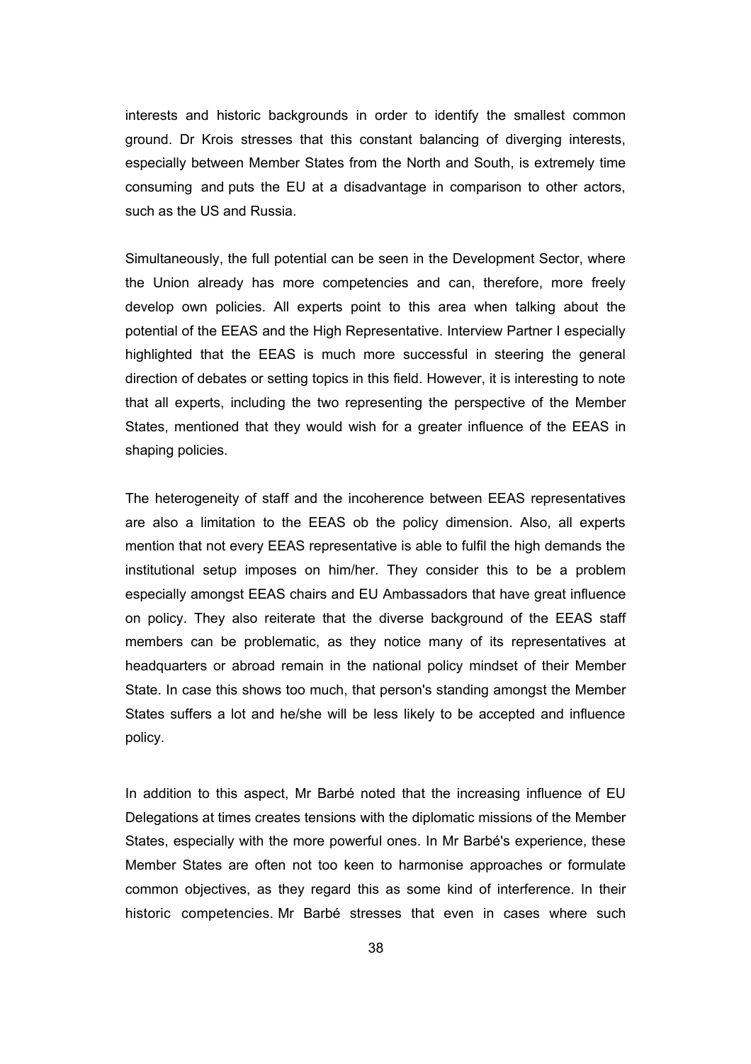interests and historic backgrounds in order to identify the smallest common ground. Dr Krois stresses that this constant balancing of diverging interests, especially between Member States from the North and South, is extremely time consuming and puts the EU at a disadvantage in comparison to other actors, such as the US and Russia.

Simultaneously, the full potential can be seen in the Development Sector, where the Union already has more competencies and can, therefore, more freely develop own policies. All experts point to this area when talking about the potential of the EEAS and the High Representative. Interview Partner I especially highlighted that the EEAS is much more successful in steering the general direction of debates or setting topics in this field. However, it is interesting to note that all experts, including the two representing the perspective of the Member States, mentioned that they would wish for a greater influence of the EEAS in shaping policies.

The heterogeneity of staff and the incoherence between EEAS representatives are also a limitation to the EEAS ob the policy dimension. Also, all experts mention that not every EEAS representative is able to fulfil the high demands the institutional setup imposes on him/her. They consider this to be a problem especially amongst EEAS chairs and EU Ambassadors that have great influence on policy. They also reiterate that the diverse background of the EEAS staff members can be problematic, as they notice many of its representatives at headquarters or abroad remain in the national policy mindset of their Member State. In case this shows too much, that person's standing amongst the Member States suffers a lot and he/she will be less likely to be accepted and influence policy.

In addition to this aspect, Mr Barbé noted that the increasing influence of EU Delegations at times creates tensions with the diplomatic missions of the Member States, especially with the more powerful ones. In Mr Barbé's experience, these Member States are often not too keen to harmonise approaches or formulate common objectives, as they regard this as some kind of interference. In their historic competencies. Mr Barbé stresses that even in cases where such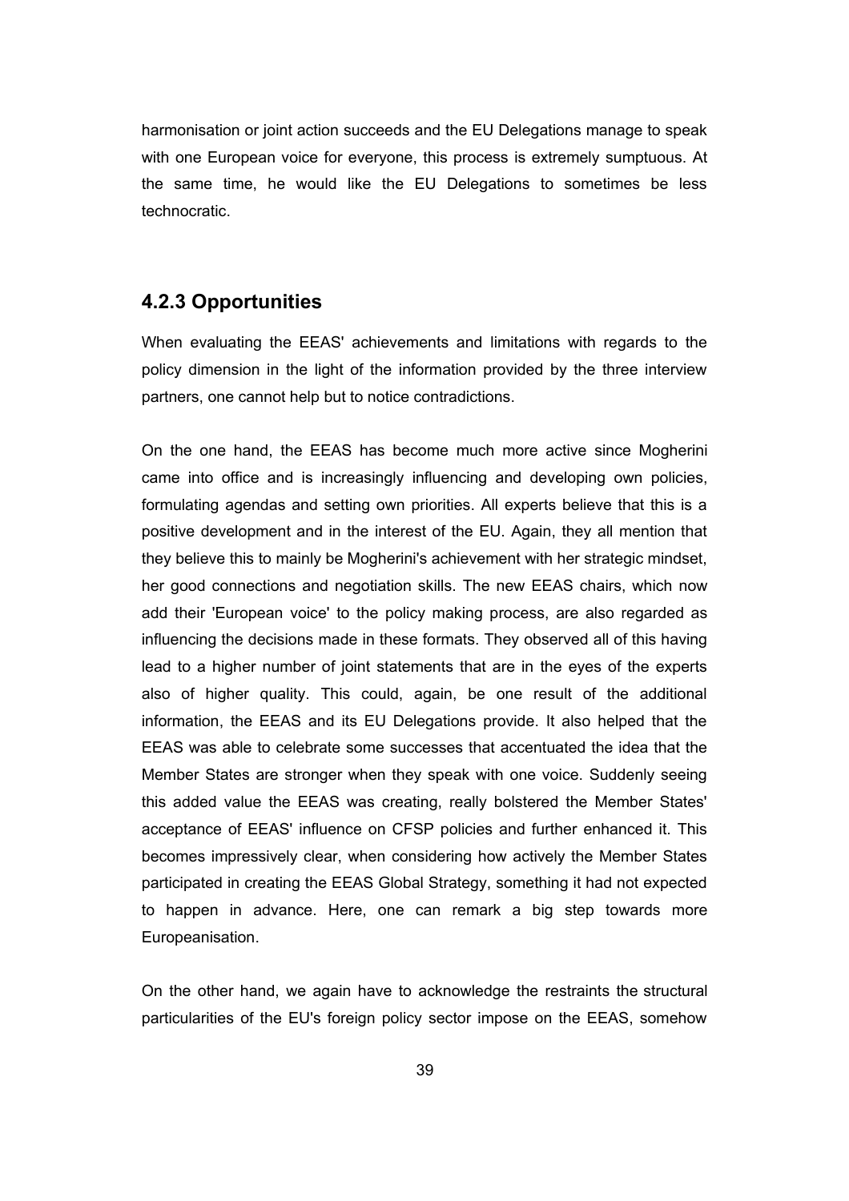harmonisation or joint action succeeds and the EU Delegations manage to speak with one European voice for everyone, this process is extremely sumptuous. At the same time, he would like the EU Delegations to sometimes be less technocratic.

### 4.2.3 Opportunities

When evaluating the EEAS' achievements and limitations with regards to the policy dimension in the light of the information provided by the three interview partners, one cannot help but to notice contradictions.

On the one hand, the EEAS has become much more active since Mogherini came into office and is increasingly influencing and developing own policies, formulating agendas and setting own priorities. All experts believe that this is a positive development and in the interest of the EU. Again, they all mention that they believe this to mainly be Mogherini's achievement with her strategic mindset, her good connections and negotiation skills. The new EEAS chairs, which now add their 'European voice' to the policy making process, are also regarded as influencing the decisions made in these formats. They observed all of this having lead to a higher number of joint statements that are in the eyes of the experts also of higher quality. This could, again, be one result of the additional information, the EEAS and its EU Delegations provide. It also helped that the EEAS was able to celebrate some successes that accentuated the idea that the Member States are stronger when they speak with one voice. Suddenly seeing this added value the EEAS was creating, really bolstered the Member States' acceptance of EEAS' influence on CFSP policies and further enhanced it. This becomes impressively clear, when considering how actively the Member States participated in creating the EEAS Global Strategy, something it had not expected to happen in advance. Here, one can remark a big step towards more Europeanisation.

On the other hand, we again have to acknowledge the restraints the structural particularities of the EU's foreign policy sector impose on the EEAS, somehow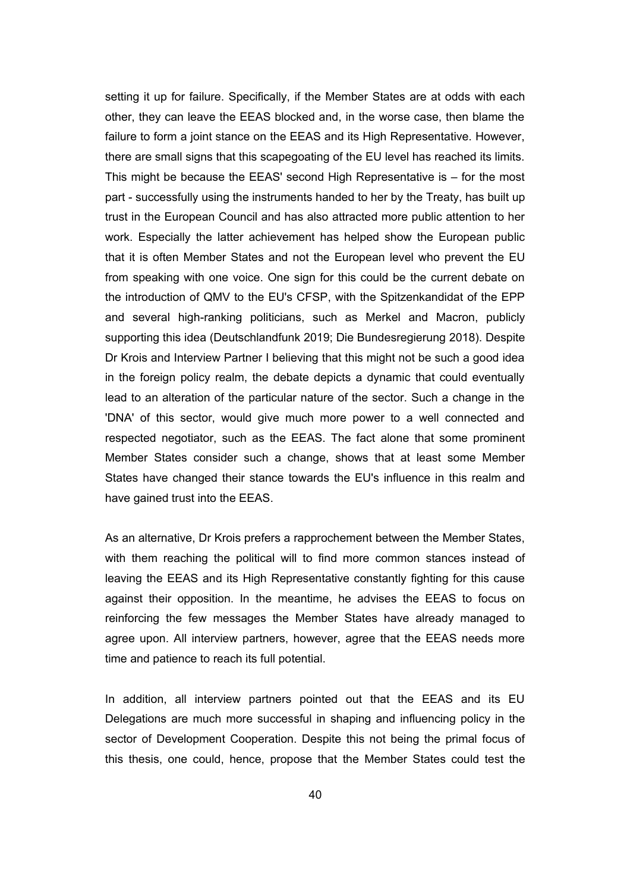setting it up for failure. Specifically, if the Member States are at odds with each other, they can leave the EEAS blocked and, in the worse case, then blame the failure to form a joint stance on the EEAS and its High Representative. However, there are small signs that this scapegoating of the EU level has reached its limits. This might be because the EEAS' second High Representative is – for the most part - successfully using the instruments handed to her by the Treaty, has built up trust in the European Council and has also attracted more public attention to her work. Especially the latter achievement has helped show the European public that it is often Member States and not the European level who prevent the EU from speaking with one voice. One sign for this could be the current debate on the introduction of QMV to the EU's CFSP, with the Spitzenkandidat of the EPP and several high-ranking politicians, such as Merkel and Macron, publicly supporting this idea (Deutschlandfunk 2019; Die Bundesregierung 2018). Despite Dr Krois and Interview Partner I believing that this might not be such a good idea in the foreign policy realm, the debate depicts a dynamic that could eventually lead to an alteration of the particular nature of the sector. Such a change in the 'DNA' of this sector, would give much more power to a well connected and respected negotiator, such as the EEAS. The fact alone that some prominent Member States consider such a change, shows that at least some Member States have changed their stance towards the EU's influence in this realm and have gained trust into the EEAS.

As an alternative, Dr Krois prefers a rapprochement between the Member States, with them reaching the political will to find more common stances instead of leaving the EEAS and its High Representative constantly fighting for this cause against their opposition. In the meantime, he advises the EEAS to focus on reinforcing the few messages the Member States have already managed to agree upon. All interview partners, however, agree that the EEAS needs more time and patience to reach its full potential.

In addition, all interview partners pointed out that the EEAS and its EU Delegations are much more successful in shaping and influencing policy in the sector of Development Cooperation. Despite this not being the primal focus of this thesis, one could, hence, propose that the Member States could test the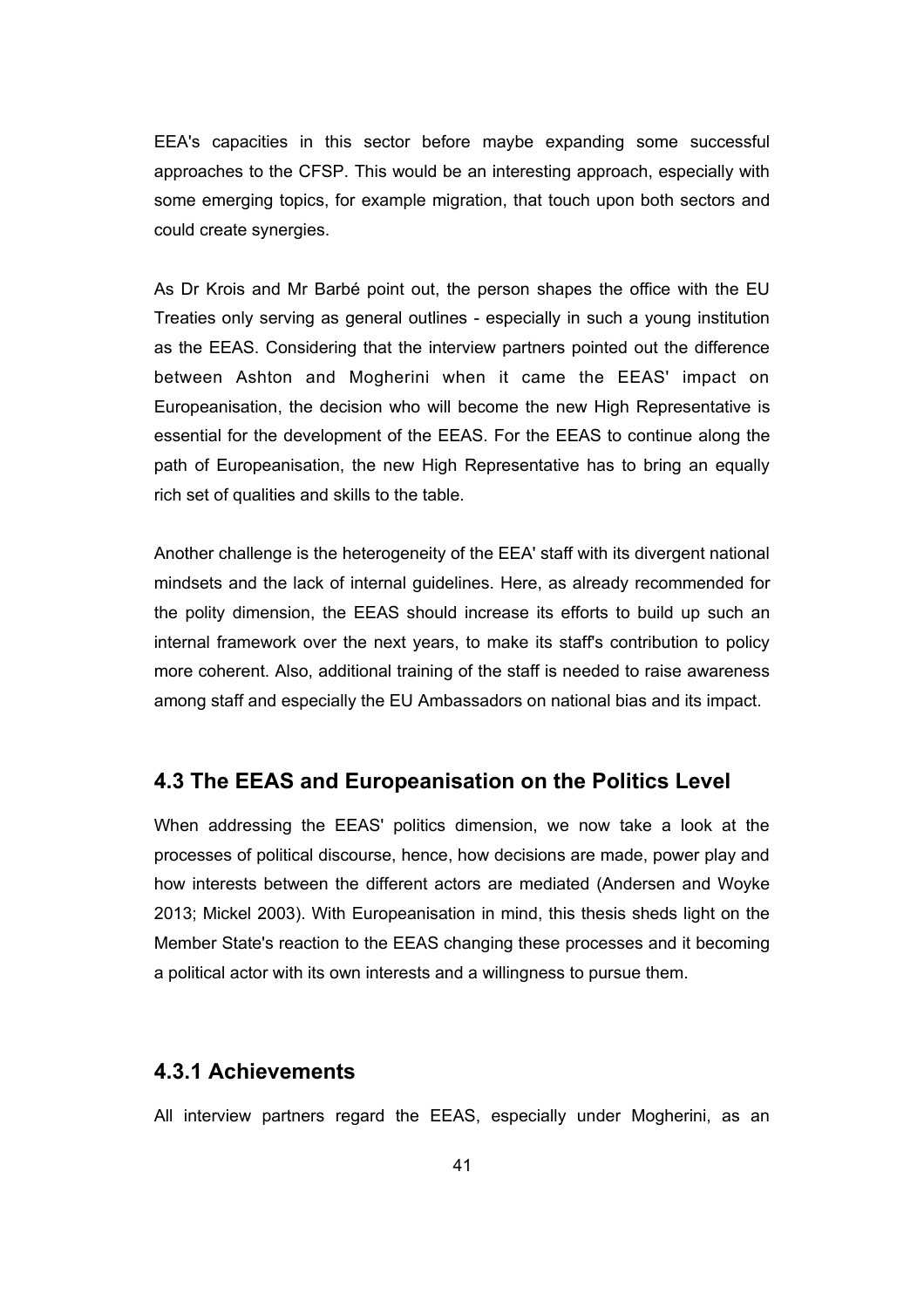EEA's capacities in this sector before maybe expanding some successful approaches to the CFSP. This would be an interesting approach, especially with some emerging topics, for example migration, that touch upon both sectors and could create synergies.

As Dr Krois and Mr Barbé point out, the person shapes the office with the EU Treaties only serving as general outlines - especially in such a young institution as the EEAS. Considering that the interview partners pointed out the difference between Ashton and Mogherini when it came the EEAS' impact on Europeanisation, the decision who will become the new High Representative is essential for the development of the EEAS. For the EEAS to continue along the path of Europeanisation, the new High Representative has to bring an equally rich set of qualities and skills to the table.

Another challenge is the heterogeneity of the EEA' staff with its divergent national mindsets and the lack of internal guidelines. Here, as already recommended for the polity dimension, the EEAS should increase its efforts to build up such an internal framework over the next years, to make its staff's contribution to policy more coherent. Also, additional training of the staff is needed to raise awareness among staff and especially the EU Ambassadors on national bias and its impact.

## 4.3 The EEAS and Europeanisation on the Politics Level

When addressing the EEAS' politics dimension, we now take a look at the processes of political discourse, hence, how decisions are made, power play and how interests between the different actors are mediated (Andersen and Woyke 2013; Mickel 2003). With Europeanisation in mind, this thesis sheds light on the Member State's reaction to the EEAS changing these processes and it becoming a political actor with its own interests and a willingness to pursue them.

### 4.3.1 Achievements

All interview partners regard the EEAS, especially under Mogherini, as an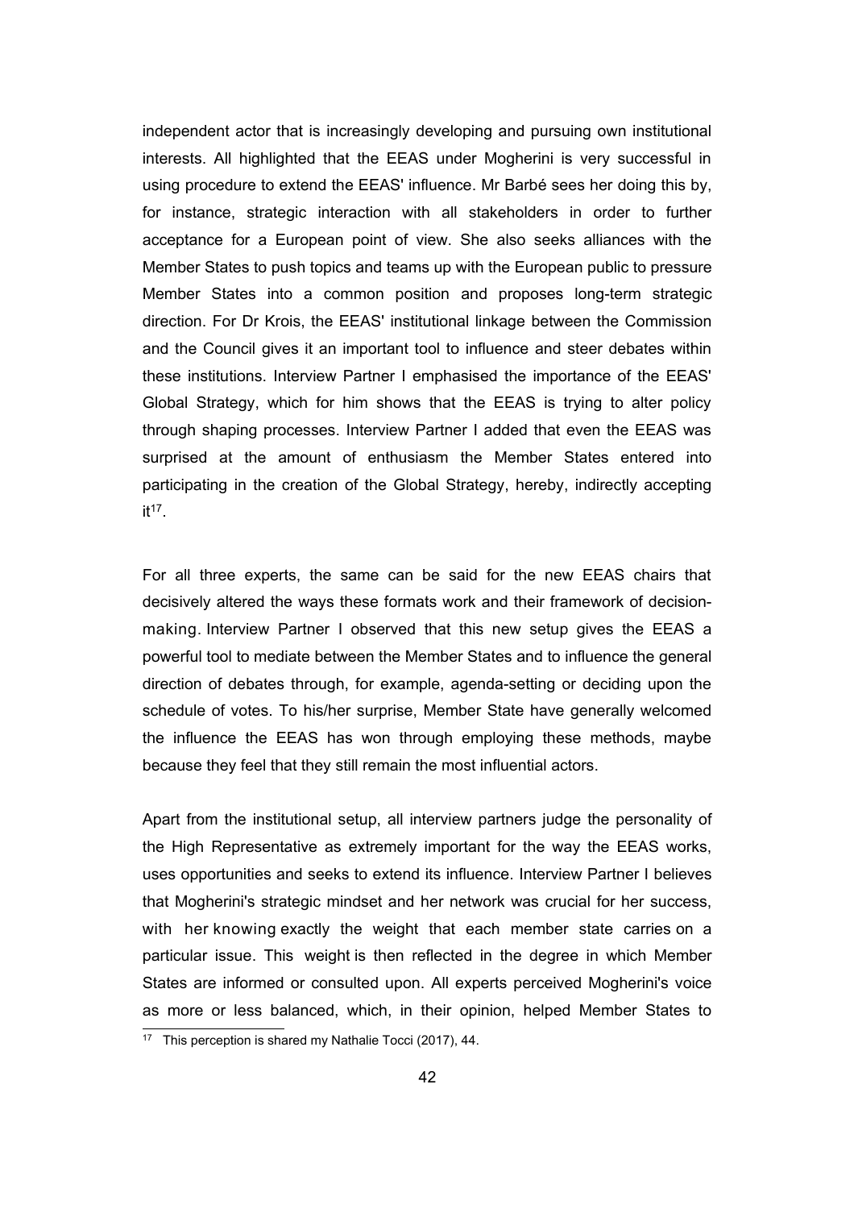independent actor that is increasingly developing and pursuing own institutional interests. All highlighted that the EEAS under Mogherini is very successful in using procedure to extend the EEAS' influence. Mr Barbé sees her doing this by, for instance, strategic interaction with all stakeholders in order to further acceptance for a European point of view. She also seeks alliances with the Member States to push topics and teams up with the European public to pressure Member States into a common position and proposes long-term strategic direction. For Dr Krois, the EEAS' institutional linkage between the Commission and the Council gives it an important tool to influence and steer debates within these institutions. Interview Partner I emphasised the importance of the EEAS' Global Strategy, which for him shows that the EEAS is trying to alter policy through shaping processes. Interview Partner I added that even the EEAS was surprised at the amount of enthusiasm the Member States entered into participating in the creation of the Global Strategy, hereby, indirectly accepting it[17].

For all three experts, the same can be said for the new EEAS chairs that decisively altered the ways these formats work and their framework of decision-making. Interview Partner I observed that this new setup gives the EEAS a powerful tool to mediate between the Member States and to influence the general direction of debates through, for example, agenda-setting or deciding upon the schedule of votes. To his/her surprise, Member State have generally welcomed the influence the EEAS has won through employing these methods, maybe because they feel that they still remain the most influential actors.

Apart from the institutional setup, all interview partners judge the personality of the High Representative as extremely important for the way the EEAS works, uses opportunities and seeks to extend its influence. Interview Partner I believes that Mogherini's strategic mindset and her network was crucial for her success, with her knowing exactly the weight that each member state carries on a particular issue. This weight is then reflected in the degree in which Member States are informed or consulted upon. All experts perceived Mogherini's voice as more or less balanced, which, in their opinion, helped Member States to

[17] This perception is shared my Nathalie Tocci (2017), 44.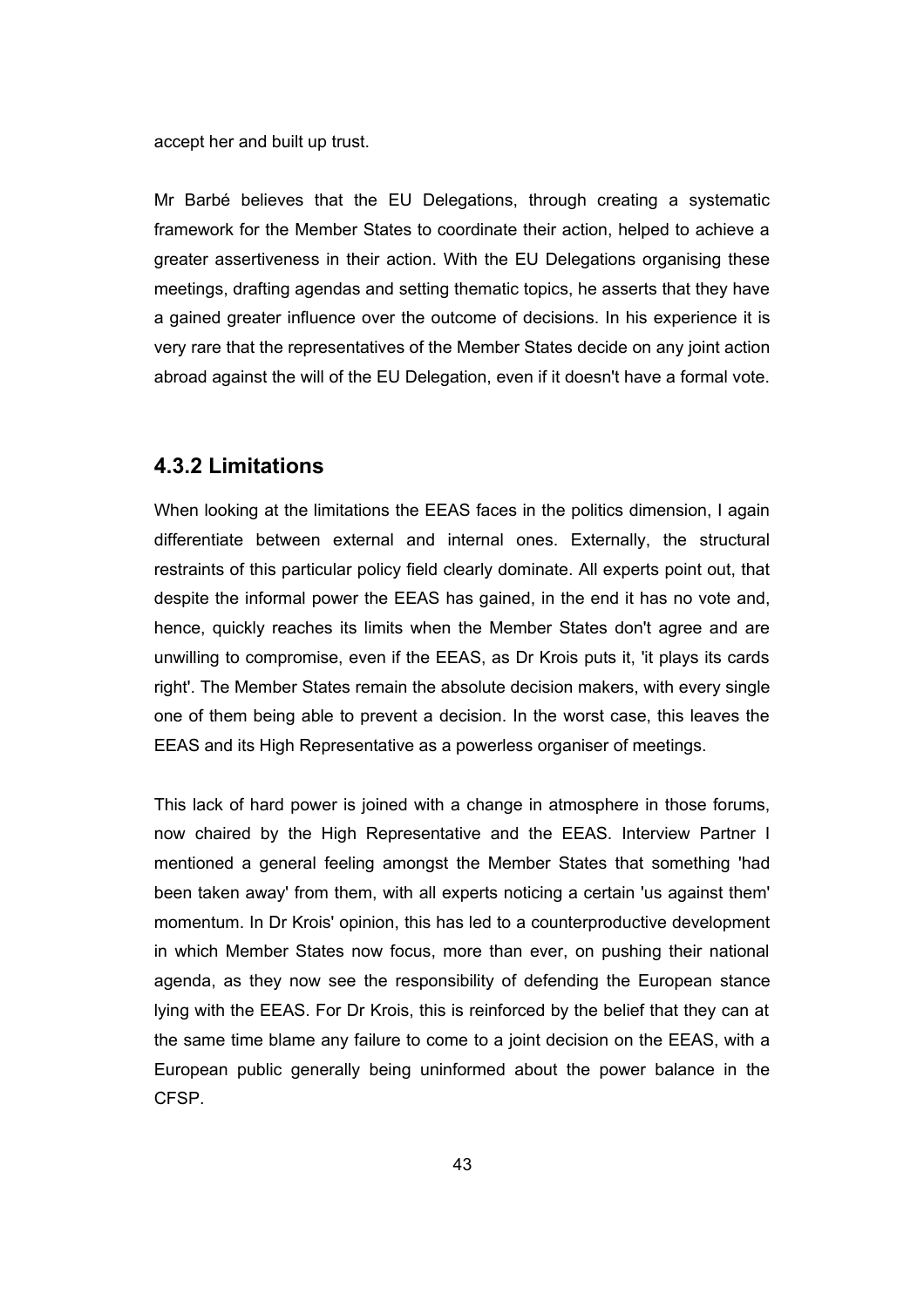accept her and built up trust.

Mr Barbé believes that the EU Delegations, through creating a systematic framework for the Member States to coordinate their action, helped to achieve a greater assertiveness in their action. With the EU Delegations organising these meetings, drafting agendas and setting thematic topics, he asserts that they have a gained greater influence over the outcome of decisions. In his experience it is very rare that the representatives of the Member States decide on any joint action abroad against the will of the EU Delegation, even if it doesn't have a formal vote.

### 4.3.2 Limitations

When looking at the limitations the EEAS faces in the politics dimension, I again differentiate between external and internal ones. Externally, the structural restraints of this particular policy field clearly dominate. All experts point out, that despite the informal power the EEAS has gained, in the end it has no vote and, hence, quickly reaches its limits when the Member States don't agree and are unwilling to compromise, even if the EEAS, as Dr Krois puts it, 'it plays its cards right'. The Member States remain the absolute decision makers, with every single one of them being able to prevent a decision. In the worst case, this leaves the EEAS and its High Representative as a powerless organiser of meetings.

This lack of hard power is joined with a change in atmosphere in those forums, now chaired by the High Representative and the EEAS. Interview Partner I mentioned a general feeling amongst the Member States that something 'had been taken away' from them, with all experts noticing a certain 'us against them' momentum. In Dr Krois' opinion, this has led to a counterproductive development in which Member States now focus, more than ever, on pushing their national agenda, as they now see the responsibility of defending the European stance lying with the EEAS. For Dr Krois, this is reinforced by the belief that they can at the same time blame any failure to come to a joint decision on the EEAS, with a European public generally being uninformed about the power balance in the CFSP.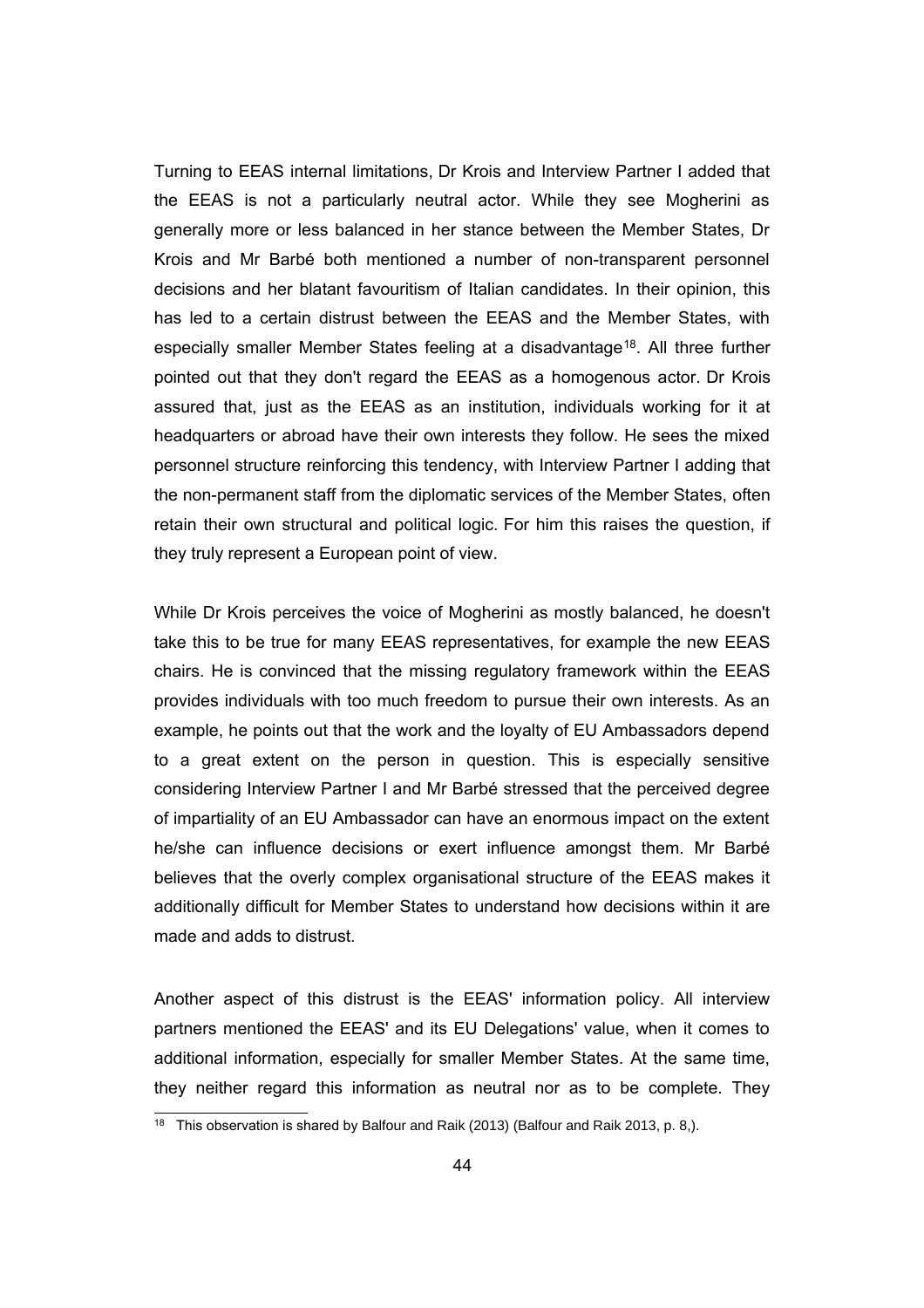Turning to EEAS internal limitations, Dr Krois and Interview Partner I added that the EEAS is not a particularly neutral actor. While they see Mogherini as generally more or less balanced in her stance between the Member States, Dr Krois and Mr Barbé both mentioned a number of non-transparent personnel decisions and her blatant favouritism of Italian candidates. In their opinion, this has led to a certain distrust between the EEAS and the Member States, with especially smaller Member States feeling at a disadvantage[18]. All three further pointed out that they don't regard the EEAS as a homogenous actor. Dr Krois assured that, just as the EEAS as an institution, individuals working for it at headquarters or abroad have their own interests they follow. He sees the mixed personnel structure reinforcing this tendency, with Interview Partner I adding that the non-permanent staff from the diplomatic services of the Member States, often retain their own structural and political logic. For him this raises the question, if they truly represent a European point of view.

While Dr Krois perceives the voice of Mogherini as mostly balanced, he doesn't take this to be true for many EEAS representatives, for example the new EEAS chairs. He is convinced that the missing regulatory framework within the EEAS provides individuals with too much freedom to pursue their own interests. As an example, he points out that the work and the loyalty of EU Ambassadors depend to a great extent on the person in question. This is especially sensitive considering Interview Partner I and Mr Barbé stressed that the perceived degree of impartiality of an EU Ambassador can have an enormous impact on the extent he/she can influence decisions or exert influence amongst them. Mr Barbé believes that the overly complex organisational structure of the EEAS makes it additionally difficult for Member States to understand how decisions within it are made and adds to distrust.

Another aspect of this distrust is the EEAS' information policy. All interview partners mentioned the EEAS' and its EU Delegations' value, when it comes to additional information, especially for smaller Member States. At the same time, they neither regard this information as neutral nor as to be complete. They

---

[18] This observation is shared by Balfour and Raik (2013) (Balfour and Raik 2013, p. 8,).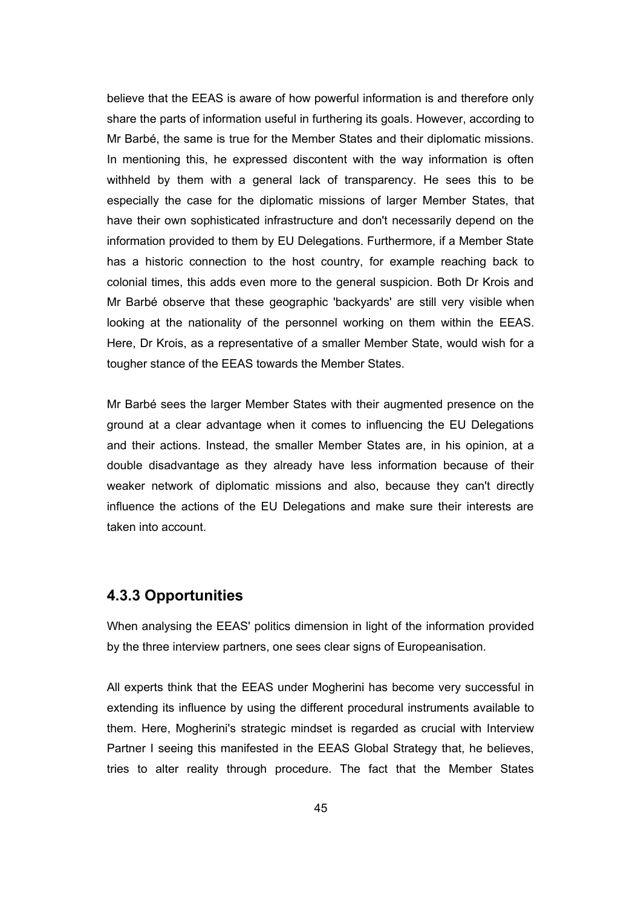believe that the EEAS is aware of how powerful information is and therefore only share the parts of information useful in furthering its goals. However, according to Mr Barbé, the same is true for the Member States and their diplomatic missions. In mentioning this, he expressed discontent with the way information is often withheld by them with a general lack of transparency. He sees this to be especially the case for the diplomatic missions of larger Member States, that have their own sophisticated infrastructure and don't necessarily depend on the information provided to them by EU Delegations. Furthermore, if a Member State has a historic connection to the host country, for example reaching back to colonial times, this adds even more to the general suspicion. Both Dr Krois and Mr Barbé observe that these geographic 'backyards' are still very visible when looking at the nationality of the personnel working on them within the EEAS. Here, Dr Krois, as a representative of a smaller Member State, would wish for a tougher stance of the EEAS towards the Member States.

Mr Barbé sees the larger Member States with their augmented presence on the ground at a clear advantage when it comes to influencing the EU Delegations and their actions. Instead, the smaller Member States are, in his opinion, at a double disadvantage as they already have less information because of their weaker network of diplomatic missions and also, because they can't directly influence the actions of the EU Delegations and make sure their interests are taken into account.

### 4.3.3 Opportunities

When analysing the EEAS' politics dimension in light of the information provided by the three interview partners, one sees clear signs of Europeanisation.

All experts think that the EEAS under Mogherini has become very successful in extending its influence by using the different procedural instruments available to them. Here, Mogherini's strategic mindset is regarded as crucial with Interview Partner I seeing this manifested in the EEAS Global Strategy that, he believes, tries to alter reality through procedure. The fact that the Member States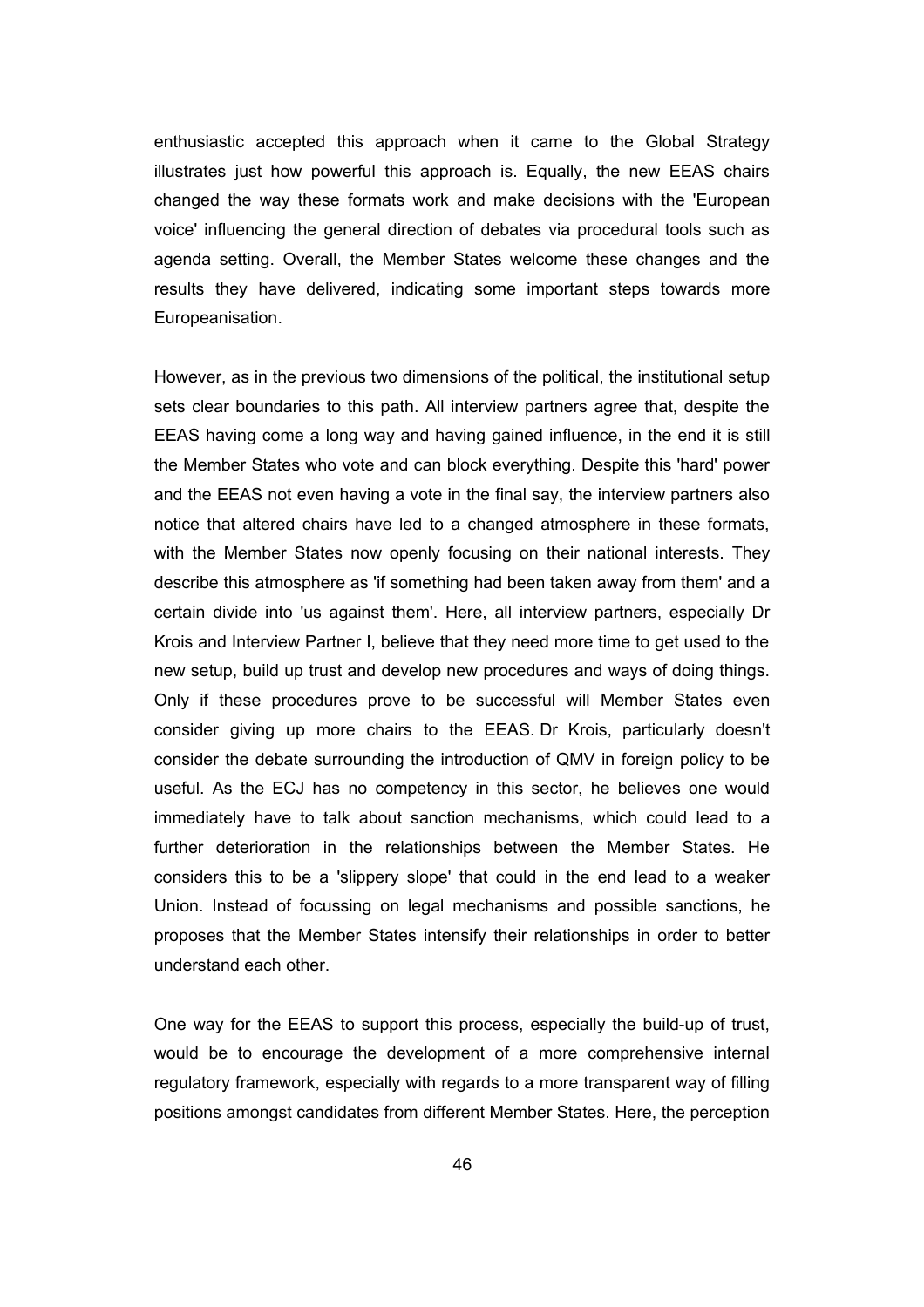enthusiastic accepted this approach when it came to the Global Strategy illustrates just how powerful this approach is. Equally, the new EEAS chairs changed the way these formats work and make decisions with the 'European voice' influencing the general direction of debates via procedural tools such as agenda setting. Overall, the Member States welcome these changes and the results they have delivered, indicating some important steps towards more Europeanisation.

However, as in the previous two dimensions of the political, the institutional setup sets clear boundaries to this path. All interview partners agree that, despite the EEAS having come a long way and having gained influence, in the end it is still the Member States who vote and can block everything. Despite this 'hard' power and the EEAS not even having a vote in the final say, the interview partners also notice that altered chairs have led to a changed atmosphere in these formats, with the Member States now openly focusing on their national interests. They describe this atmosphere as 'if something had been taken away from them' and a certain divide into 'us against them'. Here, all interview partners, especially Dr Krois and Interview Partner I, believe that they need more time to get used to the new setup, build up trust and develop new procedures and ways of doing things. Only if these procedures prove to be successful will Member States even consider giving up more chairs to the EEAS. Dr Krois, particularly doesn't consider the debate surrounding the introduction of QMV in foreign policy to be useful. As the ECJ has no competency in this sector, he believes one would immediately have to talk about sanction mechanisms, which could lead to a further deterioration in the relationships between the Member States. He considers this to be a 'slippery slope' that could in the end lead to a weaker Union. Instead of focussing on legal mechanisms and possible sanctions, he proposes that the Member States intensify their relationships in order to better understand each other.

One way for the EEAS to support this process, especially the build-up of trust, would be to encourage the development of a more comprehensive internal regulatory framework, especially with regards to a more transparent way of filling positions amongst candidates from different Member States. Here, the perception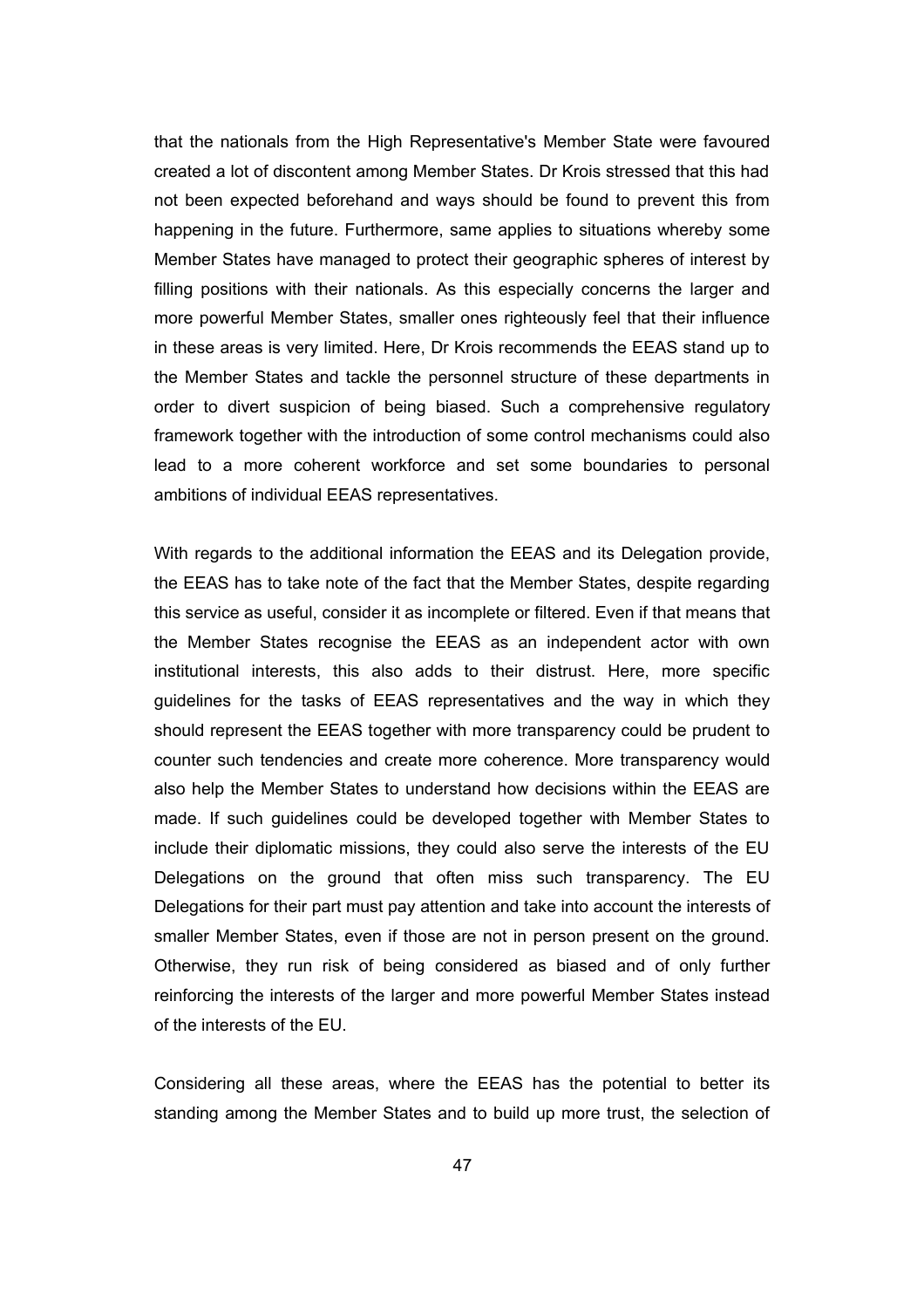that the nationals from the High Representative's Member State were favoured created a lot of discontent among Member States. Dr Krois stressed that this had not been expected beforehand and ways should be found to prevent this from happening in the future. Furthermore, same applies to situations whereby some Member States have managed to protect their geographic spheres of interest by filling positions with their nationals. As this especially concerns the larger and more powerful Member States, smaller ones righteously feel that their influence in these areas is very limited. Here, Dr Krois recommends the EEAS stand up to the Member States and tackle the personnel structure of these departments in order to divert suspicion of being biased. Such a comprehensive regulatory framework together with the introduction of some control mechanisms could also lead to a more coherent workforce and set some boundaries to personal ambitions of individual EEAS representatives.

With regards to the additional information the EEAS and its Delegation provide, the EEAS has to take note of the fact that the Member States, despite regarding this service as useful, consider it as incomplete or filtered. Even if that means that the Member States recognise the EEAS as an independent actor with own institutional interests, this also adds to their distrust. Here, more specific guidelines for the tasks of EEAS representatives and the way in which they should represent the EEAS together with more transparency could be prudent to counter such tendencies and create more coherence. More transparency would also help the Member States to understand how decisions within the EEAS are made. If such guidelines could be developed together with Member States to include their diplomatic missions, they could also serve the interests of the EU Delegations on the ground that often miss such transparency. The EU Delegations for their part must pay attention and take into account the interests of smaller Member States, even if those are not in person present on the ground. Otherwise, they run risk of being considered as biased and of only further reinforcing the interests of the larger and more powerful Member States instead of the interests of the EU.

Considering all these areas, where the EEAS has the potential to better its standing among the Member States and to build up more trust, the selection of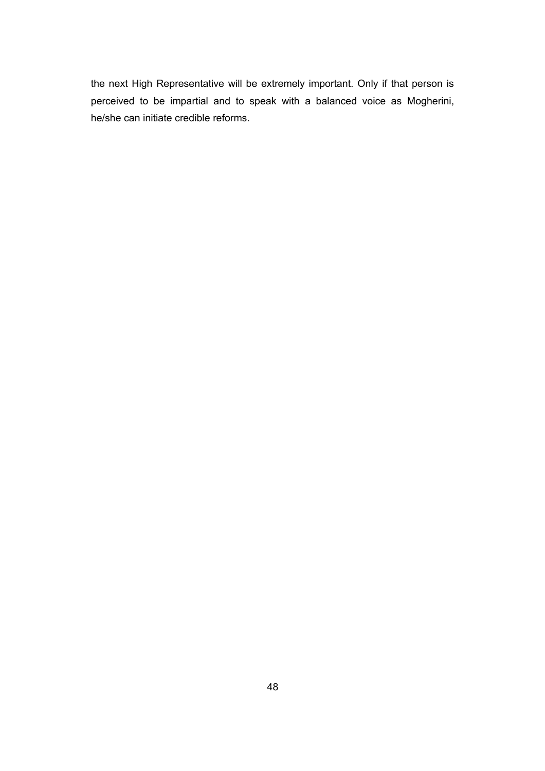the next High Representative will be extremely important. Only if that person is perceived to be impartial and to speak with a balanced voice as Mogherini, he/she can initiate credible reforms.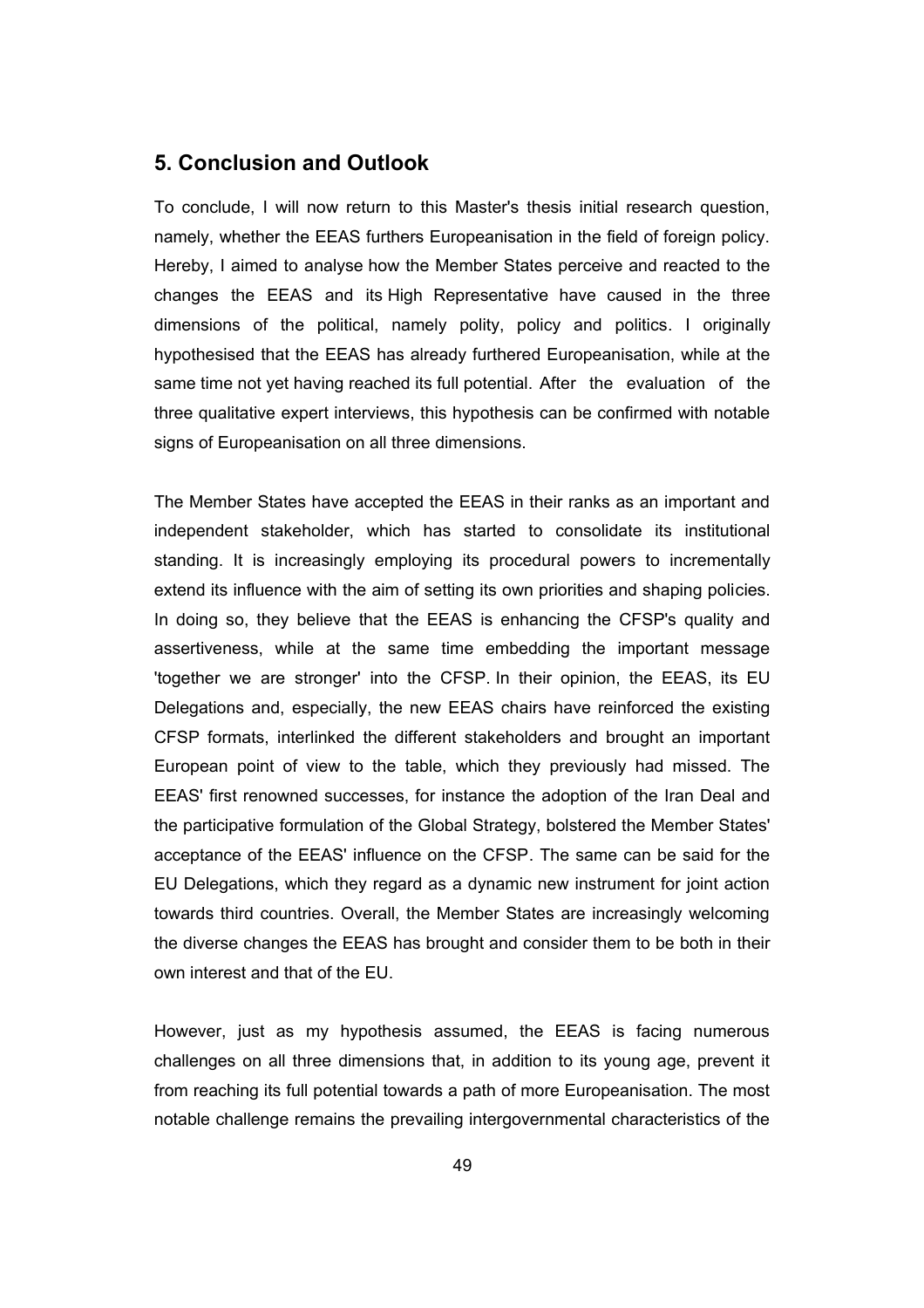## 5. Conclusion and Outlook

To conclude, I will now return to this Master's thesis initial research question, namely, whether the EEAS furthers Europeanisation in the field of foreign policy. Hereby, I aimed to analyse how the Member States perceive and reacted to the changes the EEAS and its High Representative have caused in the three dimensions of the political, namely polity, policy and politics. I originally hypothesised that the EEAS has already furthered Europeanisation, while at the same time not yet having reached its full potential. After the evaluation of the three qualitative expert interviews, this hypothesis can be confirmed with notable signs of Europeanisation on all three dimensions.

The Member States have accepted the EEAS in their ranks as an important and independent stakeholder, which has started to consolidate its institutional standing. It is increasingly employing its procedural powers to incrementally extend its influence with the aim of setting its own priorities and shaping policies. In doing so, they believe that the EEAS is enhancing the CFSP's quality and assertiveness, while at the same time embedding the important message 'together we are stronger' into the CFSP. In their opinion, the EEAS, its EU Delegations and, especially, the new EEAS chairs have reinforced the existing CFSP formats, interlinked the different stakeholders and brought an important European point of view to the table, which they previously had missed. The EEAS' first renowned successes, for instance the adoption of the Iran Deal and the participative formulation of the Global Strategy, bolstered the Member States' acceptance of the EEAS' influence on the CFSP. The same can be said for the EU Delegations, which they regard as a dynamic new instrument for joint action towards third countries. Overall, the Member States are increasingly welcoming the diverse changes the EEAS has brought and consider them to be both in their own interest and that of the EU.

However, just as my hypothesis assumed, the EEAS is facing numerous challenges on all three dimensions that, in addition to its young age, prevent it from reaching its full potential towards a path of more Europeanisation. The most notable challenge remains the prevailing intergovernmental characteristics of the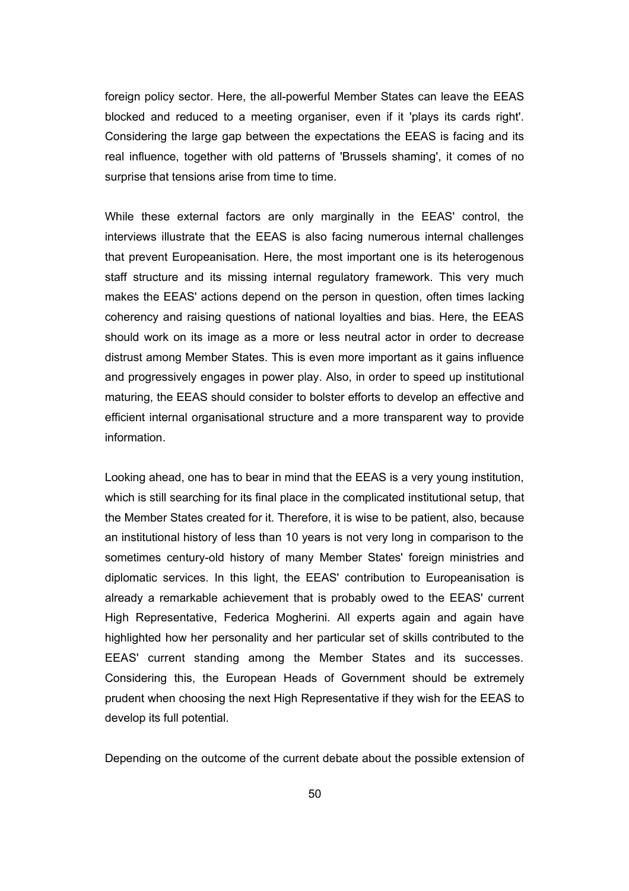foreign policy sector. Here, the all-powerful Member States can leave the EEAS blocked and reduced to a meeting organiser, even if it 'plays its cards right'. Considering the large gap between the expectations the EEAS is facing and its real influence, together with old patterns of 'Brussels shaming', it comes of no surprise that tensions arise from time to time.

While these external factors are only marginally in the EEAS' control, the interviews illustrate that the EEAS is also facing numerous internal challenges that prevent Europeanisation. Here, the most important one is its heterogenous staff structure and its missing internal regulatory framework. This very much makes the EEAS' actions depend on the person in question, often times lacking coherency and raising questions of national loyalties and bias. Here, the EEAS should work on its image as a more or less neutral actor in order to decrease distrust among Member States. This is even more important as it gains influence and progressively engages in power play. Also, in order to speed up institutional maturing, the EEAS should consider to bolster efforts to develop an effective and efficient internal organisational structure and a more transparent way to provide information.

Looking ahead, one has to bear in mind that the EEAS is a very young institution, which is still searching for its final place in the complicated institutional setup, that the Member States created for it. Therefore, it is wise to be patient, also, because an institutional history of less than 10 years is not very long in comparison to the sometimes century-old history of many Member States' foreign ministries and diplomatic services. In this light, the EEAS' contribution to Europeanisation is already a remarkable achievement that is probably owed to the EEAS' current High Representative, Federica Mogherini. All experts again and again have highlighted how her personality and her particular set of skills contributed to the EEAS' current standing among the Member States and its successes. Considering this, the European Heads of Government should be extremely prudent when choosing the next High Representative if they wish for the EEAS to develop its full potential.

Depending on the outcome of the current debate about the possible extension of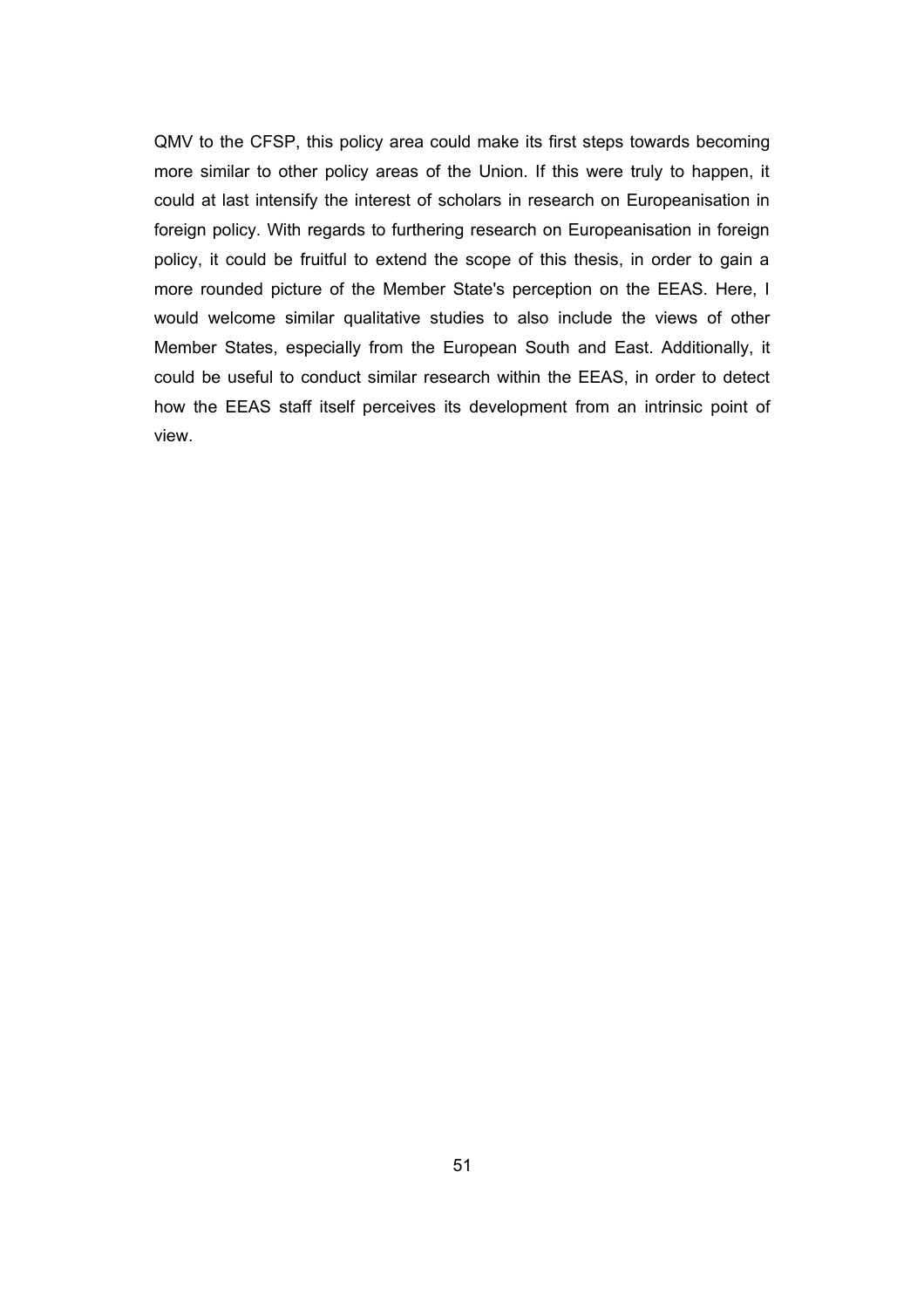QMV to the CFSP, this policy area could make its first steps towards becoming more similar to other policy areas of the Union. If this were truly to happen, it could at last intensify the interest of scholars in research on Europeanisation in foreign policy. With regards to furthering research on Europeanisation in foreign policy, it could be fruitful to extend the scope of this thesis, in order to gain a more rounded picture of the Member State's perception on the EEAS. Here, I would welcome similar qualitative studies to also include the views of other Member States, especially from the European South and East. Additionally, it could be useful to conduct similar research within the EEAS, in order to detect how the EEAS staff itself perceives its development from an intrinsic point of view.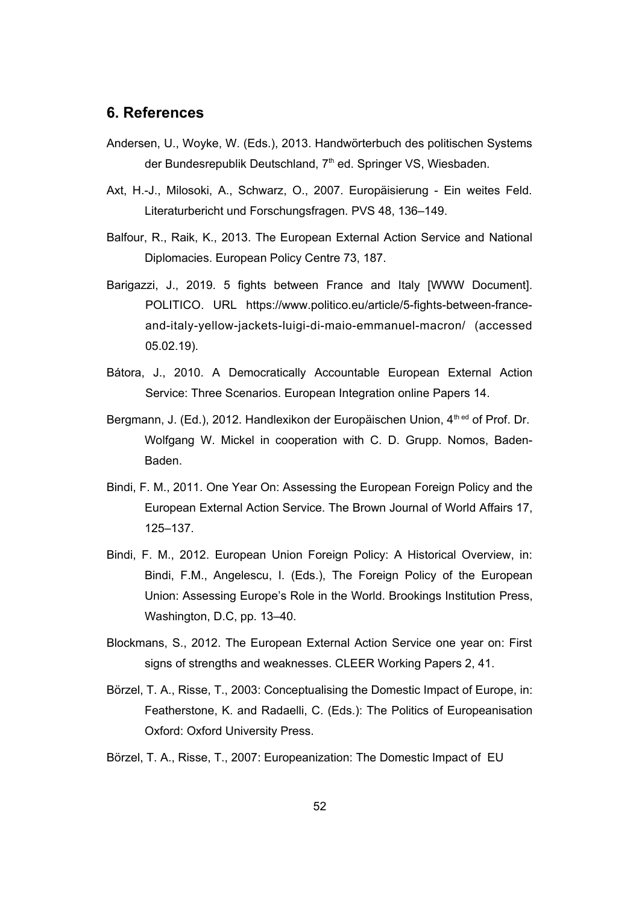## 6. References

Andersen, U., Woyke, W. (Eds.), 2013. Handwörterbuch des politischen Systems der Bundesrepublik Deutschland, 7th ed. Springer VS, Wiesbaden.

Axt, H.-J., Milosoki, A., Schwarz, O., 2007. Europäisierung - Ein weites Feld. Literaturbericht und Forschungsfragen. PVS 48, 136–149.

Balfour, R., Raik, K., 2013. The European External Action Service and National Diplomacies. European Policy Centre 73, 187.

Barigazzi, J., 2019. 5 fights between France and Italy [WWW Document]. POLITICO. URL https://www.politico.eu/article/5-fights-between-france-and-italy-yellow-jackets-luigi-di-maio-emmanuel-macron/ (accessed 05.02.19).

Bátora, J., 2010. A Democratically Accountable European External Action Service: Three Scenarios. European Integration online Papers 14.

Bergmann, J. (Ed.), 2012. Handlexikon der Europäischen Union, 4th ed of Prof. Dr. Wolfgang W. Mickel in cooperation with C. D. Grupp. Nomos, Baden-Baden.

Bindi, F. M., 2011. One Year On: Assessing the European Foreign Policy and the European External Action Service. The Brown Journal of World Affairs 17, 125–137.

Bindi, F. M., 2012. European Union Foreign Policy: A Historical Overview, in: Bindi, F.M., Angelescu, I. (Eds.), The Foreign Policy of the European Union: Assessing Europe's Role in the World. Brookings Institution Press, Washington, D.C, pp. 13–40.

Blockmans, S., 2012. The European External Action Service one year on: First signs of strengths and weaknesses. CLEER Working Papers 2, 41.

Börzel, T. A., Risse, T., 2003: Conceptualising the Domestic Impact of Europe, in: Featherstone, K. and Radaelli, C. (Eds.): The Politics of Europeanisation Oxford: Oxford University Press.

Börzel, T. A., Risse, T., 2007: Europeanization: The Domestic Impact of EU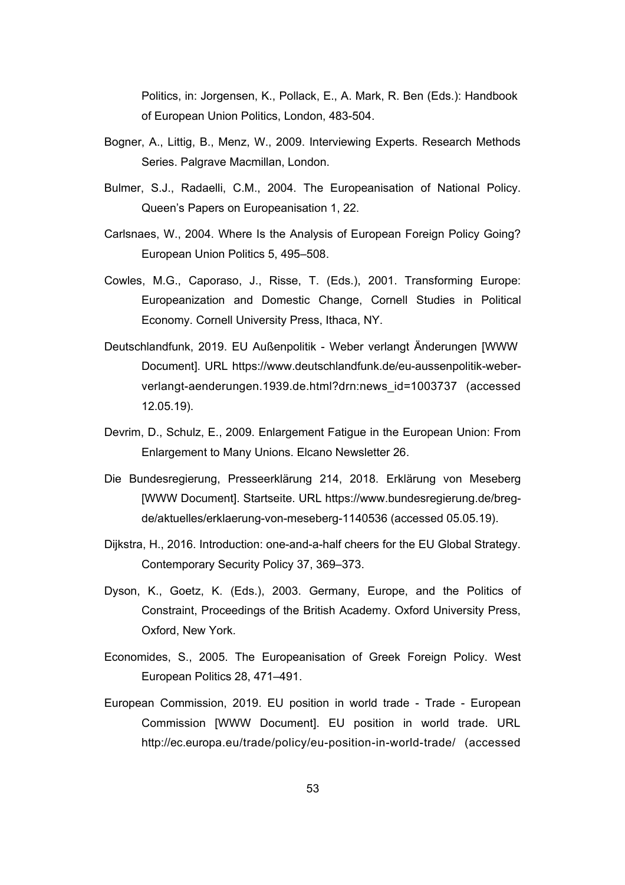Politics, in: Jorgensen, K., Pollack, E., A. Mark, R. Ben (Eds.): Handbook of European Union Politics, London, 483-504.

Bogner, A., Littig, B., Menz, W., 2009. Interviewing Experts. Research Methods Series. Palgrave Macmillan, London.

Bulmer, S.J., Radaelli, C.M., 2004. The Europeanisation of National Policy. Queen's Papers on Europeanisation 1, 22.

Carlsnaes, W., 2004. Where Is the Analysis of European Foreign Policy Going? European Union Politics 5, 495–508.

Cowles, M.G., Caporaso, J., Risse, T. (Eds.), 2001. Transforming Europe: Europeanization and Domestic Change, Cornell Studies in Political Economy. Cornell University Press, Ithaca, NY.

Deutschlandfunk, 2019. EU Außenpolitik - Weber verlangt Änderungen [WWW Document]. URL https://www.deutschlandfunk.de/eu-aussenpolitik-weber-verlangt-aenderungen.1939.de.html?drn:news_id=1003737 (accessed 12.05.19).

Devrim, D., Schulz, E., 2009. Enlargement Fatigue in the European Union: From Enlargement to Many Unions. Elcano Newsletter 26.

Die Bundesregierung, Presseerklärung 214, 2018. Erklärung von Meseberg [WWW Document]. Startseite. URL https://www.bundesregierung.de/breg-de/aktuelles/erklaerung-von-meseberg-1140536 (accessed 05.05.19).

Dijkstra, H., 2016. Introduction: one-and-a-half cheers for the EU Global Strategy. Contemporary Security Policy 37, 369–373.

Dyson, K., Goetz, K. (Eds.), 2003. Germany, Europe, and the Politics of Constraint, Proceedings of the British Academy. Oxford University Press, Oxford, New York.

Economides, S., 2005. The Europeanisation of Greek Foreign Policy. West European Politics 28, 471–491.

European Commission, 2019. EU position in world trade - Trade - European Commission [WWW Document]. EU position in world trade. URL http://ec.europa.eu/trade/policy/eu-position-in-world-trade/ (accessed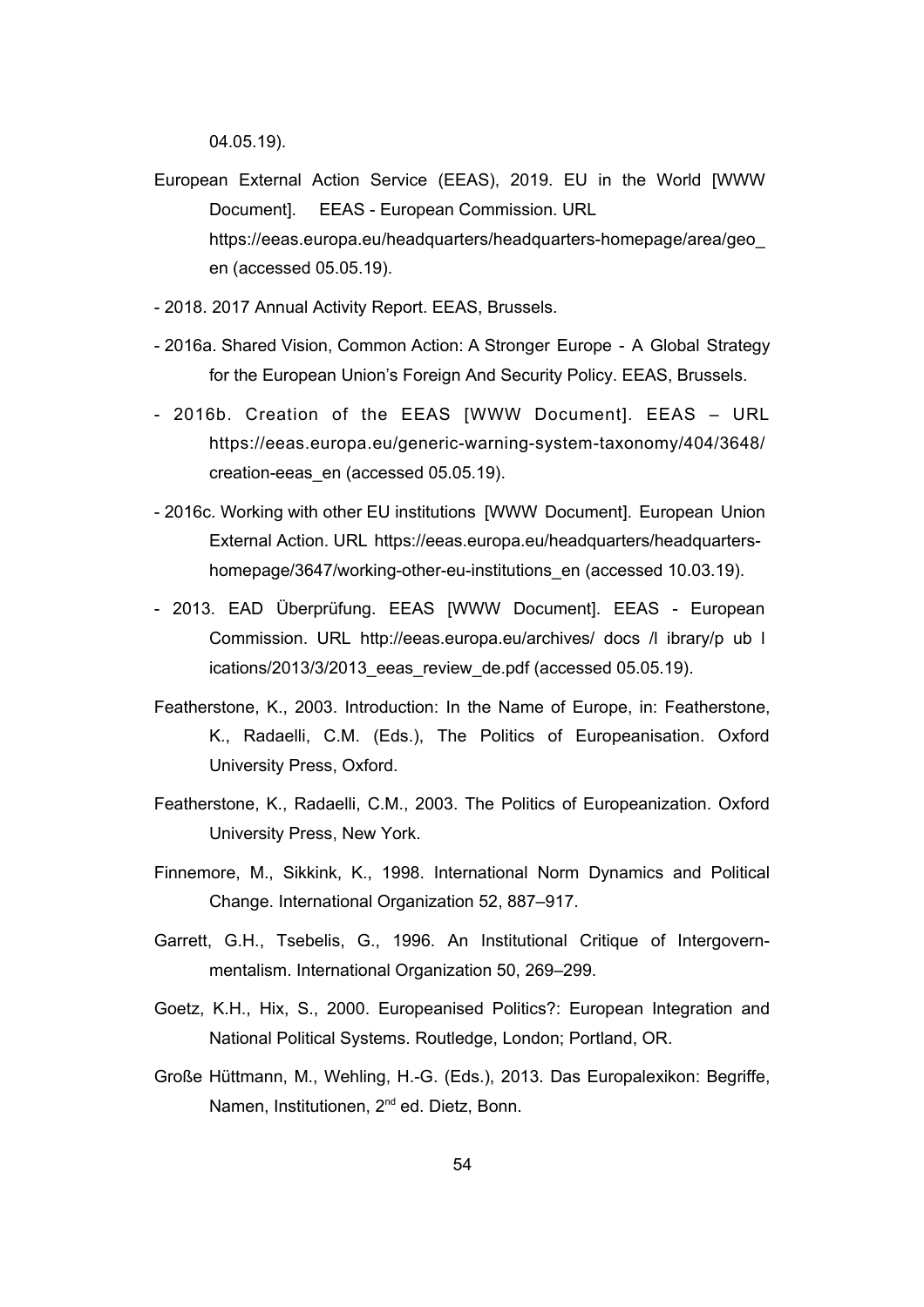04.05.19).

European External Action Service (EEAS), 2019. EU in the World [WWW Document]. EEAS - European Commission. URL https://eeas.europa.eu/headquarters/headquarters-homepage/area/geo_en (accessed 05.05.19).

- 2018. 2017 Annual Activity Report. EEAS, Brussels.

- 2016a. Shared Vision, Common Action: A Stronger Europe - A Global Strategy for the European Union's Foreign And Security Policy. EEAS, Brussels.

- 2016b. Creation of the EEAS [WWW Document]. EEAS – URL https://eeas.europa.eu/generic-warning-system-taxonomy/404/3648/creation-eeas_en (accessed 05.05.19).

- 2016c. Working with other EU institutions [WWW Document]. European Union External Action. URL https://eeas.europa.eu/headquarters/headquarters-homepage/3647/working-other-eu-institutions_en (accessed 10.03.19).

- 2013. EAD Überprüfung. EEAS [WWW Document]. EEAS - European Commission. URL http://eeas.europa.eu/archives/ docs /l ibrary/p ub l ications/2013/3/2013_eeas_review_de.pdf (accessed 05.05.19).

Featherstone, K., 2003. Introduction: In the Name of Europe, in: Featherstone, K., Radaelli, C.M. (Eds.), The Politics of Europeanisation. Oxford University Press, Oxford.

Featherstone, K., Radaelli, C.M., 2003. The Politics of Europeanization. Oxford University Press, New York.

Finnemore, M., Sikkink, K., 1998. International Norm Dynamics and Political Change. International Organization 52, 887–917.

Garrett, G.H., Tsebelis, G., 1996. An Institutional Critique of Intergovernmentalism. International Organization 50, 269–299.

Goetz, K.H., Hix, S., 2000. Europeanised Politics?: European Integration and National Political Systems. Routledge, London; Portland, OR.

Große Hüttmann, M., Wehling, H.-G. (Eds.), 2013. Das Europalexikon: Begriffe, Namen, Institutionen, 2nd ed. Dietz, Bonn.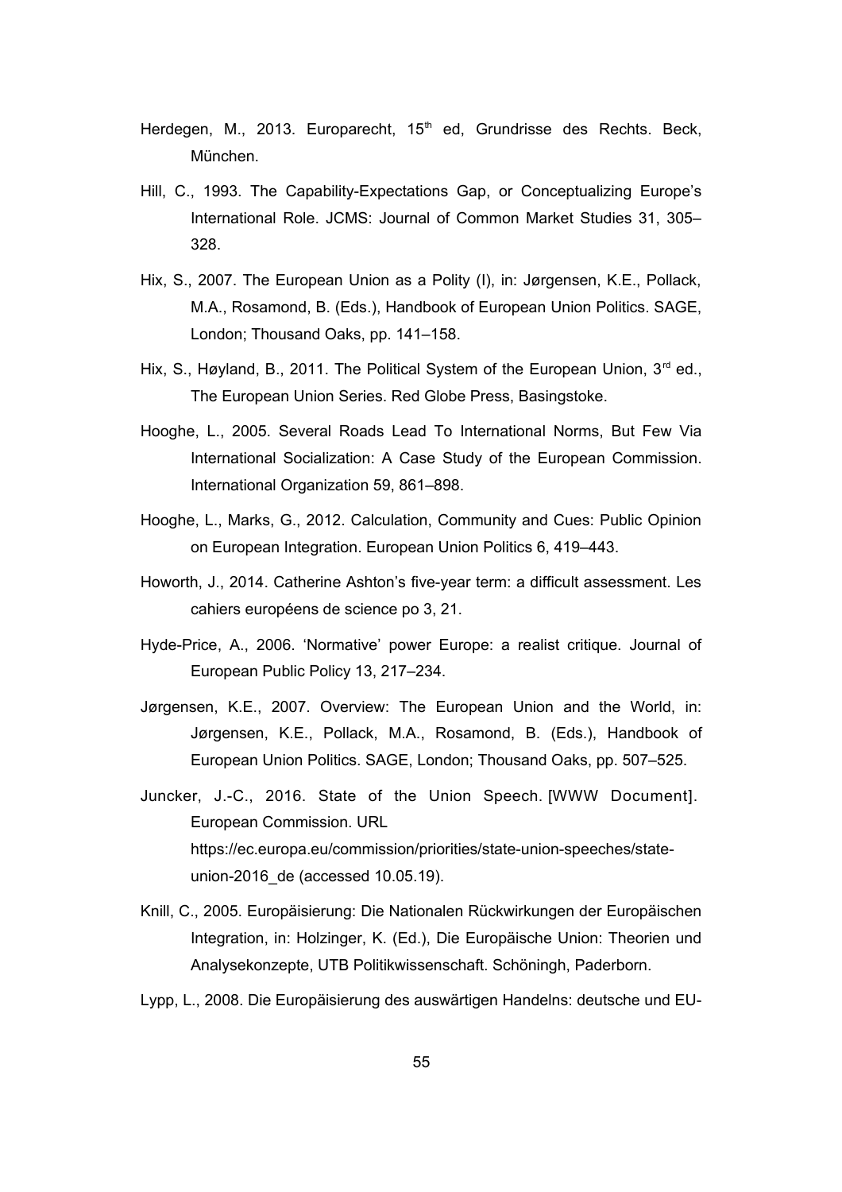Herdegen, M., 2013. Europarecht, 15th ed, Grundrisse des Rechts. Beck, München.

Hill, C., 1993. The Capability-Expectations Gap, or Conceptualizing Europe's International Role. JCMS: Journal of Common Market Studies 31, 305–328.

Hix, S., 2007. The European Union as a Polity (I), in: Jørgensen, K.E., Pollack, M.A., Rosamond, B. (Eds.), Handbook of European Union Politics. SAGE, London; Thousand Oaks, pp. 141–158.

Hix, S., Høyland, B., 2011. The Political System of the European Union, 3rd ed., The European Union Series. Red Globe Press, Basingstoke.

Hooghe, L., 2005. Several Roads Lead To International Norms, But Few Via International Socialization: A Case Study of the European Commission. International Organization 59, 861–898.

Hooghe, L., Marks, G., 2012. Calculation, Community and Cues: Public Opinion on European Integration. European Union Politics 6, 419–443.

Howorth, J., 2014. Catherine Ashton's five-year term: a difficult assessment. Les cahiers européens de science po 3, 21.

Hyde-Price, A., 2006. 'Normative' power Europe: a realist critique. Journal of European Public Policy 13, 217–234.

Jørgensen, K.E., 2007. Overview: The European Union and the World, in: Jørgensen, K.E., Pollack, M.A., Rosamond, B. (Eds.), Handbook of European Union Politics. SAGE, London; Thousand Oaks, pp. 507–525.

Juncker, J.-C., 2016. State of the Union Speech. [WWW Document]. European Commission. URL https://ec.europa.eu/commission/priorities/state-union-speeches/state-union-2016_de (accessed 10.05.19).

Knill, C., 2005. Europäisierung: Die Nationalen Rückwirkungen der Europäischen Integration, in: Holzinger, K. (Ed.), Die Europäische Union: Theorien und Analysekonzepte, UTB Politikwissenschaft. Schöningh, Paderborn.

Lypp, L., 2008. Die Europäisierung des auswärtigen Handelns: deutsche und EU-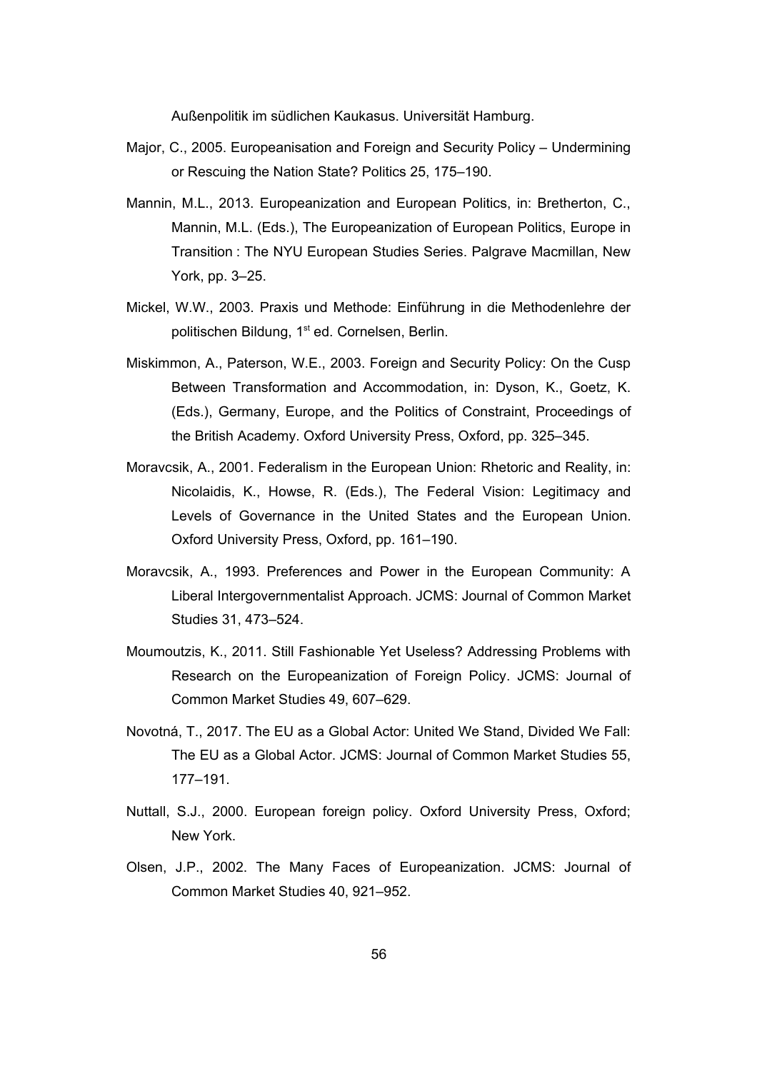Außenpolitik im südlichen Kaukasus. Universität Hamburg.

Major, C., 2005. Europeanisation and Foreign and Security Policy – Undermining or Rescuing the Nation State? Politics 25, 175–190.

Mannin, M.L., 2013. Europeanization and European Politics, in: Bretherton, C., Mannin, M.L. (Eds.), The Europeanization of European Politics, Europe in Transition : The NYU European Studies Series. Palgrave Macmillan, New York, pp. 3–25.

Mickel, W.W., 2003. Praxis und Methode: Einführung in die Methodenlehre der politischen Bildung, 1st ed. Cornelsen, Berlin.

Miskimmon, A., Paterson, W.E., 2003. Foreign and Security Policy: On the Cusp Between Transformation and Accommodation, in: Dyson, K., Goetz, K. (Eds.), Germany, Europe, and the Politics of Constraint, Proceedings of the British Academy. Oxford University Press, Oxford, pp. 325–345.

Moravcsik, A., 2001. Federalism in the European Union: Rhetoric and Reality, in: Nicolaidis, K., Howse, R. (Eds.), The Federal Vision: Legitimacy and Levels of Governance in the United States and the European Union. Oxford University Press, Oxford, pp. 161–190.

Moravcsik, A., 1993. Preferences and Power in the European Community: A Liberal Intergovernmentalist Approach. JCMS: Journal of Common Market Studies 31, 473–524.

Moumoutzis, K., 2011. Still Fashionable Yet Useless? Addressing Problems with Research on the Europeanization of Foreign Policy. JCMS: Journal of Common Market Studies 49, 607–629.

Novotná, T., 2017. The EU as a Global Actor: United We Stand, Divided We Fall: The EU as a Global Actor. JCMS: Journal of Common Market Studies 55, 177–191.

Nuttall, S.J., 2000. European foreign policy. Oxford University Press, Oxford; New York.

Olsen, J.P., 2002. The Many Faces of Europeanization. JCMS: Journal of Common Market Studies 40, 921–952.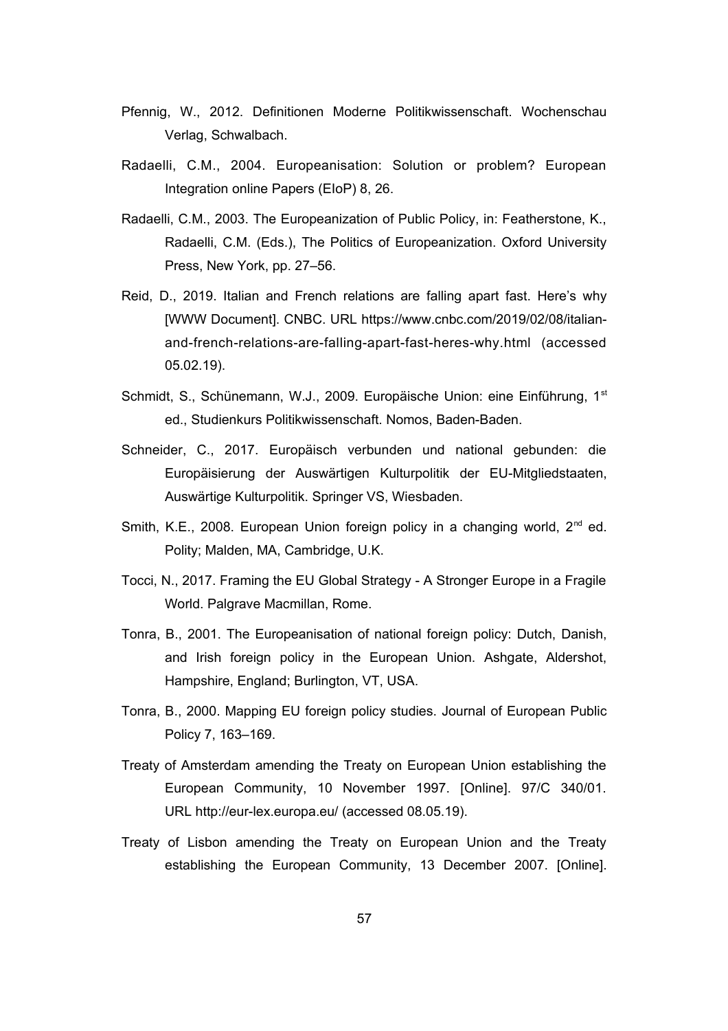Pfennig, W., 2012. Definitionen Moderne Politikwissenschaft. Wochenschau Verlag, Schwalbach.

Radaelli, C.M., 2004. Europeanisation: Solution or problem? European Integration online Papers (EIoP) 8, 26.

Radaelli, C.M., 2003. The Europeanization of Public Policy, in: Featherstone, K., Radaelli, C.M. (Eds.), The Politics of Europeanization. Oxford University Press, New York, pp. 27–56.

Reid, D., 2019. Italian and French relations are falling apart fast. Here's why [WWW Document]. CNBC. URL https://www.cnbc.com/2019/02/08/italian-and-french-relations-are-falling-apart-fast-heres-why.html (accessed 05.02.19).

Schmidt, S., Schünemann, W.J., 2009. Europäische Union: eine Einführung, 1st ed., Studienkurs Politikwissenschaft. Nomos, Baden-Baden.

Schneider, C., 2017. Europäisch verbunden und national gebunden: die Europäisierung der Auswärtigen Kulturpolitik der EU-Mitgliedstaaten, Auswärtige Kulturpolitik. Springer VS, Wiesbaden.

Smith, K.E., 2008. European Union foreign policy in a changing world, 2nd ed. Polity; Malden, MA, Cambridge, U.K.

Tocci, N., 2017. Framing the EU Global Strategy - A Stronger Europe in a Fragile World. Palgrave Macmillan, Rome.

Tonra, B., 2001. The Europeanisation of national foreign policy: Dutch, Danish, and Irish foreign policy in the European Union. Ashgate, Aldershot, Hampshire, England; Burlington, VT, USA.

Tonra, B., 2000. Mapping EU foreign policy studies. Journal of European Public Policy 7, 163–169.

Treaty of Amsterdam amending the Treaty on European Union establishing the European Community, 10 November 1997. [Online]. 97/C 340/01. URL http://eur-lex.europa.eu/ (accessed 08.05.19).

Treaty of Lisbon amending the Treaty on European Union and the Treaty establishing the European Community, 13 December 2007. [Online].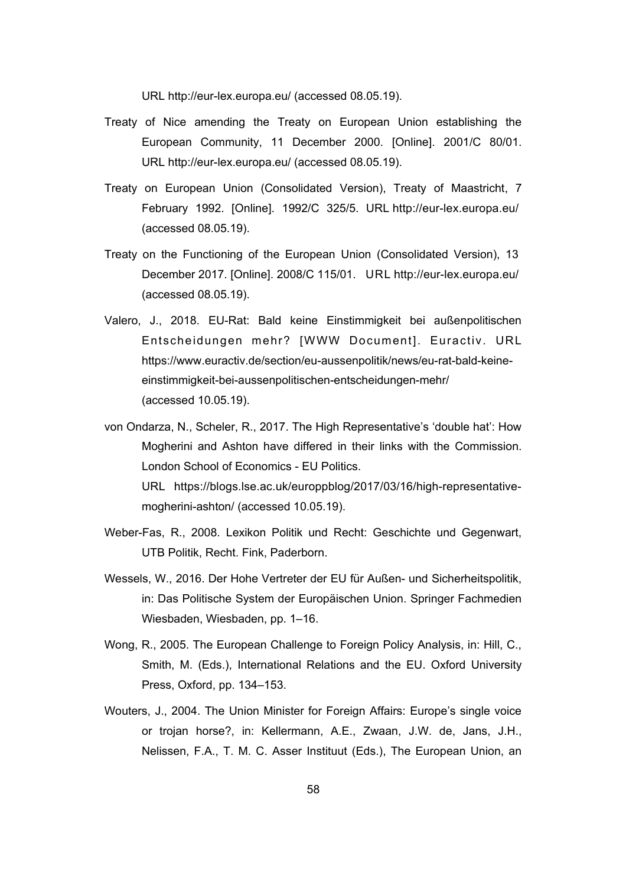URL http://eur-lex.europa.eu/ (accessed 08.05.19).

Treaty of Nice amending the Treaty on European Union establishing the European Community, 11 December 2000. [Online]. 2001/C 80/01. URL http://eur-lex.europa.eu/ (accessed 08.05.19).

Treaty on European Union (Consolidated Version), Treaty of Maastricht, 7 February 1992. [Online]. 1992/C 325/5. URL http://eur-lex.europa.eu/ (accessed 08.05.19).

Treaty on the Functioning of the European Union (Consolidated Version), 13 December 2017. [Online]. 2008/C 115/01. URL http://eur-lex.europa.eu/ (accessed 08.05.19).

Valero, J., 2018. EU-Rat: Bald keine Einstimmigkeit bei außenpolitischen Entscheidungen mehr? [WWW Document]. Euractiv. URL https://www.euractiv.de/section/eu-aussenpolitik/news/eu-rat-bald-keine-einstimmigkeit-bei-aussenpolitischen-entscheidungen-mehr/ (accessed 10.05.19).

von Ondarza, N., Scheler, R., 2017. The High Representative's 'double hat': How Mogherini and Ashton have differed in their links with the Commission. London School of Economics - EU Politics. URL https://blogs.lse.ac.uk/europpblog/2017/03/16/high-representative-mogherini-ashton/ (accessed 10.05.19).

Weber-Fas, R., 2008. Lexikon Politik und Recht: Geschichte und Gegenwart, UTB Politik, Recht. Fink, Paderborn.

Wessels, W., 2016. Der Hohe Vertreter der EU für Außen- und Sicherheitspolitik, in: Das Politische System der Europäischen Union. Springer Fachmedien Wiesbaden, Wiesbaden, pp. 1–16.

Wong, R., 2005. The European Challenge to Foreign Policy Analysis, in: Hill, C., Smith, M. (Eds.), International Relations and the EU. Oxford University Press, Oxford, pp. 134–153.

Wouters, J., 2004. The Union Minister for Foreign Affairs: Europe's single voice or trojan horse?, in: Kellermann, A.E., Zwaan, J.W. de, Jans, J.H., Nelissen, F.A., T. M. C. Asser Instituut (Eds.), The European Union, an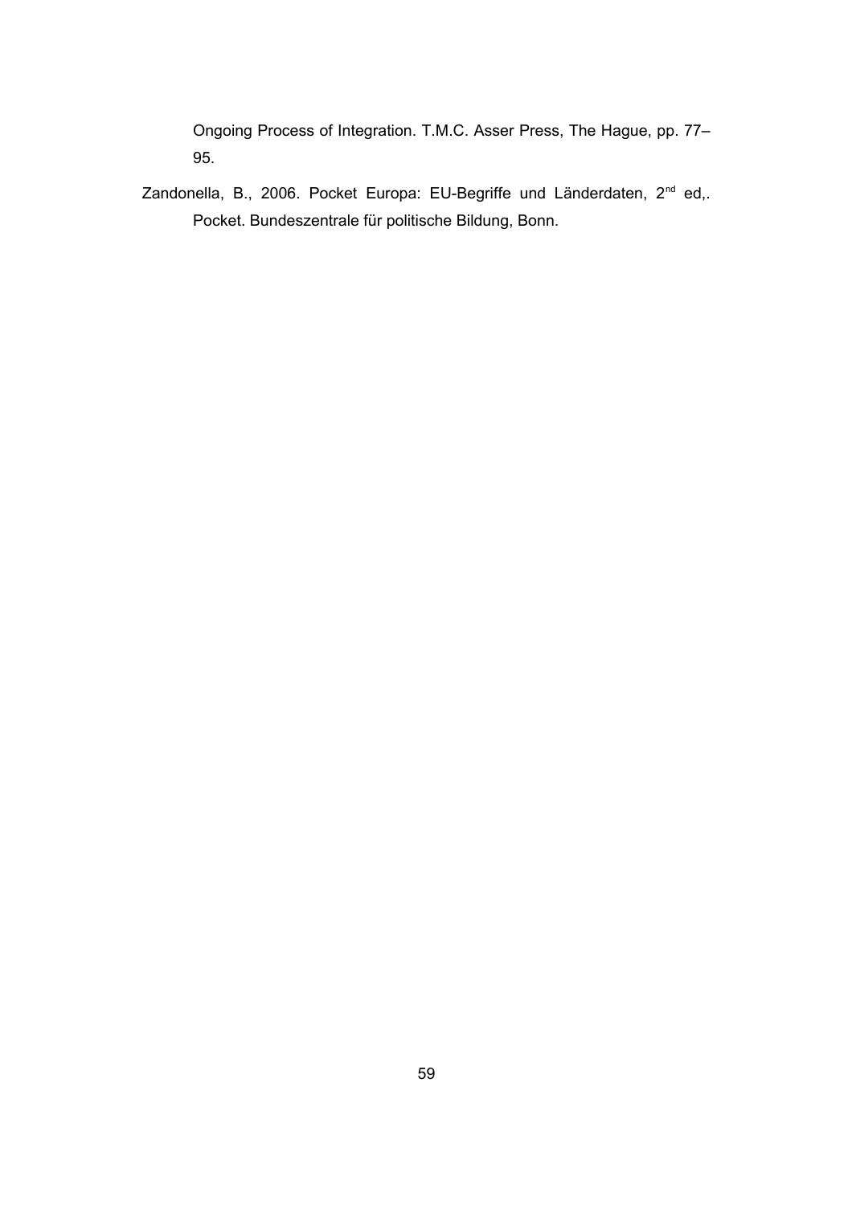Ongoing Process of Integration. T.M.C. Asser Press, The Hague, pp. 77–95.

Zandonella, B., 2006. Pocket Europa: EU-Begriffe und Länderdaten, 2nd ed,. Pocket. Bundeszentrale für politische Bildung, Bonn.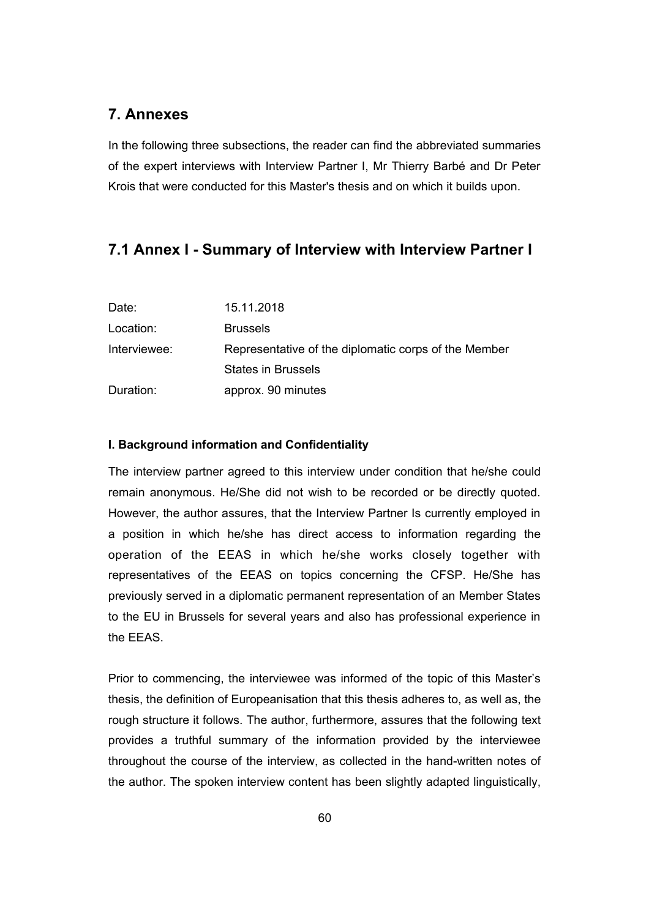## 7. Annexes

In the following three subsections, the reader can find the abbreviated summaries of the expert interviews with Interview Partner I, Mr Thierry Barbé and Dr Peter Krois that were conducted for this Master's thesis and on which it builds upon.

## 7.1 Annex I - Summary of Interview with Interview Partner I

| | |
|---|---|
| Date: | 15.11.2018 |
| Location: | Brussels |
| Interviewee: | Representative of the diplomatic corps of the Member States in Brussels |
| Duration: | approx. 90 minutes |

**I. Background information and Confidentiality**

The interview partner agreed to this interview under condition that he/she could remain anonymous. He/She did not wish to be recorded or be directly quoted. However, the author assures, that the Interview Partner Is currently employed in a position in which he/she has direct access to information regarding the operation of the EEAS in which he/she works closely together with representatives of the EEAS on topics concerning the CFSP. He/She has previously served in a diplomatic permanent representation of an Member States to the EU in Brussels for several years and also has professional experience in the EEAS.

Prior to commencing, the interviewee was informed of the topic of this Master's thesis, the definition of Europeanisation that this thesis adheres to, as well as, the rough structure it follows. The author, furthermore, assures that the following text provides a truthful summary of the information provided by the interviewee throughout the course of the interview, as collected in the hand-written notes of the author. The spoken interview content has been slightly adapted linguistically,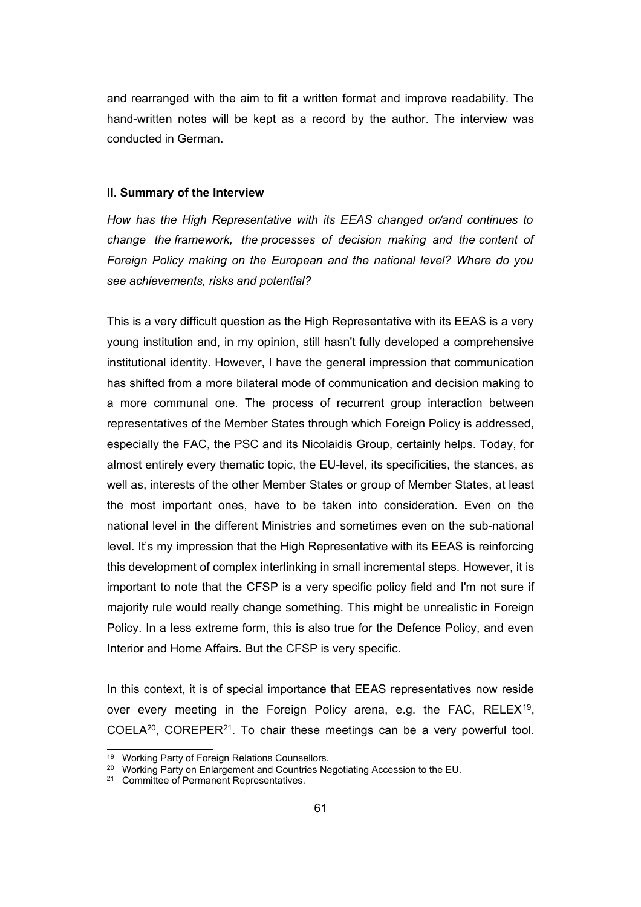and rearranged with the aim to fit a written format and improve readability. The hand-written notes will be kept as a record by the author. The interview was conducted in German.

#### II. Summary of the Interview

*How has the High Representative with its EEAS changed or/and continues to change the <u>framework</u>, the <u>processes</u> of decision making and the <u>content</u> of Foreign Policy making on the European and the national level? Where do you see achievements, risks and potential?*

This is a very difficult question as the High Representative with its EEAS is a very young institution and, in my opinion, still hasn't fully developed a comprehensive institutional identity. However, I have the general impression that communication has shifted from a more bilateral mode of communication and decision making to a more communal one. The process of recurrent group interaction between representatives of the Member States through which Foreign Policy is addressed, especially the FAC, the PSC and its Nicolaidis Group, certainly helps. Today, for almost entirely every thematic topic, the EU-level, its specificities, the stances, as well as, interests of the other Member States or group of Member States, at least the most important ones, have to be taken into consideration. Even on the national level in the different Ministries and sometimes even on the sub-national level. It's my impression that the High Representative with its EEAS is reinforcing this development of complex interlinking in small incremental steps. However, it is important to note that the CFSP is a very specific policy field and I'm not sure if majority rule would really change something. This might be unrealistic in Foreign Policy. In a less extreme form, this is also true for the Defence Policy, and even Interior and Home Affairs. But the CFSP is very specific.

In this context, it is of special importance that EEAS representatives now reside over every meeting in the Foreign Policy arena, e.g. the FAC, RELEX[19], COELA[20], COREPER[21]. To chair these meetings can be a very powerful tool.

---

[19] Working Party of Foreign Relations Counsellors.

[20] Working Party on Enlargement and Countries Negotiating Accession to the EU.

[21] Committee of Permanent Representatives.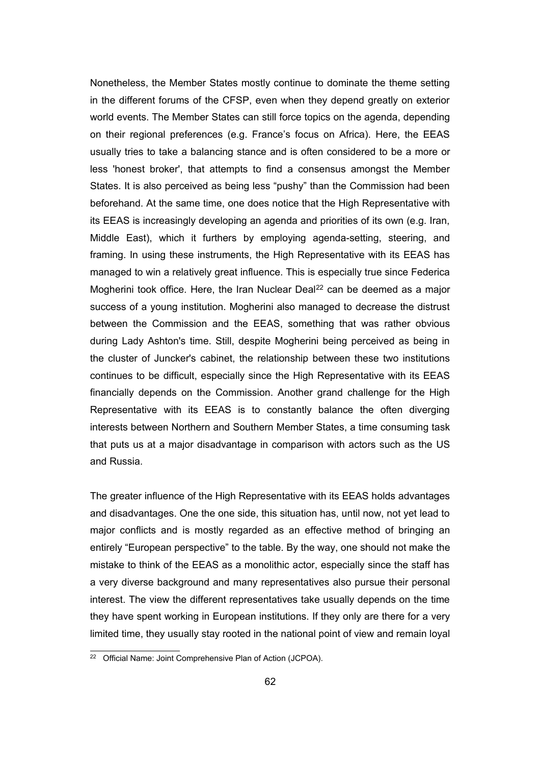Nonetheless, the Member States mostly continue to dominate the theme setting in the different forums of the CFSP, even when they depend greatly on exterior world events. The Member States can still force topics on the agenda, depending on their regional preferences (e.g. France's focus on Africa). Here, the EEAS usually tries to take a balancing stance and is often considered to be a more or less 'honest broker', that attempts to find a consensus amongst the Member States. It is also perceived as being less "pushy" than the Commission had been beforehand. At the same time, one does notice that the High Representative with its EEAS is increasingly developing an agenda and priorities of its own (e.g. Iran, Middle East), which it furthers by employing agenda-setting, steering, and framing. In using these instruments, the High Representative with its EEAS has managed to win a relatively great influence. This is especially true since Federica Mogherini took office. Here, the Iran Nuclear Deal[22] can be deemed as a major success of a young institution. Mogherini also managed to decrease the distrust between the Commission and the EEAS, something that was rather obvious during Lady Ashton's time. Still, despite Mogherini being perceived as being in the cluster of Juncker's cabinet, the relationship between these two institutions continues to be difficult, especially since the High Representative with its EEAS financially depends on the Commission. Another grand challenge for the High Representative with its EEAS is to constantly balance the often diverging interests between Northern and Southern Member States, a time consuming task that puts us at a major disadvantage in comparison with actors such as the US and Russia.

The greater influence of the High Representative with its EEAS holds advantages and disadvantages. One the one side, this situation has, until now, not yet lead to major conflicts and is mostly regarded as an effective method of bringing an entirely "European perspective" to the table. By the way, one should not make the mistake to think of the EEAS as a monolithic actor, especially since the staff has a very diverse background and many representatives also pursue their personal interest. The view the different representatives take usually depends on the time they have spent working in European institutions. If they only are there for a very limited time, they usually stay rooted in the national point of view and remain loyal

[22] Official Name: Joint Comprehensive Plan of Action (JCPOA).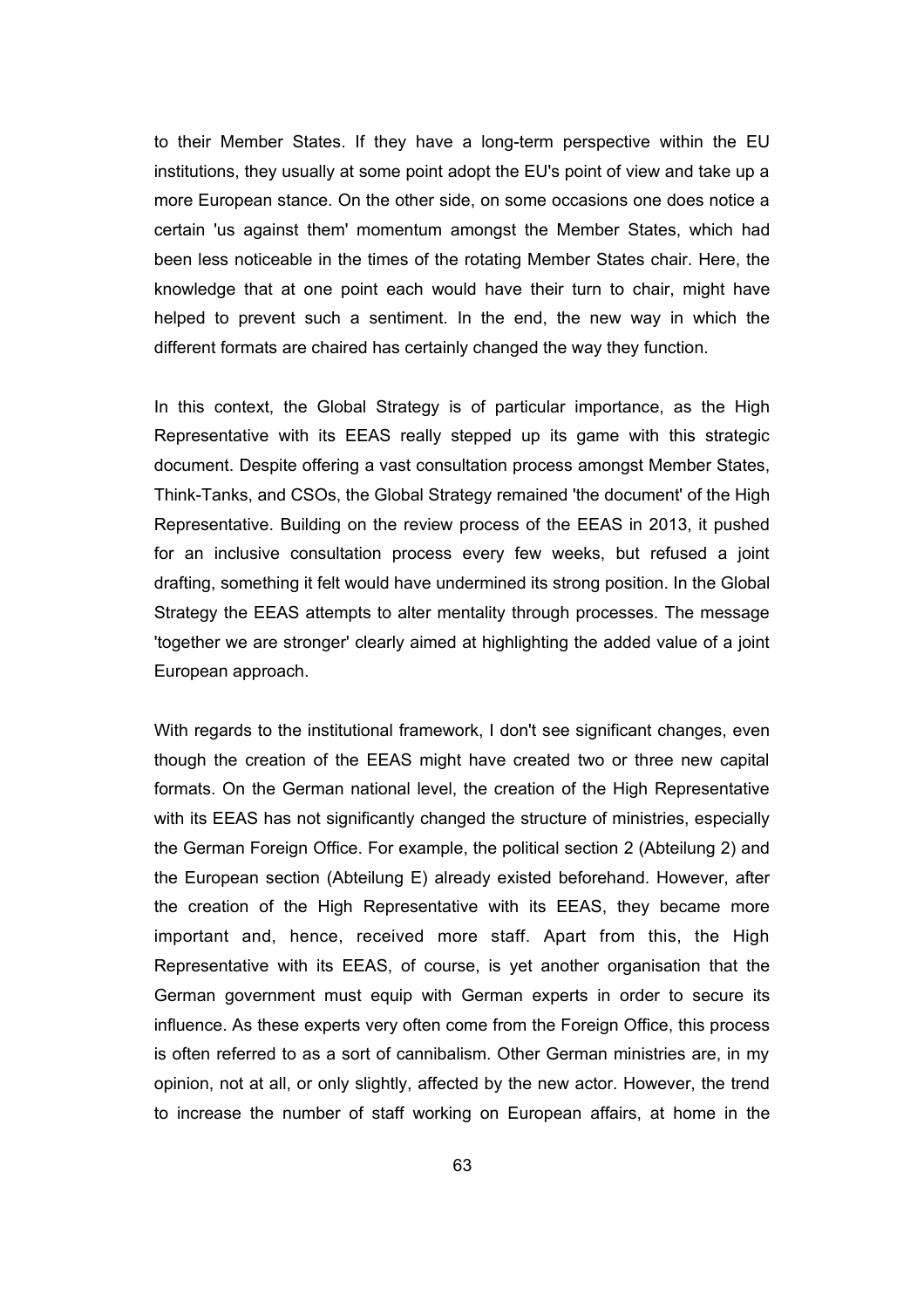to their Member States. If they have a long-term perspective within the EU institutions, they usually at some point adopt the EU's point of view and take up a more European stance. On the other side, on some occasions one does notice a certain 'us against them' momentum amongst the Member States, which had been less noticeable in the times of the rotating Member States chair. Here, the knowledge that at one point each would have their turn to chair, might have helped to prevent such a sentiment. In the end, the new way in which the different formats are chaired has certainly changed the way they function.

In this context, the Global Strategy is of particular importance, as the High Representative with its EEAS really stepped up its game with this strategic document. Despite offering a vast consultation process amongst Member States, Think-Tanks, and CSOs, the Global Strategy remained 'the document' of the High Representative. Building on the review process of the EEAS in 2013, it pushed for an inclusive consultation process every few weeks, but refused a joint drafting, something it felt would have undermined its strong position. In the Global Strategy the EEAS attempts to alter mentality through processes. The message 'together we are stronger' clearly aimed at highlighting the added value of a joint European approach.

With regards to the institutional framework, I don't see significant changes, even though the creation of the EEAS might have created two or three new capital formats. On the German national level, the creation of the High Representative with its EEAS has not significantly changed the structure of ministries, especially the German Foreign Office. For example, the political section 2 (Abteilung 2) and the European section (Abteilung E) already existed beforehand. However, after the creation of the High Representative with its EEAS, they became more important and, hence, received more staff. Apart from this, the High Representative with its EEAS, of course, is yet another organisation that the German government must equip with German experts in order to secure its influence. As these experts very often come from the Foreign Office, this process is often referred to as a sort of cannibalism. Other German ministries are, in my opinion, not at all, or only slightly, affected by the new actor. However, the trend to increase the number of staff working on European affairs, at home in the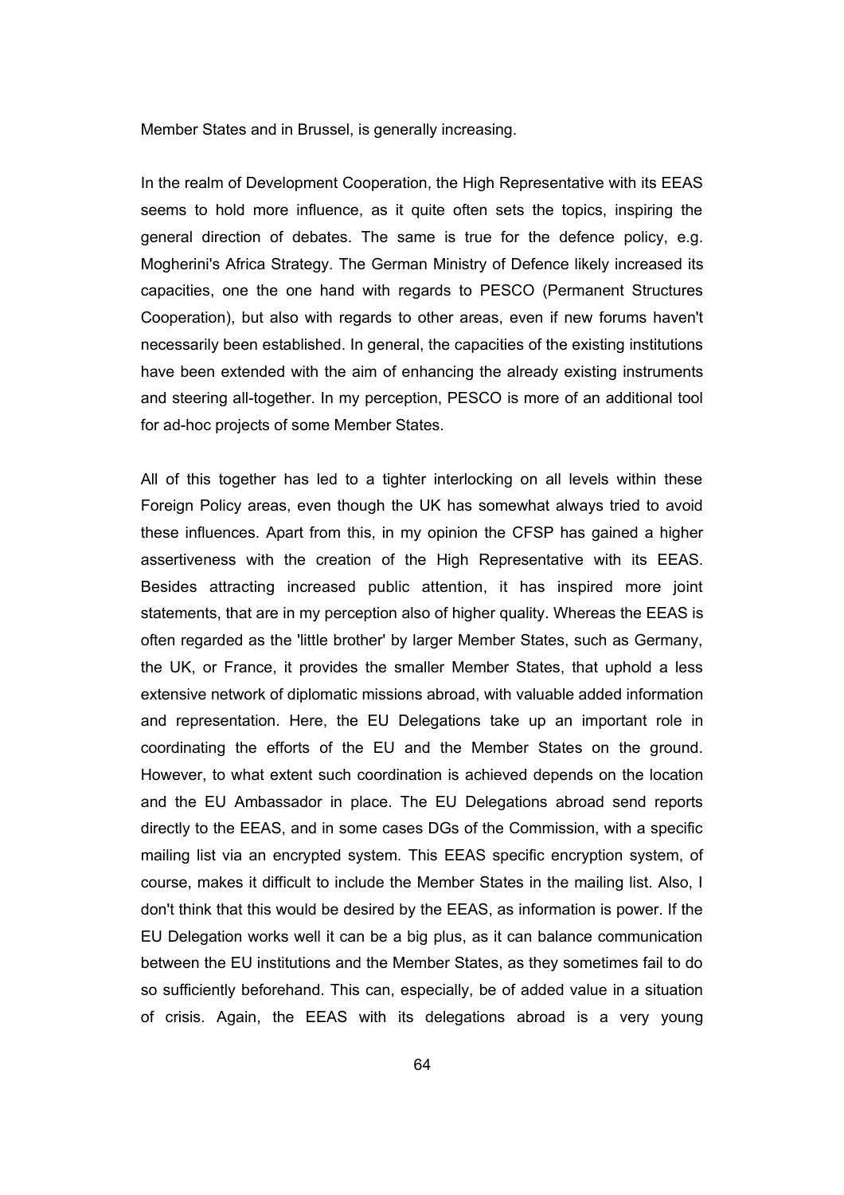Member States and in Brussel, is generally increasing.

In the realm of Development Cooperation, the High Representative with its EEAS seems to hold more influence, as it quite often sets the topics, inspiring the general direction of debates. The same is true for the defence policy, e.g. Mogherini's Africa Strategy. The German Ministry of Defence likely increased its capacities, one the one hand with regards to PESCO (Permanent Structures Cooperation), but also with regards to other areas, even if new forums haven't necessarily been established. In general, the capacities of the existing institutions have been extended with the aim of enhancing the already existing instruments and steering all-together. In my perception, PESCO is more of an additional tool for ad-hoc projects of some Member States.

All of this together has led to a tighter interlocking on all levels within these Foreign Policy areas, even though the UK has somewhat always tried to avoid these influences. Apart from this, in my opinion the CFSP has gained a higher assertiveness with the creation of the High Representative with its EEAS. Besides attracting increased public attention, it has inspired more joint statements, that are in my perception also of higher quality. Whereas the EEAS is often regarded as the 'little brother' by larger Member States, such as Germany, the UK, or France, it provides the smaller Member States, that uphold a less extensive network of diplomatic missions abroad, with valuable added information and representation. Here, the EU Delegations take up an important role in coordinating the efforts of the EU and the Member States on the ground. However, to what extent such coordination is achieved depends on the location and the EU Ambassador in place. The EU Delegations abroad send reports directly to the EEAS, and in some cases DGs of the Commission, with a specific mailing list via an encrypted system. This EEAS specific encryption system, of course, makes it difficult to include the Member States in the mailing list. Also, I don't think that this would be desired by the EEAS, as information is power. If the EU Delegation works well it can be a big plus, as it can balance communication between the EU institutions and the Member States, as they sometimes fail to do so sufficiently beforehand. This can, especially, be of added value in a situation of crisis. Again, the EEAS with its delegations abroad is a very young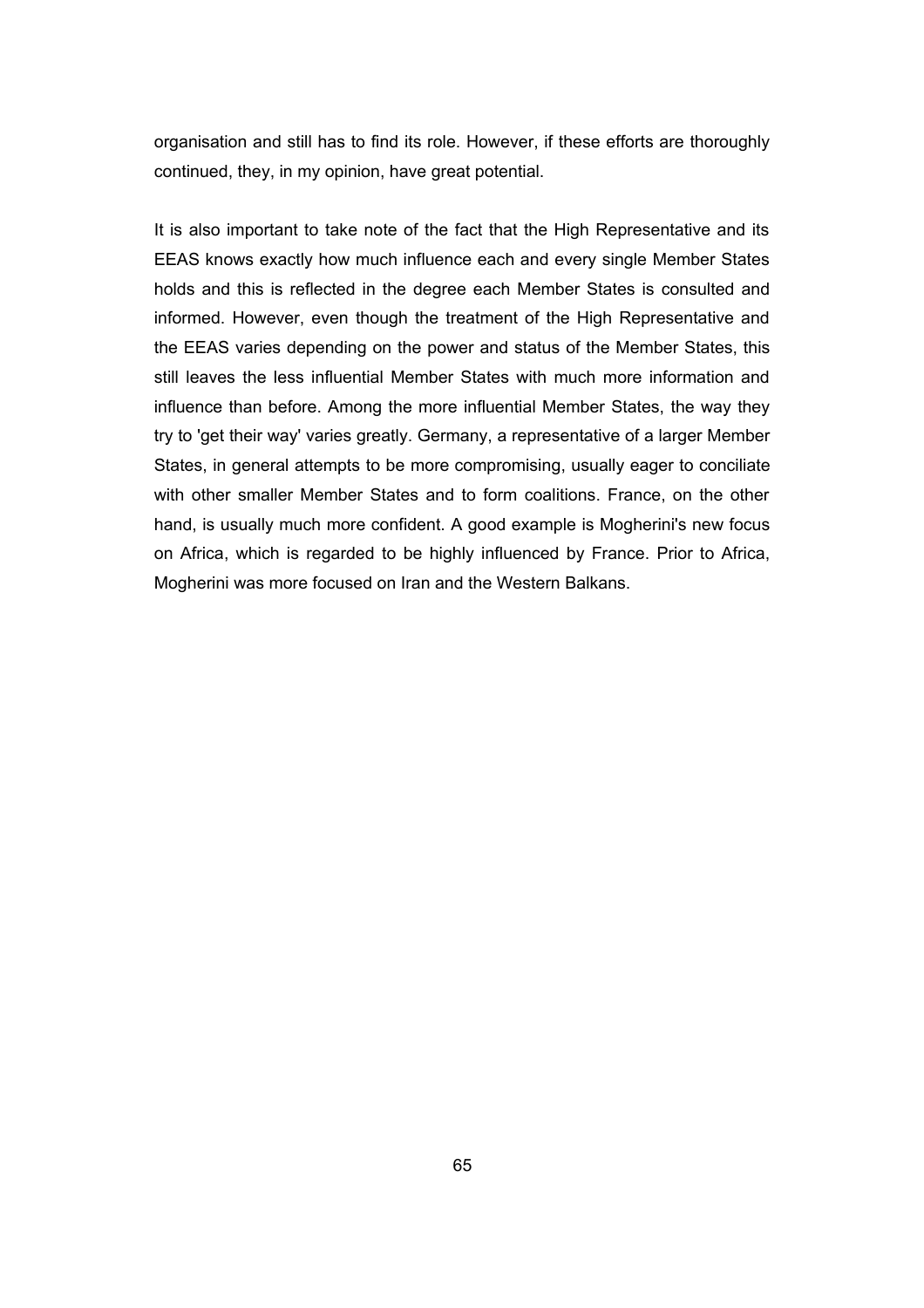organisation and still has to find its role. However, if these efforts are thoroughly continued, they, in my opinion, have great potential.

It is also important to take note of the fact that the High Representative and its EEAS knows exactly how much influence each and every single Member States holds and this is reflected in the degree each Member States is consulted and informed. However, even though the treatment of the High Representative and the EEAS varies depending on the power and status of the Member States, this still leaves the less influential Member States with much more information and influence than before. Among the more influential Member States, the way they try to 'get their way' varies greatly. Germany, a representative of a larger Member States, in general attempts to be more compromising, usually eager to conciliate with other smaller Member States and to form coalitions. France, on the other hand, is usually much more confident. A good example is Mogherini's new focus on Africa, which is regarded to be highly influenced by France. Prior to Africa, Mogherini was more focused on Iran and the Western Balkans.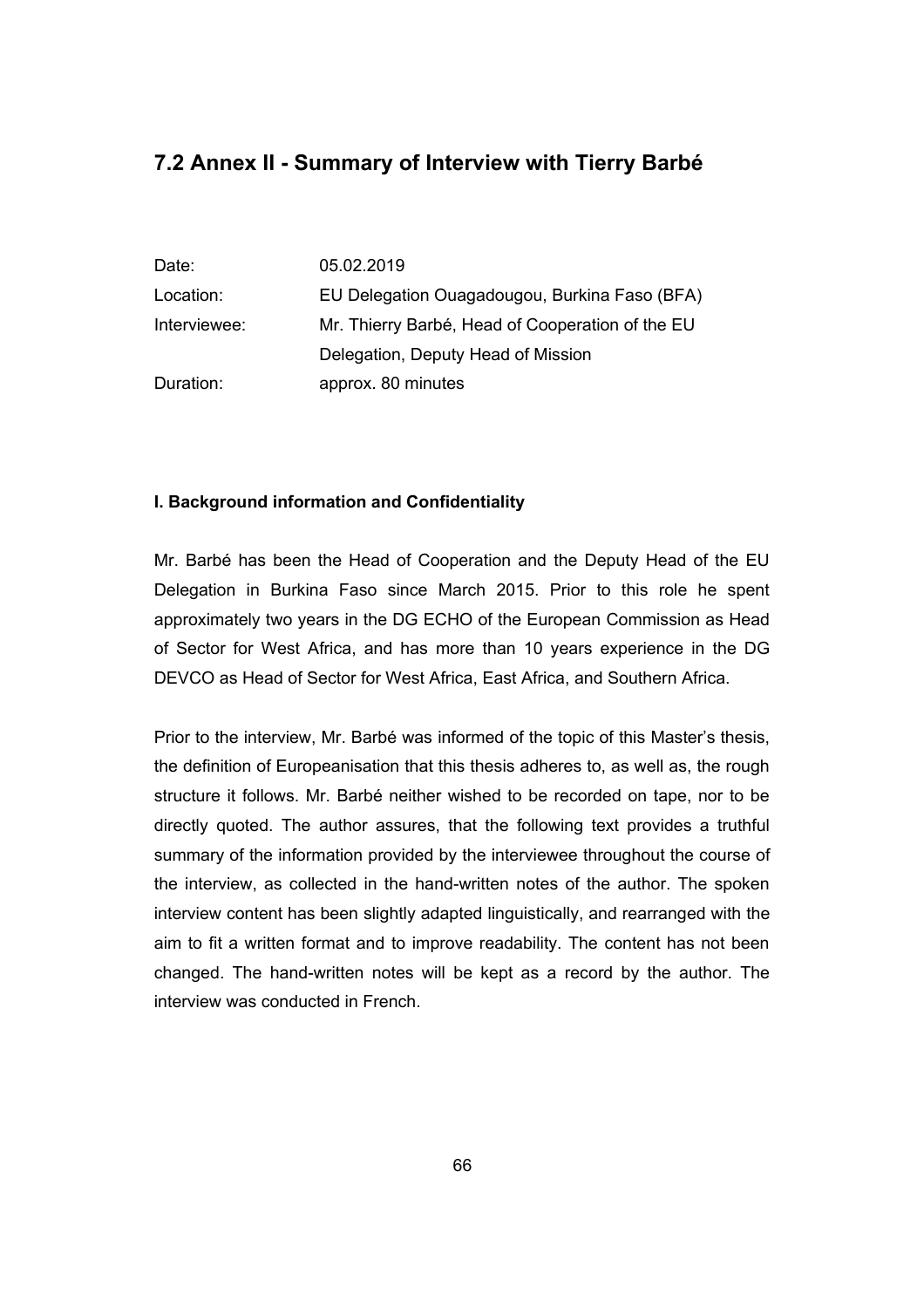## 7.2 Annex II - Summary of Interview with Tierry Barbé

| | |
|---|---|
| Date: | 05.02.2019 |
| Location: | EU Delegation Ouagadougou, Burkina Faso (BFA) |
| Interviewee: | Mr. Thierry Barbé, Head of Cooperation of the EU Delegation, Deputy Head of Mission |
| Duration: | approx. 80 minutes |

**I. Background information and Confidentiality**

Mr. Barbé has been the Head of Cooperation and the Deputy Head of the EU Delegation in Burkina Faso since March 2015. Prior to this role he spent approximately two years in the DG ECHO of the European Commission as Head of Sector for West Africa, and has more than 10 years experience in the DG DEVCO as Head of Sector for West Africa, East Africa, and Southern Africa.

Prior to the interview, Mr. Barbé was informed of the topic of this Master's thesis, the definition of Europeanisation that this thesis adheres to, as well as, the rough structure it follows. Mr. Barbé neither wished to be recorded on tape, nor to be directly quoted. The author assures, that the following text provides a truthful summary of the information provided by the interviewee throughout the course of the interview, as collected in the hand-written notes of the author. The spoken interview content has been slightly adapted linguistically, and rearranged with the aim to fit a written format and to improve readability. The content has not been changed. The hand-written notes will be kept as a record by the author. The interview was conducted in French.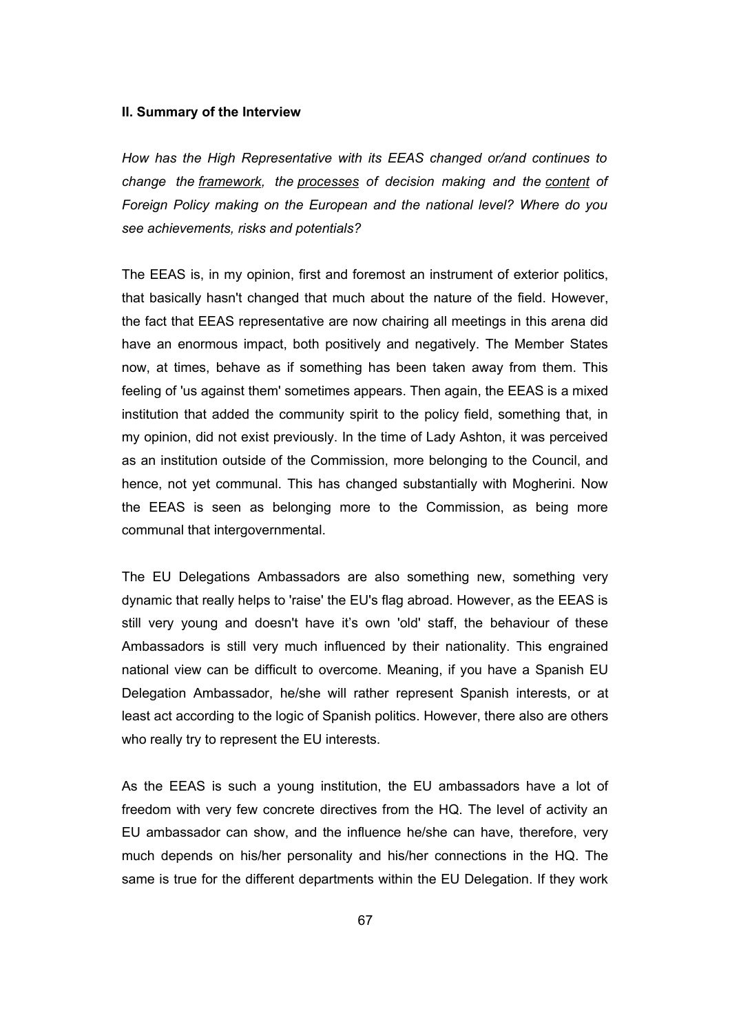### II. Summary of the Interview

*How has the High Representative with its EEAS changed or/and continues to change the <u>framework</u>, the <u>processes</u> of decision making and the <u>content</u> of Foreign Policy making on the European and the national level? Where do you see achievements, risks and potentials?*

The EEAS is, in my opinion, first and foremost an instrument of exterior politics, that basically hasn't changed that much about the nature of the field. However, the fact that EEAS representative are now chairing all meetings in this arena did have an enormous impact, both positively and negatively. The Member States now, at times, behave as if something has been taken away from them. This feeling of 'us against them' sometimes appears. Then again, the EEAS is a mixed institution that added the community spirit to the policy field, something that, in my opinion, did not exist previously. In the time of Lady Ashton, it was perceived as an institution outside of the Commission, more belonging to the Council, and hence, not yet communal. This has changed substantially with Mogherini. Now the EEAS is seen as belonging more to the Commission, as being more communal that intergovernmental.

The EU Delegations Ambassadors are also something new, something very dynamic that really helps to 'raise' the EU's flag abroad. However, as the EEAS is still very young and doesn't have it's own 'old' staff, the behaviour of these Ambassadors is still very much influenced by their nationality. This engrained national view can be difficult to overcome. Meaning, if you have a Spanish EU Delegation Ambassador, he/she will rather represent Spanish interests, or at least act according to the logic of Spanish politics. However, there also are others who really try to represent the EU interests.

As the EEAS is such a young institution, the EU ambassadors have a lot of freedom with very few concrete directives from the HQ. The level of activity an EU ambassador can show, and the influence he/she can have, therefore, very much depends on his/her personality and his/her connections in the HQ. The same is true for the different departments within the EU Delegation. If they work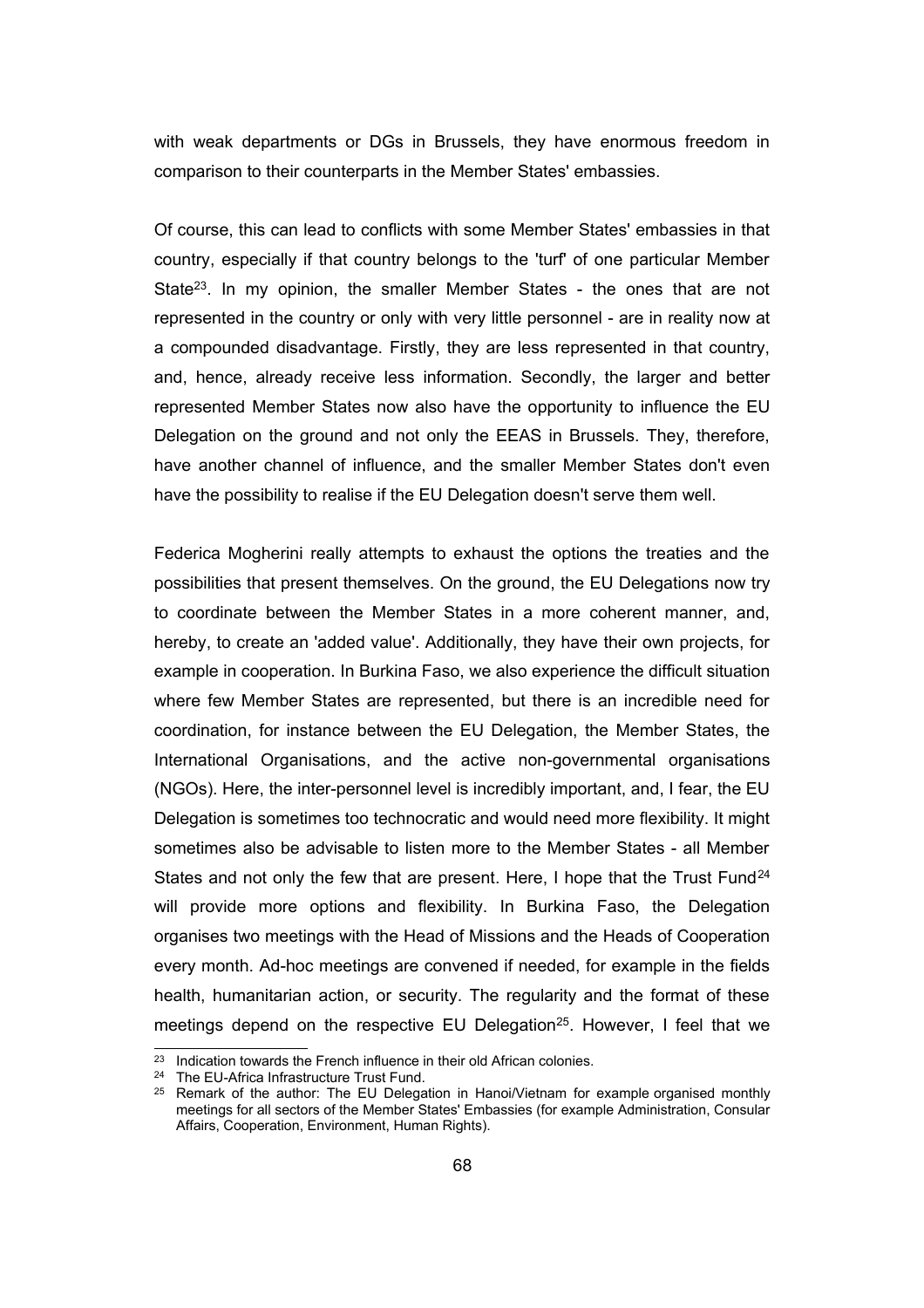with weak departments or DGs in Brussels, they have enormous freedom in comparison to their counterparts in the Member States' embassies.

Of course, this can lead to conflicts with some Member States' embassies in that country, especially if that country belongs to the 'turf' of one particular Member State[23]. In my opinion, the smaller Member States - the ones that are not represented in the country or only with very little personnel - are in reality now at a compounded disadvantage. Firstly, they are less represented in that country, and, hence, already receive less information. Secondly, the larger and better represented Member States now also have the opportunity to influence the EU Delegation on the ground and not only the EEAS in Brussels. They, therefore, have another channel of influence, and the smaller Member States don't even have the possibility to realise if the EU Delegation doesn't serve them well.

Federica Mogherini really attempts to exhaust the options the treaties and the possibilities that present themselves. On the ground, the EU Delegations now try to coordinate between the Member States in a more coherent manner, and, hereby, to create an 'added value'. Additionally, they have their own projects, for example in cooperation. In Burkina Faso, we also experience the difficult situation where few Member States are represented, but there is an incredible need for coordination, for instance between the EU Delegation, the Member States, the International Organisations, and the active non-governmental organisations (NGOs). Here, the inter-personnel level is incredibly important, and, I fear, the EU Delegation is sometimes too technocratic and would need more flexibility. It might sometimes also be advisable to listen more to the Member States - all Member States and not only the few that are present. Here, I hope that the Trust Fund[24] will provide more options and flexibility. In Burkina Faso, the Delegation organises two meetings with the Head of Missions and the Heads of Cooperation every month. Ad-hoc meetings are convened if needed, for example in the fields health, humanitarian action, or security. The regularity and the format of these meetings depend on the respective EU Delegation[25]. However, I feel that we

[23] Indication towards the French influence in their old African colonies.

[24] The EU-Africa Infrastructure Trust Fund.

[25] Remark of the author: The EU Delegation in Hanoi/Vietnam for example organised monthly meetings for all sectors of the Member States' Embassies (for example Administration, Consular Affairs, Cooperation, Environment, Human Rights).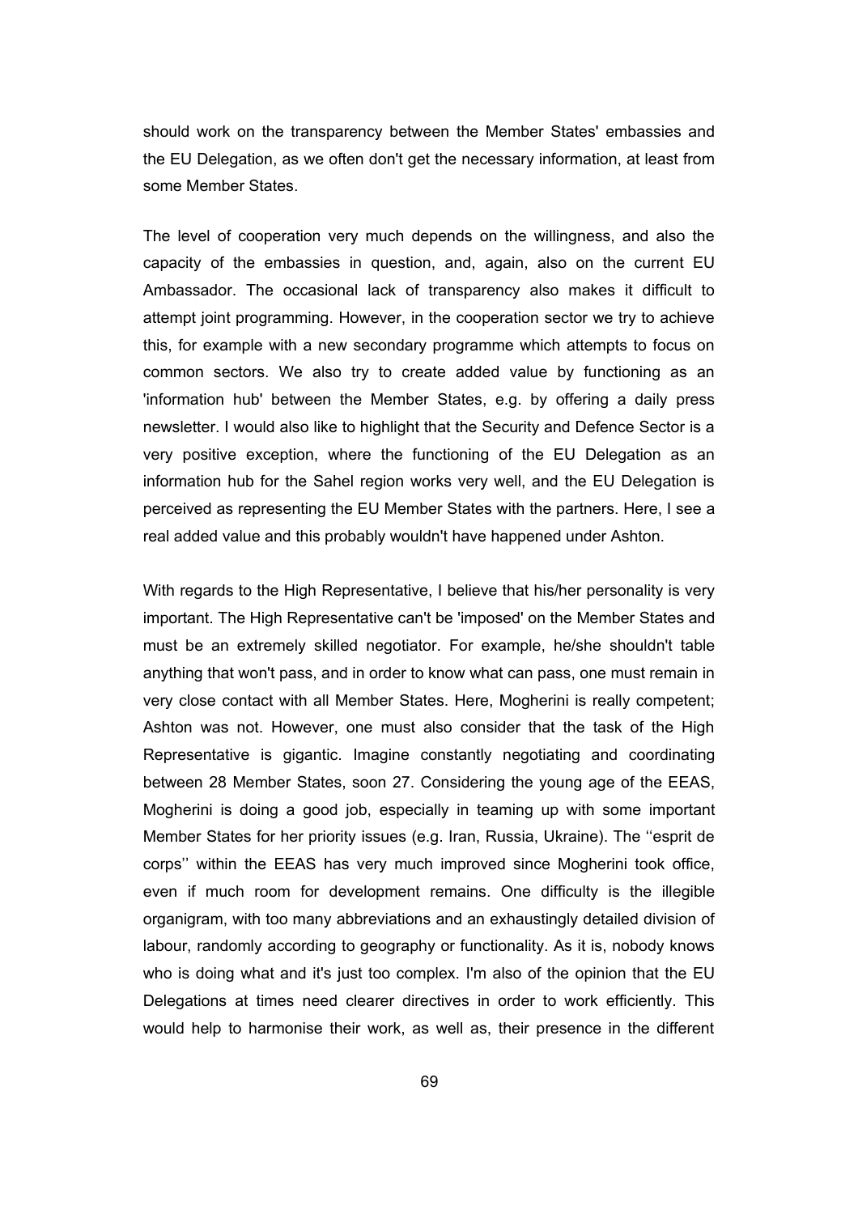should work on the transparency between the Member States' embassies and the EU Delegation, as we often don't get the necessary information, at least from some Member States.

The level of cooperation very much depends on the willingness, and also the capacity of the embassies in question, and, again, also on the current EU Ambassador. The occasional lack of transparency also makes it difficult to attempt joint programming. However, in the cooperation sector we try to achieve this, for example with a new secondary programme which attempts to focus on common sectors. We also try to create added value by functioning as an 'information hub' between the Member States, e.g. by offering a daily press newsletter. I would also like to highlight that the Security and Defence Sector is a very positive exception, where the functioning of the EU Delegation as an information hub for the Sahel region works very well, and the EU Delegation is perceived as representing the EU Member States with the partners. Here, I see a real added value and this probably wouldn't have happened under Ashton.

With regards to the High Representative, I believe that his/her personality is very important. The High Representative can't be 'imposed' on the Member States and must be an extremely skilled negotiator. For example, he/she shouldn't table anything that won't pass, and in order to know what can pass, one must remain in very close contact with all Member States. Here, Mogherini is really competent; Ashton was not. However, one must also consider that the task of the High Representative is gigantic. Imagine constantly negotiating and coordinating between 28 Member States, soon 27. Considering the young age of the EEAS, Mogherini is doing a good job, especially in teaming up with some important Member States for her priority issues (e.g. Iran, Russia, Ukraine). The ''esprit de corps'' within the EEAS has very much improved since Mogherini took office, even if much room for development remains. One difficulty is the illegible organigram, with too many abbreviations and an exhaustingly detailed division of labour, randomly according to geography or functionality. As it is, nobody knows who is doing what and it's just too complex. I'm also of the opinion that the EU Delegations at times need clearer directives in order to work efficiently. This would help to harmonise their work, as well as, their presence in the different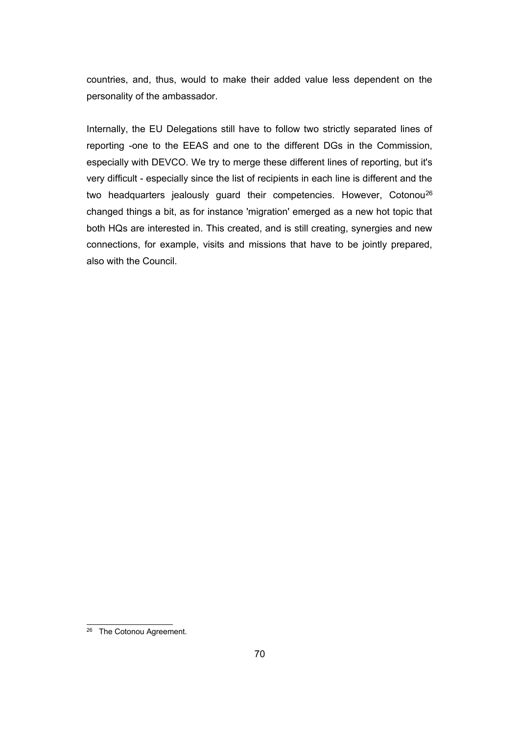countries, and, thus, would to make their added value less dependent on the personality of the ambassador.

Internally, the EU Delegations still have to follow two strictly separated lines of reporting -one to the EEAS and one to the different DGs in the Commission, especially with DEVCO. We try to merge these different lines of reporting, but it's very difficult - especially since the list of recipients in each line is different and the two headquarters jealously guard their competencies. However, Cotonou[26] changed things a bit, as for instance 'migration' emerged as a new hot topic that both HQs are interested in. This created, and is still creating, synergies and new connections, for example, visits and missions that have to be jointly prepared, also with the Council.

[26] The Cotonou Agreement.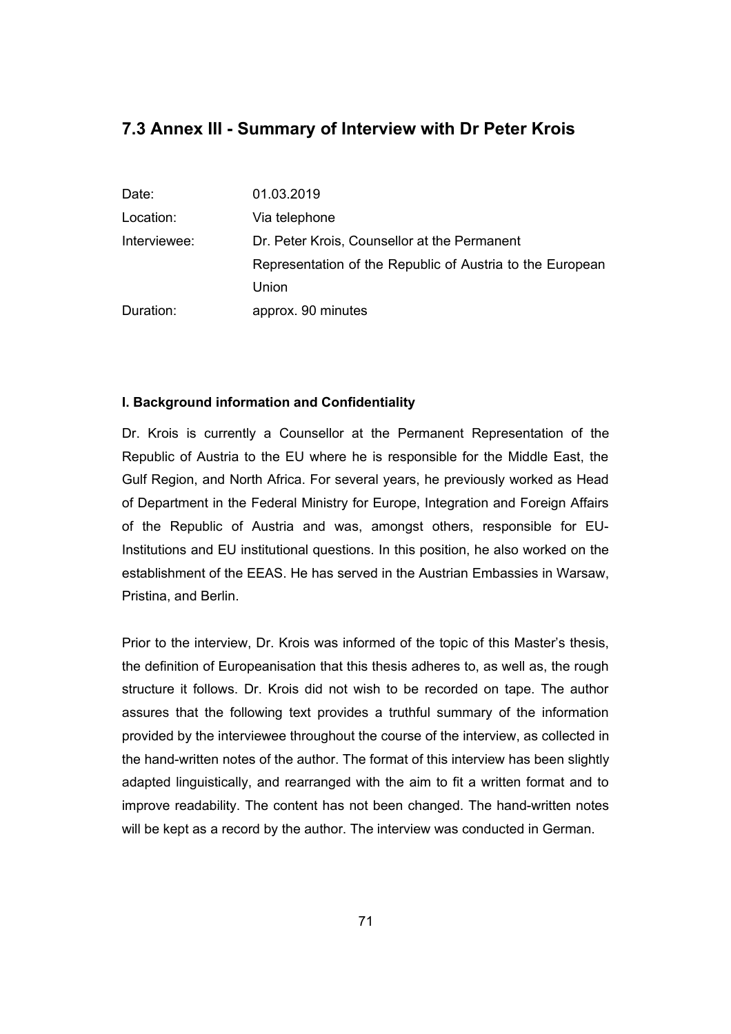## 7.3 Annex III - Summary of Interview with Dr Peter Krois

| | |
|---|---|
| Date: | 01.03.2019 |
| Location: | Via telephone |
| Interviewee: | Dr. Peter Krois, Counsellor at the Permanent Representation of the Republic of Austria to the European Union |
| Duration: | approx. 90 minutes |

#### I. Background information and Confidentiality

Dr. Krois is currently a Counsellor at the Permanent Representation of the Republic of Austria to the EU where he is responsible for the Middle East, the Gulf Region, and North Africa. For several years, he previously worked as Head of Department in the Federal Ministry for Europe, Integration and Foreign Affairs of the Republic of Austria and was, amongst others, responsible for EU-Institutions and EU institutional questions. In this position, he also worked on the establishment of the EEAS. He has served in the Austrian Embassies in Warsaw, Pristina, and Berlin.

Prior to the interview, Dr. Krois was informed of the topic of this Master's thesis, the definition of Europeanisation that this thesis adheres to, as well as, the rough structure it follows. Dr. Krois did not wish to be recorded on tape. The author assures that the following text provides a truthful summary of the information provided by the interviewee throughout the course of the interview, as collected in the hand-written notes of the author. The format of this interview has been slightly adapted linguistically, and rearranged with the aim to fit a written format and to improve readability. The content has not been changed. The hand-written notes will be kept as a record by the author. The interview was conducted in German.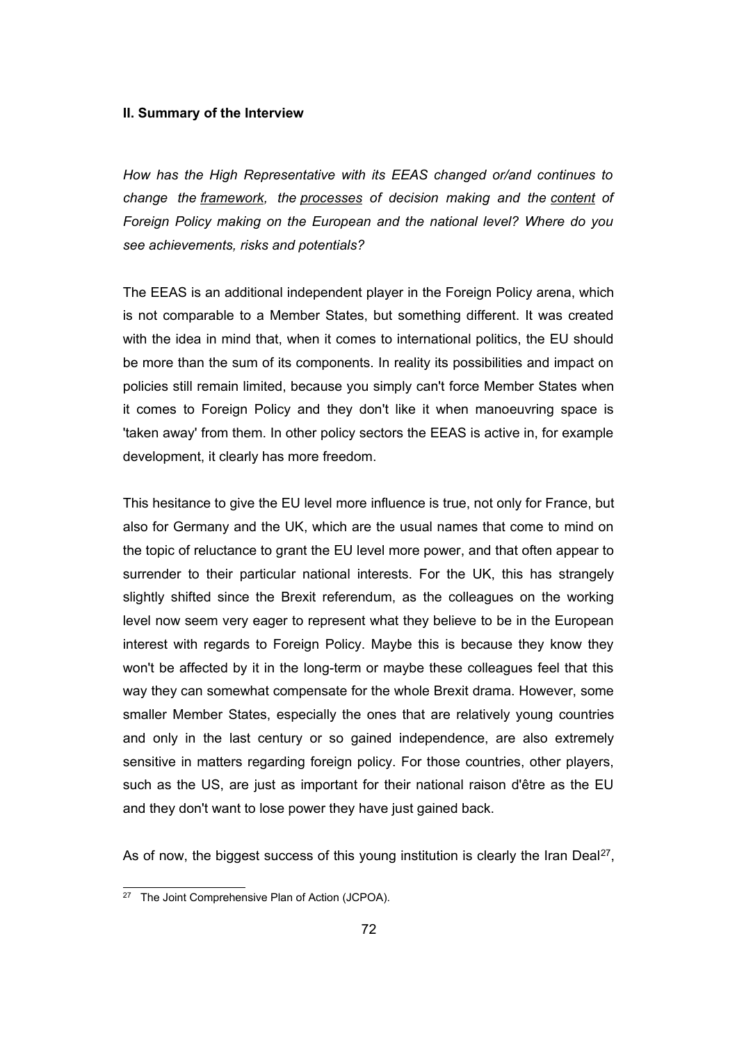### II. Summary of the Interview

*How has the High Representative with its EEAS changed or/and continues to change the framework, the processes of decision making and the content of Foreign Policy making on the European and the national level? Where do you see achievements, risks and potentials?*

The EEAS is an additional independent player in the Foreign Policy arena, which is not comparable to a Member States, but something different. It was created with the idea in mind that, when it comes to international politics, the EU should be more than the sum of its components. In reality its possibilities and impact on policies still remain limited, because you simply can't force Member States when it comes to Foreign Policy and they don't like it when manoeuvring space is 'taken away' from them. In other policy sectors the EEAS is active in, for example development, it clearly has more freedom.

This hesitance to give the EU level more influence is true, not only for France, but also for Germany and the UK, which are the usual names that come to mind on the topic of reluctance to grant the EU level more power, and that often appear to surrender to their particular national interests. For the UK, this has strangely slightly shifted since the Brexit referendum, as the colleagues on the working level now seem very eager to represent what they believe to be in the European interest with regards to Foreign Policy. Maybe this is because they know they won't be affected by it in the long-term or maybe these colleagues feel that this way they can somewhat compensate for the whole Brexit drama. However, some smaller Member States, especially the ones that are relatively young countries and only in the last century or so gained independence, are also extremely sensitive in matters regarding foreign policy. For those countries, other players, such as the US, are just as important for their national raison d'être as the EU and they don't want to lose power they have just gained back.

As of now, the biggest success of this young institution is clearly the Iran Deal[27],

[27] The Joint Comprehensive Plan of Action (JCPOA).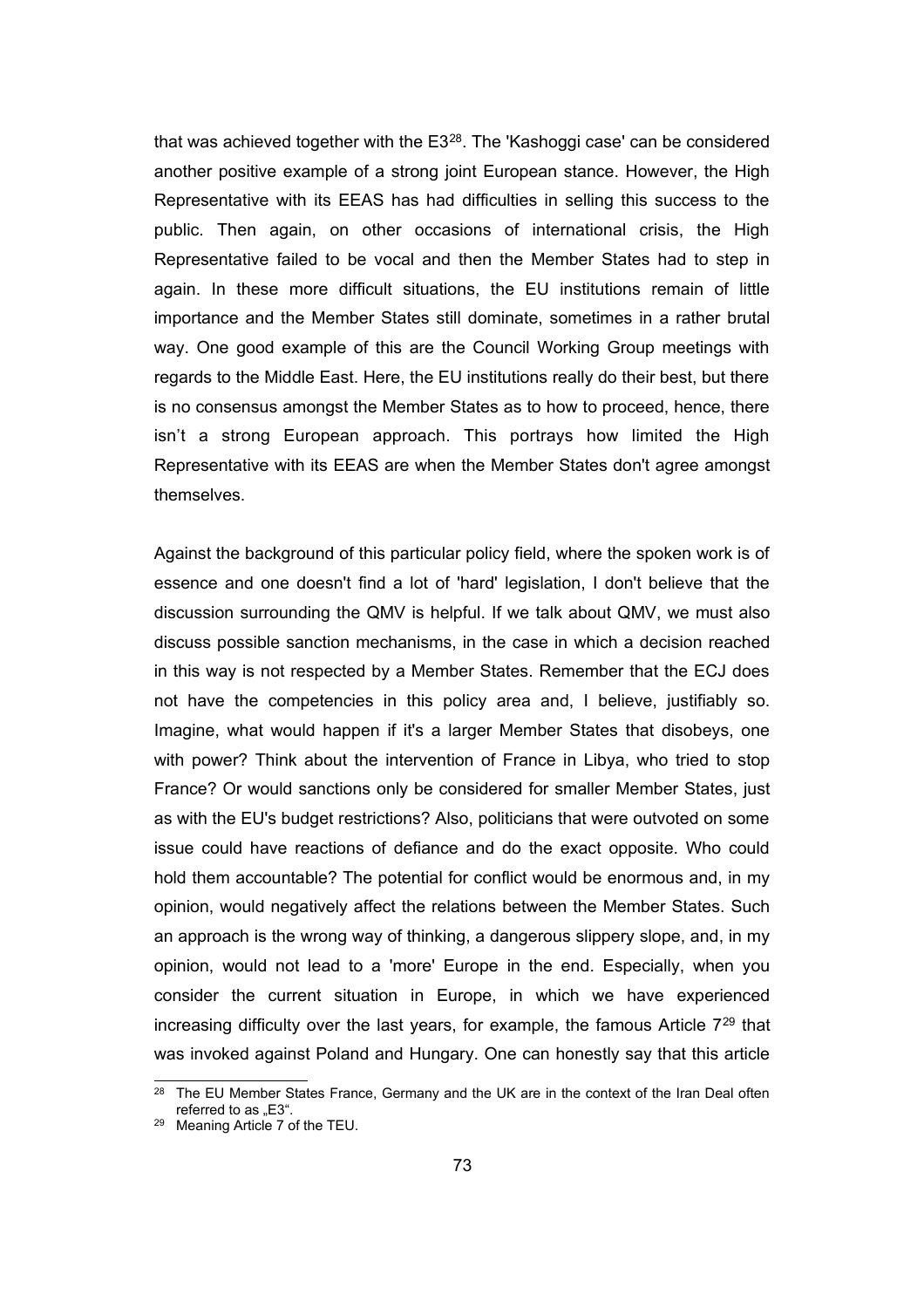that was achieved together with the E3[28]. The 'Kashoggi case' can be considered another positive example of a strong joint European stance. However, the High Representative with its EEAS has had difficulties in selling this success to the public. Then again, on other occasions of international crisis, the High Representative failed to be vocal and then the Member States had to step in again. In these more difficult situations, the EU institutions remain of little importance and the Member States still dominate, sometimes in a rather brutal way. One good example of this are the Council Working Group meetings with regards to the Middle East. Here, the EU institutions really do their best, but there is no consensus amongst the Member States as to how to proceed, hence, there isn't a strong European approach. This portrays how limited the High Representative with its EEAS are when the Member States don't agree amongst themselves.

Against the background of this particular policy field, where the spoken work is of essence and one doesn't find a lot of 'hard' legislation, I don't believe that the discussion surrounding the QMV is helpful. If we talk about QMV, we must also discuss possible sanction mechanisms, in the case in which a decision reached in this way is not respected by a Member States. Remember that the ECJ does not have the competencies in this policy area and, I believe, justifiably so. Imagine, what would happen if it's a larger Member States that disobeys, one with power? Think about the intervention of France in Libya, who tried to stop France? Or would sanctions only be considered for smaller Member States, just as with the EU's budget restrictions? Also, politicians that were outvoted on some issue could have reactions of defiance and do the exact opposite. Who could hold them accountable? The potential for conflict would be enormous and, in my opinion, would negatively affect the relations between the Member States. Such an approach is the wrong way of thinking, a dangerous slippery slope, and, in my opinion, would not lead to a 'more' Europe in the end. Especially, when you consider the current situation in Europe, in which we have experienced increasing difficulty over the last years, for example, the famous Article 7[29] that was invoked against Poland and Hungary. One can honestly say that this article

[28] The EU Member States France, Germany and the UK are in the context of the Iran Deal often referred to as „E3".

[29] Meaning Article 7 of the TEU.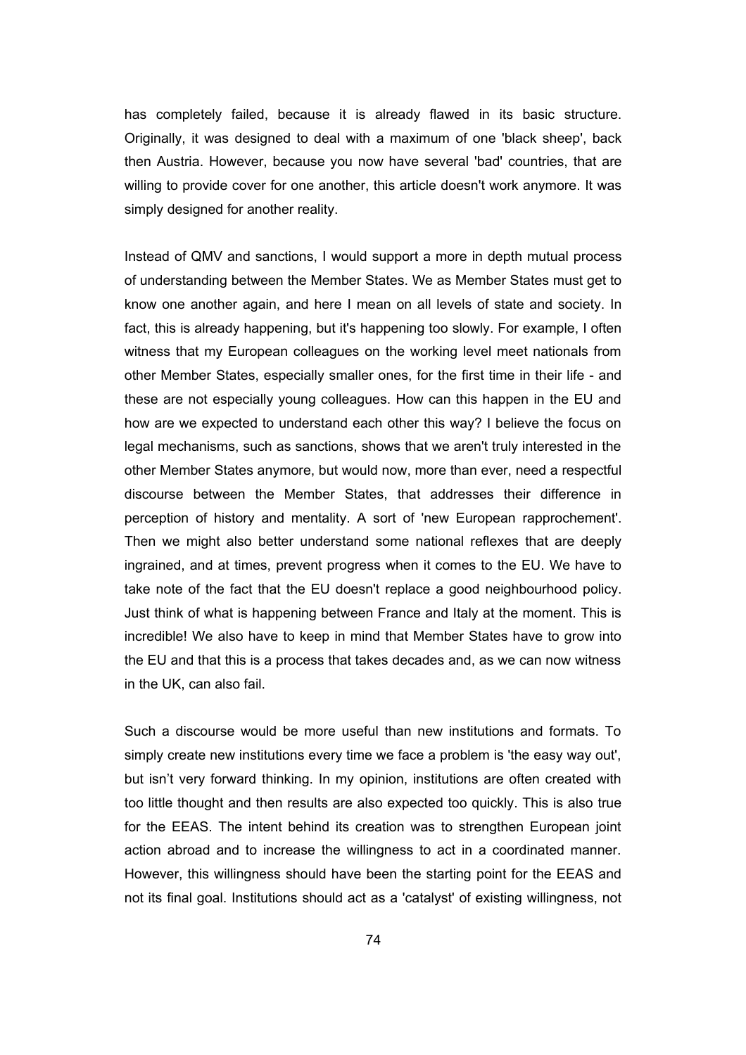has completely failed, because it is already flawed in its basic structure. Originally, it was designed to deal with a maximum of one 'black sheep', back then Austria. However, because you now have several 'bad' countries, that are willing to provide cover for one another, this article doesn't work anymore. It was simply designed for another reality.

Instead of QMV and sanctions, I would support a more in depth mutual process of understanding between the Member States. We as Member States must get to know one another again, and here I mean on all levels of state and society. In fact, this is already happening, but it's happening too slowly. For example, I often witness that my European colleagues on the working level meet nationals from other Member States, especially smaller ones, for the first time in their life - and these are not especially young colleagues. How can this happen in the EU and how are we expected to understand each other this way? I believe the focus on legal mechanisms, such as sanctions, shows that we aren't truly interested in the other Member States anymore, but would now, more than ever, need a respectful discourse between the Member States, that addresses their difference in perception of history and mentality. A sort of 'new European rapprochement'. Then we might also better understand some national reflexes that are deeply ingrained, and at times, prevent progress when it comes to the EU. We have to take note of the fact that the EU doesn't replace a good neighbourhood policy. Just think of what is happening between France and Italy at the moment. This is incredible! We also have to keep in mind that Member States have to grow into the EU and that this is a process that takes decades and, as we can now witness in the UK, can also fail.

Such a discourse would be more useful than new institutions and formats. To simply create new institutions every time we face a problem is 'the easy way out', but isn't very forward thinking. In my opinion, institutions are often created with too little thought and then results are also expected too quickly. This is also true for the EEAS. The intent behind its creation was to strengthen European joint action abroad and to increase the willingness to act in a coordinated manner. However, this willingness should have been the starting point for the EEAS and not its final goal. Institutions should act as a 'catalyst' of existing willingness, not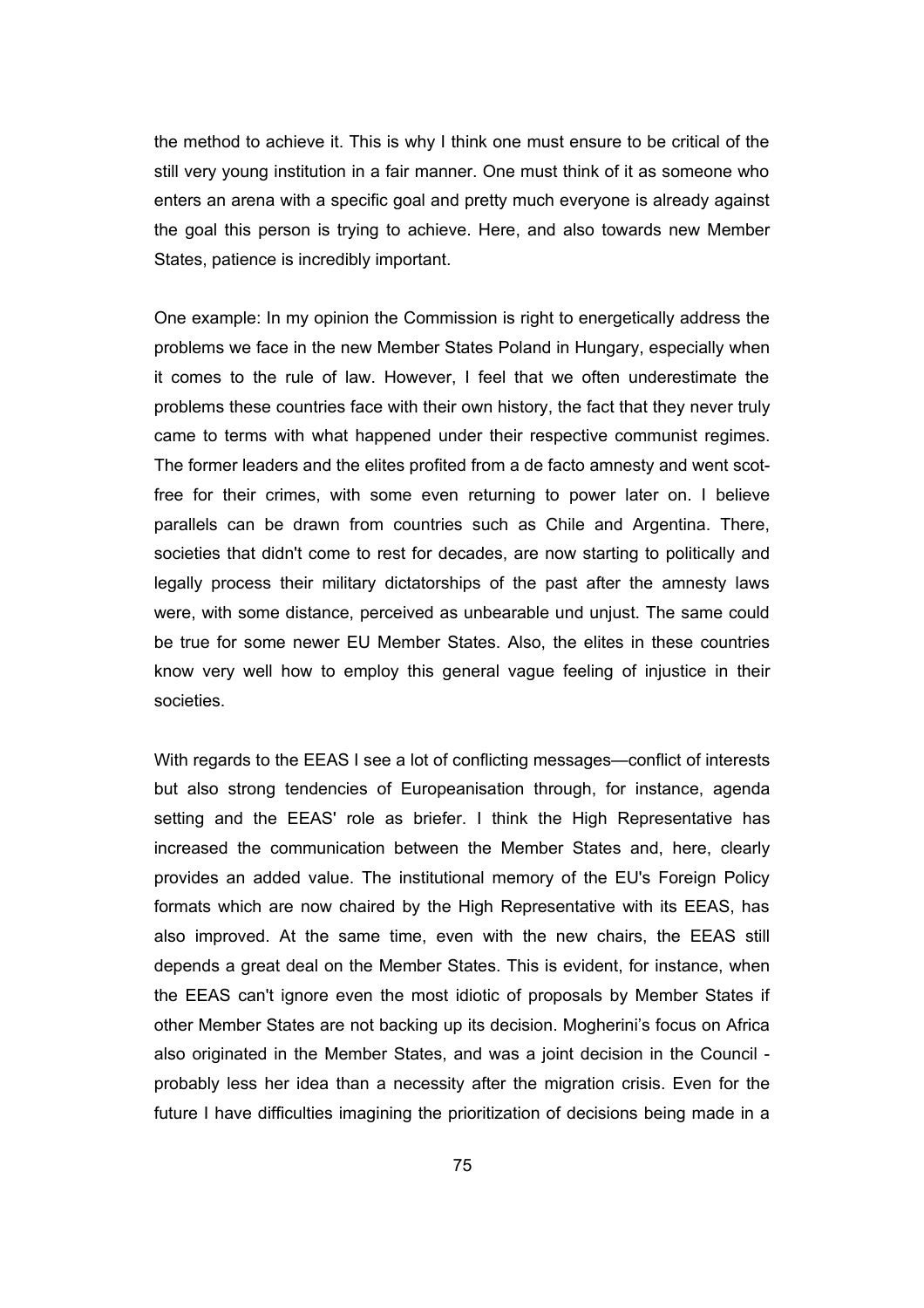the method to achieve it. This is why I think one must ensure to be critical of the still very young institution in a fair manner. One must think of it as someone who enters an arena with a specific goal and pretty much everyone is already against the goal this person is trying to achieve. Here, and also towards new Member States, patience is incredibly important.

One example: In my opinion the Commission is right to energetically address the problems we face in the new Member States Poland in Hungary, especially when it comes to the rule of law. However, I feel that we often underestimate the problems these countries face with their own history, the fact that they never truly came to terms with what happened under their respective communist regimes. The former leaders and the elites profited from a de facto amnesty and went scot-free for their crimes, with some even returning to power later on. I believe parallels can be drawn from countries such as Chile and Argentina. There, societies that didn't come to rest for decades, are now starting to politically and legally process their military dictatorships of the past after the amnesty laws were, with some distance, perceived as unbearable und unjust. The same could be true for some newer EU Member States. Also, the elites in these countries know very well how to employ this general vague feeling of injustice in their societies.

With regards to the EEAS I see a lot of conflicting messages—conflict of interests but also strong tendencies of Europeanisation through, for instance, agenda setting and the EEAS' role as briefer. I think the High Representative has increased the communication between the Member States and, here, clearly provides an added value. The institutional memory of the EU's Foreign Policy formats which are now chaired by the High Representative with its EEAS, has also improved. At the same time, even with the new chairs, the EEAS still depends a great deal on the Member States. This is evident, for instance, when the EEAS can't ignore even the most idiotic of proposals by Member States if other Member States are not backing up its decision. Mogherini's focus on Africa also originated in the Member States, and was a joint decision in the Council - probably less her idea than a necessity after the migration crisis. Even for the future I have difficulties imagining the prioritization of decisions being made in a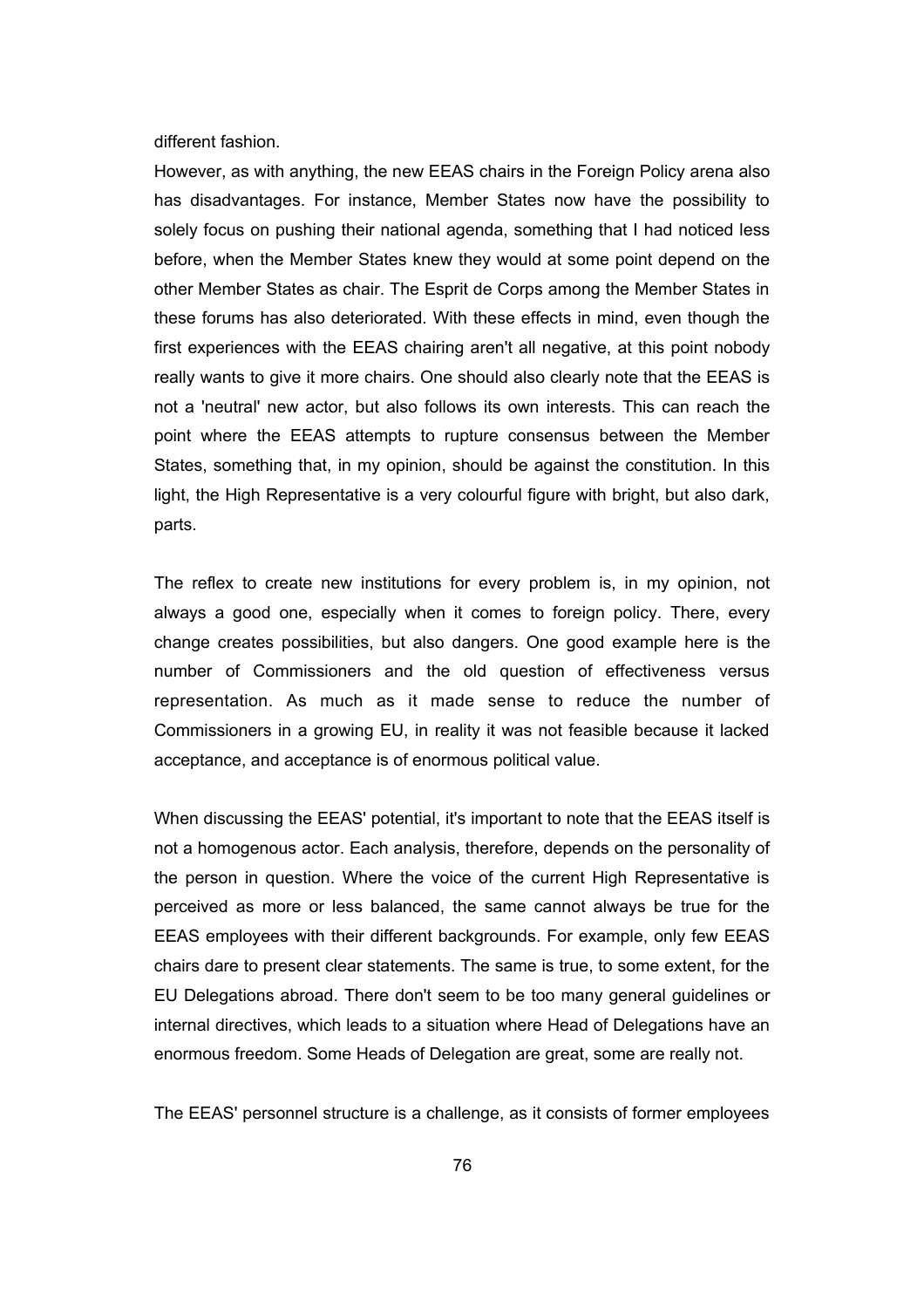different fashion.

However, as with anything, the new EEAS chairs in the Foreign Policy arena also has disadvantages. For instance, Member States now have the possibility to solely focus on pushing their national agenda, something that I had noticed less before, when the Member States knew they would at some point depend on the other Member States as chair. The Esprit de Corps among the Member States in these forums has also deteriorated. With these effects in mind, even though the first experiences with the EEAS chairing aren't all negative, at this point nobody really wants to give it more chairs. One should also clearly note that the EEAS is not a 'neutral' new actor, but also follows its own interests. This can reach the point where the EEAS attempts to rupture consensus between the Member States, something that, in my opinion, should be against the constitution. In this light, the High Representative is a very colourful figure with bright, but also dark, parts.

The reflex to create new institutions for every problem is, in my opinion, not always a good one, especially when it comes to foreign policy. There, every change creates possibilities, but also dangers. One good example here is the number of Commissioners and the old question of effectiveness versus representation. As much as it made sense to reduce the number of Commissioners in a growing EU, in reality it was not feasible because it lacked acceptance, and acceptance is of enormous political value.

When discussing the EEAS' potential, it's important to note that the EEAS itself is not a homogenous actor. Each analysis, therefore, depends on the personality of the person in question. Where the voice of the current High Representative is perceived as more or less balanced, the same cannot always be true for the EEAS employees with their different backgrounds. For example, only few EEAS chairs dare to present clear statements. The same is true, to some extent, for the EU Delegations abroad. There don't seem to be too many general guidelines or internal directives, which leads to a situation where Head of Delegations have an enormous freedom. Some Heads of Delegation are great, some are really not.

The EEAS' personnel structure is a challenge, as it consists of former employees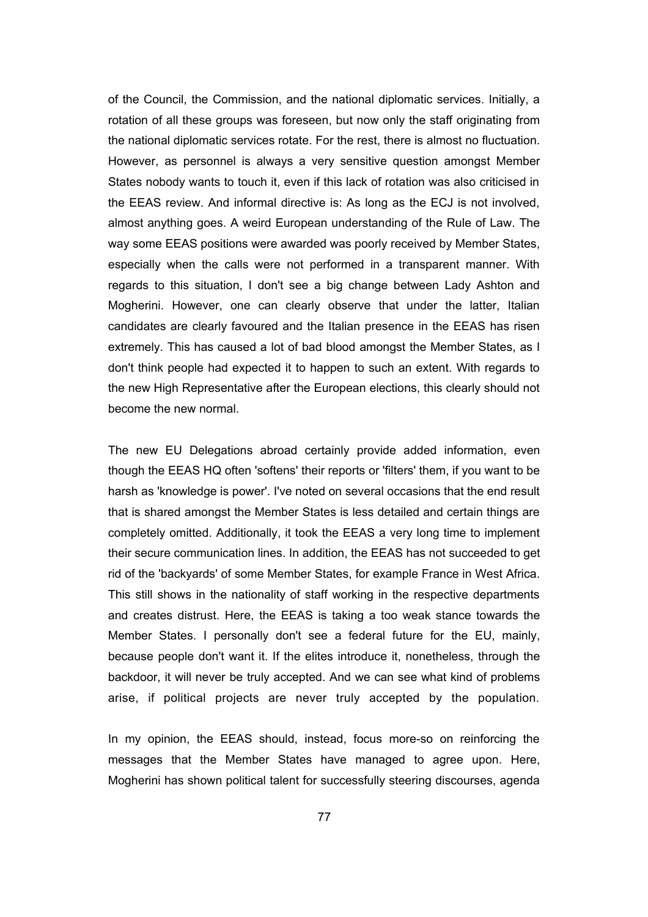of the Council, the Commission, and the national diplomatic services. Initially, a rotation of all these groups was foreseen, but now only the staff originating from the national diplomatic services rotate. For the rest, there is almost no fluctuation. However, as personnel is always a very sensitive question amongst Member States nobody wants to touch it, even if this lack of rotation was also criticised in the EEAS review. And informal directive is: As long as the ECJ is not involved, almost anything goes. A weird European understanding of the Rule of Law. The way some EEAS positions were awarded was poorly received by Member States, especially when the calls were not performed in a transparent manner. With regards to this situation, I don't see a big change between Lady Ashton and Mogherini. However, one can clearly observe that under the latter, Italian candidates are clearly favoured and the Italian presence in the EEAS has risen extremely. This has caused a lot of bad blood amongst the Member States, as I don't think people had expected it to happen to such an extent. With regards to the new High Representative after the European elections, this clearly should not become the new normal.

The new EU Delegations abroad certainly provide added information, even though the EEAS HQ often 'softens' their reports or 'filters' them, if you want to be harsh as 'knowledge is power'. I've noted on several occasions that the end result that is shared amongst the Member States is less detailed and certain things are completely omitted. Additionally, it took the EEAS a very long time to implement their secure communication lines. In addition, the EEAS has not succeeded to get rid of the 'backyards' of some Member States, for example France in West Africa. This still shows in the nationality of staff working in the respective departments and creates distrust. Here, the EEAS is taking a too weak stance towards the Member States. I personally don't see a federal future for the EU, mainly, because people don't want it. If the elites introduce it, nonetheless, through the backdoor, it will never be truly accepted. And we can see what kind of problems arise, if political projects are never truly accepted by the population.

In my opinion, the EEAS should, instead, focus more-so on reinforcing the messages that the Member States have managed to agree upon. Here, Mogherini has shown political talent for successfully steering discourses, agenda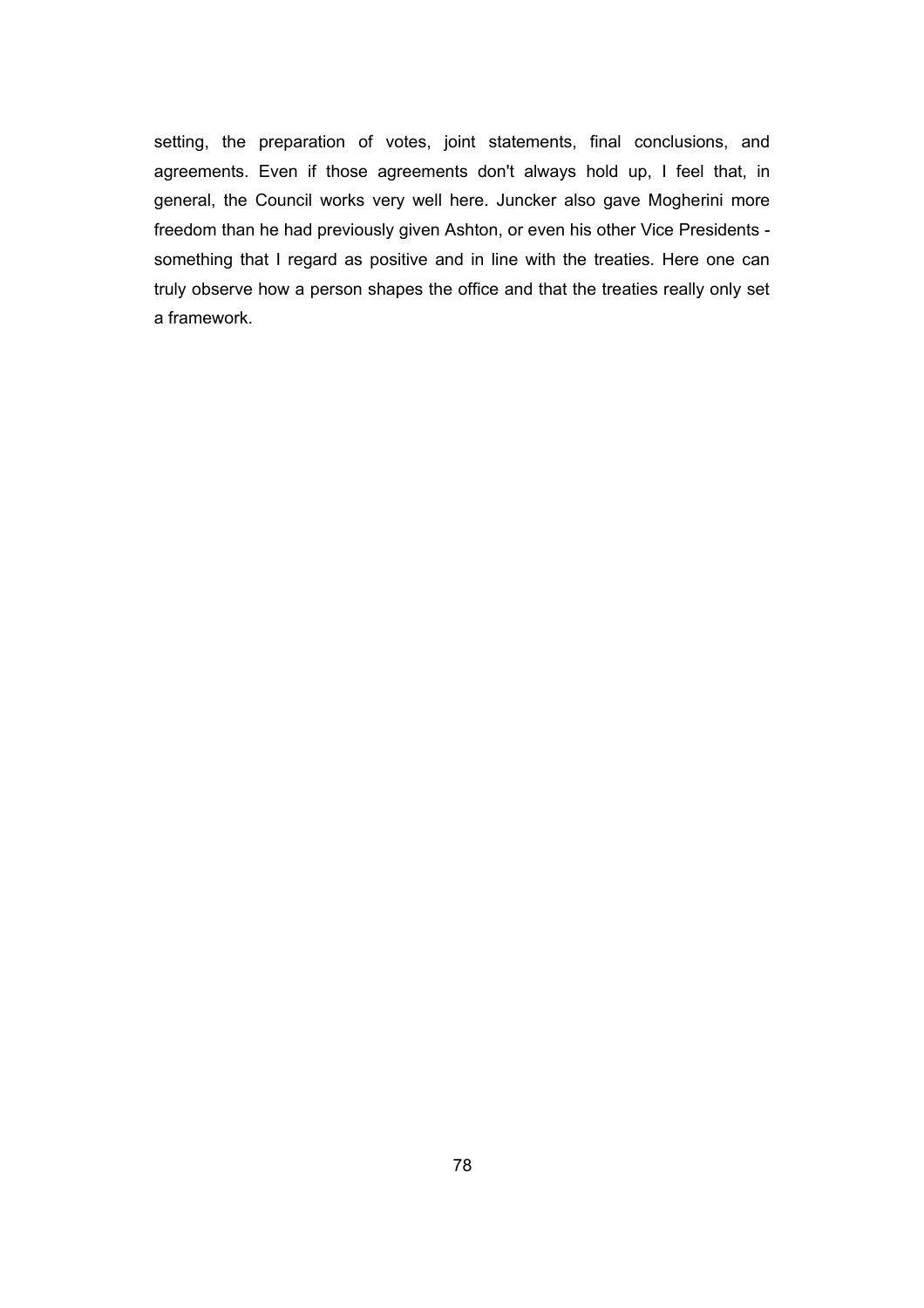setting, the preparation of votes, joint statements, final conclusions, and agreements. Even if those agreements don't always hold up, I feel that, in general, the Council works very well here. Juncker also gave Mogherini more freedom than he had previously given Ashton, or even his other Vice Presidents - something that I regard as positive and in line with the treaties. Here one can truly observe how a person shapes the office and that the treaties really only set a framework.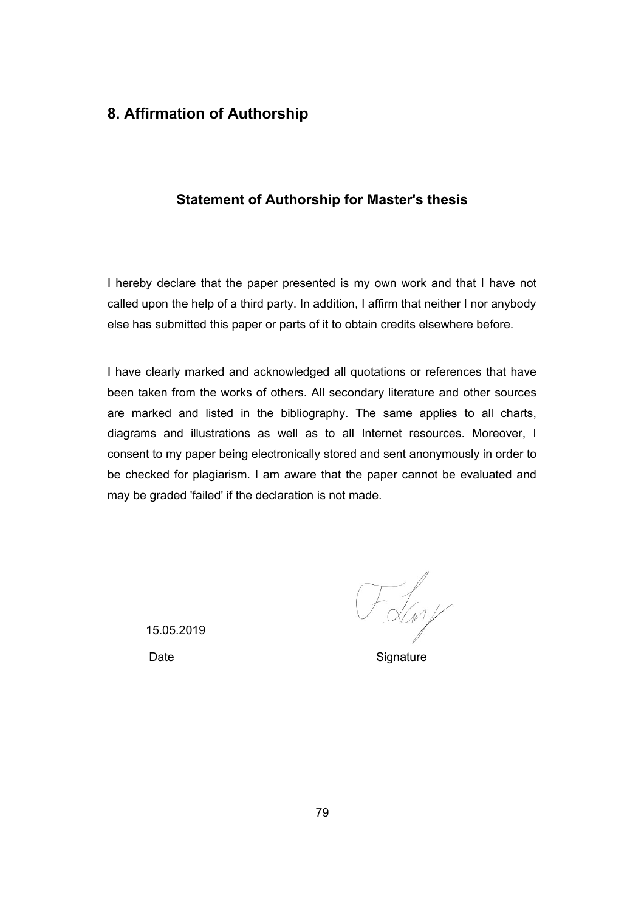## 8. Affirmation of Authorship

### Statement of Authorship for Master's thesis

I hereby declare that the paper presented is my own work and that I have not called upon the help of a third party. In addition, I affirm that neither I nor anybody else has submitted this paper or parts of it to obtain credits elsewhere before.

I have clearly marked and acknowledged all quotations or references that have been taken from the works of others. All secondary literature and other sources are marked and listed in the bibliography. The same applies to all charts, diagrams and illustrations as well as to all Internet resources. Moreover, I consent to my paper being electronically stored and sent anonymously in order to be checked for plagiarism. I am aware that the paper cannot be evaluated and may be graded 'failed' if the declaration is not made.

15.05.2019

Date

Signature